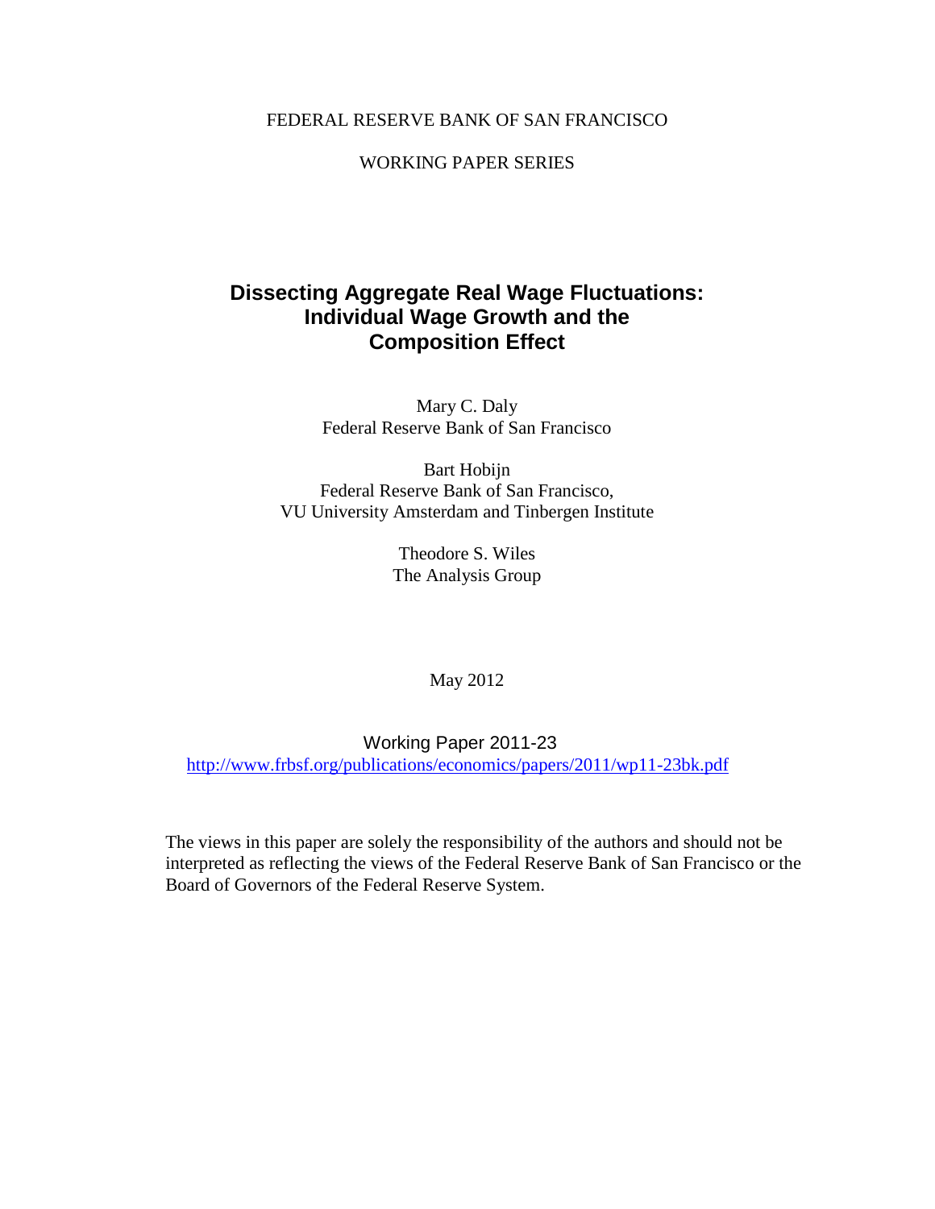FEDERAL RESERVE BANK OF SAN FRANCISCO

WORKING PAPER SERIES

# Dissecting Aggregate Real Wage Fluctuations: Individual Wage Growth and the Composition Effect

Mary C. Daly
Federal Reserve Bank of San Francisco

Bart Hobijn
Federal Reserve Bank of San Francisco,
VU University Amsterdam and Tinbergen Institute

Theodore S. Wiles
The Analysis Group

May 2012

Working Paper 2011-23
http://www.frbsf.org/publications/economics/papers/2011/wp11-23bk.pdf

The views in this paper are solely the responsibility of the authors and should not be interpreted as reflecting the views of the Federal Reserve Bank of San Francisco or the Board of Governors of the Federal Reserve System.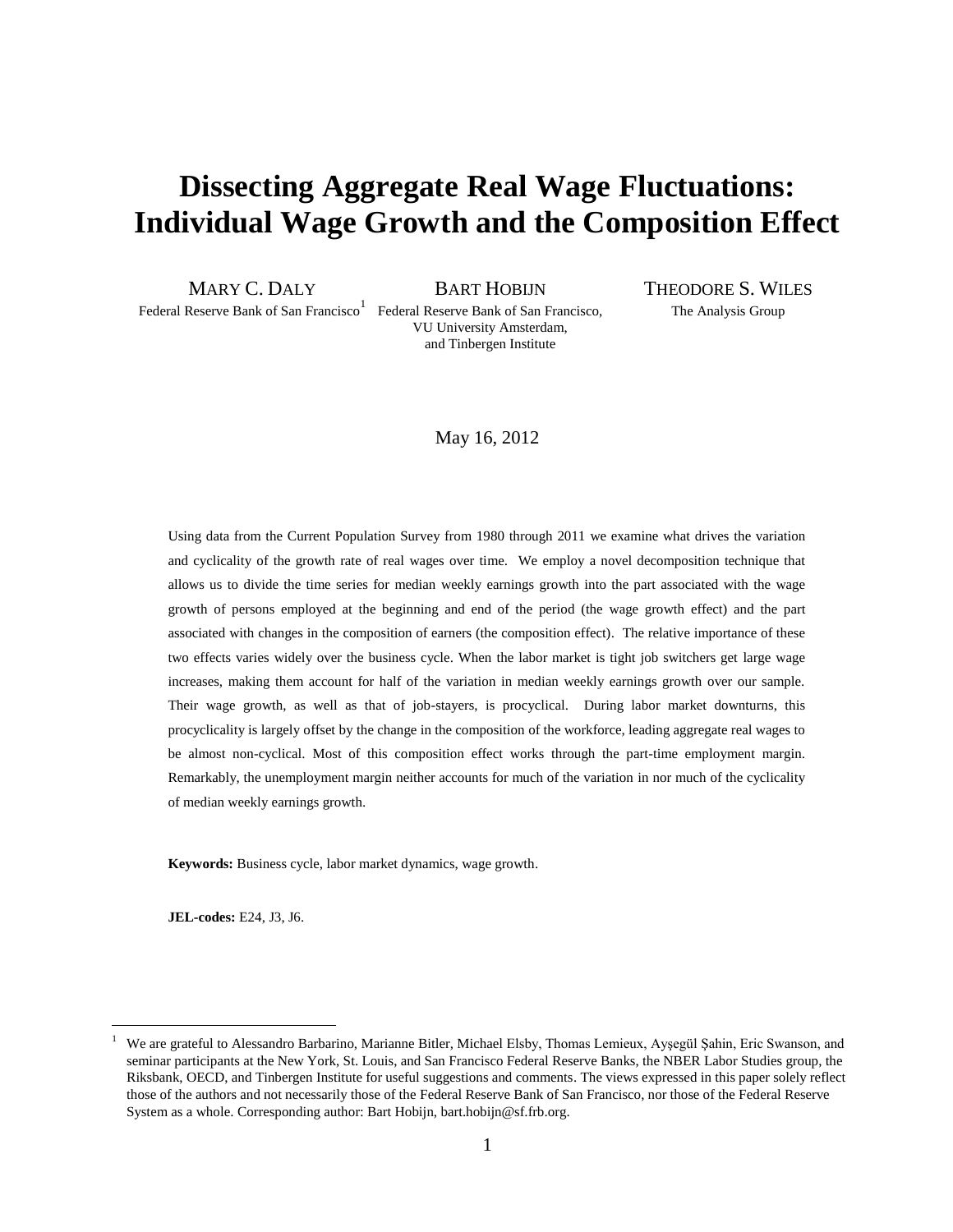# Dissecting Aggregate Real Wage Fluctuations: Individual Wage Growth and the Composition Effect

MARY C. DALY
Federal Reserve Bank of San Francisco[1]

BART HOBIJN
Federal Reserve Bank of San Francisco, VU University Amsterdam, and Tinbergen Institute

THEODORE S. WILES
The Analysis Group

May 16, 2012

Using data from the Current Population Survey from 1980 through 2011 we examine what drives the variation and cyclicality of the growth rate of real wages over time. We employ a novel decomposition technique that allows us to divide the time series for median weekly earnings growth into the part associated with the wage growth of persons employed at the beginning and end of the period (the wage growth effect) and the part associated with changes in the composition of earners (the composition effect). The relative importance of these two effects varies widely over the business cycle. When the labor market is tight job switchers get large wage increases, making them account for half of the variation in median weekly earnings growth over our sample. Their wage growth, as well as that of job-stayers, is procyclical. During labor market downturns, this procyclicality is largely offset by the change in the composition of the workforce, leading aggregate real wages to be almost non-cyclical. Most of this composition effect works through the part-time employment margin. Remarkably, the unemployment margin neither accounts for much of the variation in nor much of the cyclicality of median weekly earnings growth.

**Keywords:** Business cycle, labor market dynamics, wage growth.

**JEL-codes:** E24, J3, J6.

---

[1] We are grateful to Alessandro Barbarino, Marianne Bitler, Michael Elsby, Thomas Lemieux, Ayşegül Şahin, Eric Swanson, and seminar participants at the New York, St. Louis, and San Francisco Federal Reserve Banks, the NBER Labor Studies group, the Riksbank, OECD, and Tinbergen Institute for useful suggestions and comments. The views expressed in this paper solely reflect those of the authors and not necessarily those of the Federal Reserve Bank of San Francisco, nor those of the Federal Reserve System as a whole. Corresponding author: Bart Hobijn, bart.hobijn@sf.frb.org.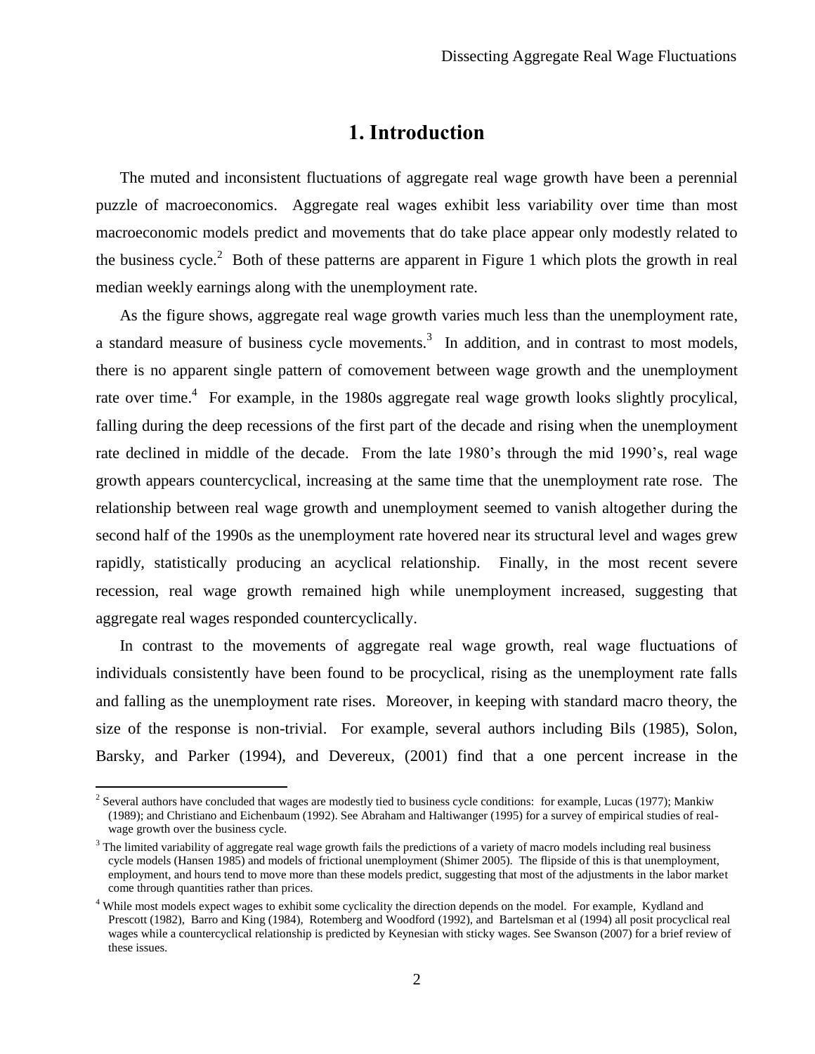# 1. Introduction

The muted and inconsistent fluctuations of aggregate real wage growth have been a perennial puzzle of macroeconomics. Aggregate real wages exhibit less variability over time than most macroeconomic models predict and movements that do take place appear only modestly related to the business cycle.[2] Both of these patterns are apparent in Figure 1 which plots the growth in real median weekly earnings along with the unemployment rate.

As the figure shows, aggregate real wage growth varies much less than the unemployment rate, a standard measure of business cycle movements.[3] In addition, and in contrast to most models, there is no apparent single pattern of comovement between wage growth and the unemployment rate over time.[4] For example, in the 1980s aggregate real wage growth looks slightly procylical, falling during the deep recessions of the first part of the decade and rising when the unemployment rate declined in middle of the decade. From the late 1980's through the mid 1990's, real wage growth appears countercyclical, increasing at the same time that the unemployment rate rose. The relationship between real wage growth and unemployment seemed to vanish altogether during the second half of the 1990s as the unemployment rate hovered near its structural level and wages grew rapidly, statistically producing an acyclical relationship. Finally, in the most recent severe recession, real wage growth remained high while unemployment increased, suggesting that aggregate real wages responded countercyclically.

In contrast to the movements of aggregate real wage growth, real wage fluctuations of individuals consistently have been found to be procyclical, rising as the unemployment rate falls and falling as the unemployment rate rises. Moreover, in keeping with standard macro theory, the size of the response is non-trivial. For example, several authors including Bils (1985), Solon, Barsky, and Parker (1994), and Devereux, (2001) find that a one percent increase in the

---

[2] Several authors have concluded that wages are modestly tied to business cycle conditions: for example, Lucas (1977); Mankiw (1989); and Christiano and Eichenbaum (1992). See Abraham and Haltiwanger (1995) for a survey of empirical studies of real-wage growth over the business cycle.

[3] The limited variability of aggregate real wage growth fails the predictions of a variety of macro models including real business cycle models (Hansen 1985) and models of frictional unemployment (Shimer 2005). The flipside of this is that unemployment, employment, and hours tend to move more than these models predict, suggesting that most of the adjustments in the labor market come through quantities rather than prices.

[4] While most models expect wages to exhibit some cyclicality the direction depends on the model. For example, Kydland and Prescott (1982), Barro and King (1984), Rotemberg and Woodford (1992), and Bartelsman et al (1994) all posit procyclical real wages while a countercyclical relationship is predicted by Keynesian with sticky wages. See Swanson (2007) for a brief review of these issues.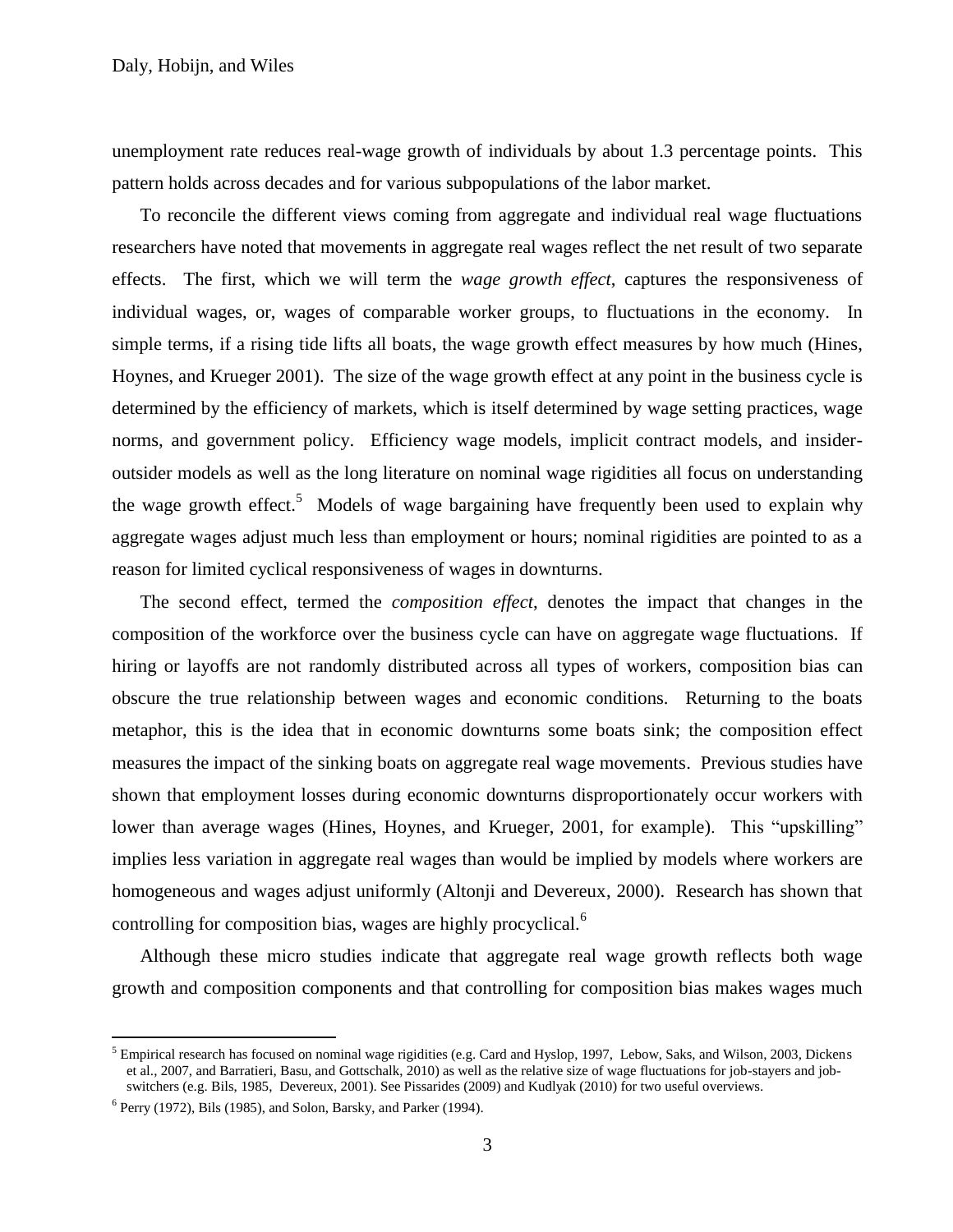unemployment rate reduces real-wage growth of individuals by about 1.3 percentage points. This pattern holds across decades and for various subpopulations of the labor market.

To reconcile the different views coming from aggregate and individual real wage fluctuations researchers have noted that movements in aggregate real wages reflect the net result of two separate effects. The first, which we will term the *wage growth effect*, captures the responsiveness of individual wages, or, wages of comparable worker groups, to fluctuations in the economy. In simple terms, if a rising tide lifts all boats, the wage growth effect measures by how much (Hines, Hoynes, and Krueger 2001). The size of the wage growth effect at any point in the business cycle is determined by the efficiency of markets, which is itself determined by wage setting practices, wage norms, and government policy. Efficiency wage models, implicit contract models, and insider-outsider models as well as the long literature on nominal wage rigidities all focus on understanding the wage growth effect.[5] Models of wage bargaining have frequently been used to explain why aggregate wages adjust much less than employment or hours; nominal rigidities are pointed to as a reason for limited cyclical responsiveness of wages in downturns.

The second effect, termed the *composition effect*, denotes the impact that changes in the composition of the workforce over the business cycle can have on aggregate wage fluctuations. If hiring or layoffs are not randomly distributed across all types of workers, composition bias can obscure the true relationship between wages and economic conditions. Returning to the boats metaphor, this is the idea that in economic downturns some boats sink; the composition effect measures the impact of the sinking boats on aggregate real wage movements. Previous studies have shown that employment losses during economic downturns disproportionately occur workers with lower than average wages (Hines, Hoynes, and Krueger, 2001, for example). This "upskilling" implies less variation in aggregate real wages than would be implied by models where workers are homogeneous and wages adjust uniformly (Altonji and Devereux, 2000). Research has shown that controlling for composition bias, wages are highly procyclical.[6]

Although these micro studies indicate that aggregate real wage growth reflects both wage growth and composition components and that controlling for composition bias makes wages much

[5] Empirical research has focused on nominal wage rigidities (e.g. Card and Hyslop, 1997, Lebow, Saks, and Wilson, 2003, Dickens et al., 2007, and Barratieri, Basu, and Gottschalk, 2010) as well as the relative size of wage fluctuations for job-stayers and job-switchers (e.g. Bils, 1985, Devereux, 2001). See Pissarides (2009) and Kudlyak (2010) for two useful overviews.

[6] Perry (1972), Bils (1985), and Solon, Barsky, and Parker (1994).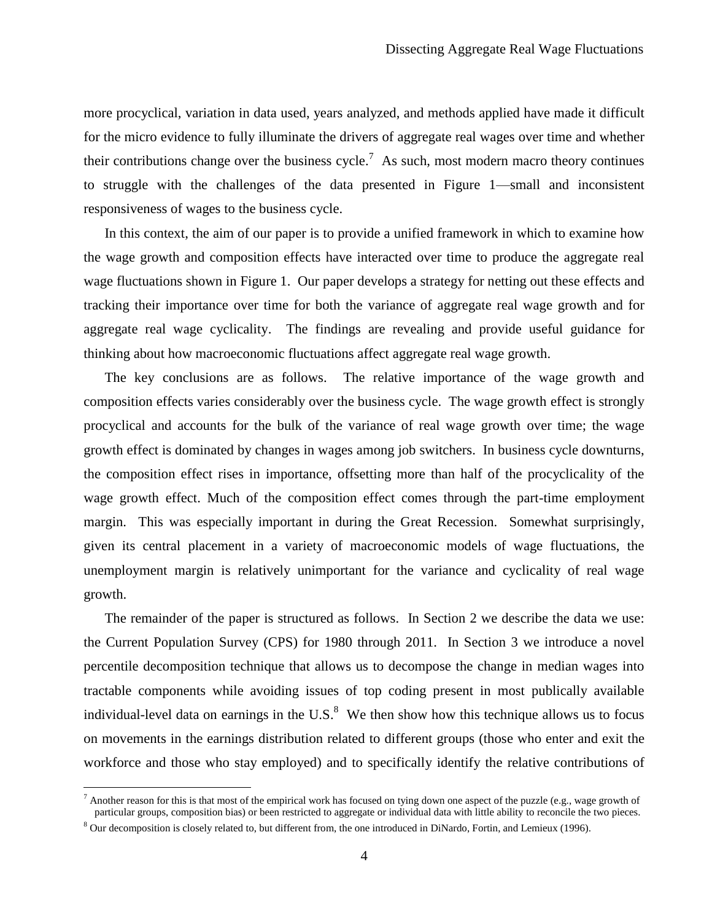more procyclical, variation in data used, years analyzed, and methods applied have made it difficult for the micro evidence to fully illuminate the drivers of aggregate real wages over time and whether their contributions change over the business cycle.[7] As such, most modern macro theory continues to struggle with the challenges of the data presented in Figure 1—small and inconsistent responsiveness of wages to the business cycle.

In this context, the aim of our paper is to provide a unified framework in which to examine how the wage growth and composition effects have interacted over time to produce the aggregate real wage fluctuations shown in Figure 1. Our paper develops a strategy for netting out these effects and tracking their importance over time for both the variance of aggregate real wage growth and for aggregate real wage cyclicality. The findings are revealing and provide useful guidance for thinking about how macroeconomic fluctuations affect aggregate real wage growth.

The key conclusions are as follows. The relative importance of the wage growth and composition effects varies considerably over the business cycle. The wage growth effect is strongly procyclical and accounts for the bulk of the variance of real wage growth over time; the wage growth effect is dominated by changes in wages among job switchers. In business cycle downturns, the composition effect rises in importance, offsetting more than half of the procyclicality of the wage growth effect. Much of the composition effect comes through the part-time employment margin. This was especially important in during the Great Recession. Somewhat surprisingly, given its central placement in a variety of macroeconomic models of wage fluctuations, the unemployment margin is relatively unimportant for the variance and cyclicality of real wage growth.

The remainder of the paper is structured as follows. In Section 2 we describe the data we use: the Current Population Survey (CPS) for 1980 through 2011. In Section 3 we introduce a novel percentile decomposition technique that allows us to decompose the change in median wages into tractable components while avoiding issues of top coding present in most publically available individual-level data on earnings in the U.S.[8] We then show how this technique allows us to focus on movements in the earnings distribution related to different groups (those who enter and exit the workforce and those who stay employed) and to specifically identify the relative contributions of

[7] Another reason for this is that most of the empirical work has focused on tying down one aspect of the puzzle (e.g., wage growth of particular groups, composition bias) or been restricted to aggregate or individual data with little ability to reconcile the two pieces.

[8] Our decomposition is closely related to, but different from, the one introduced in DiNardo, Fortin, and Lemieux (1996).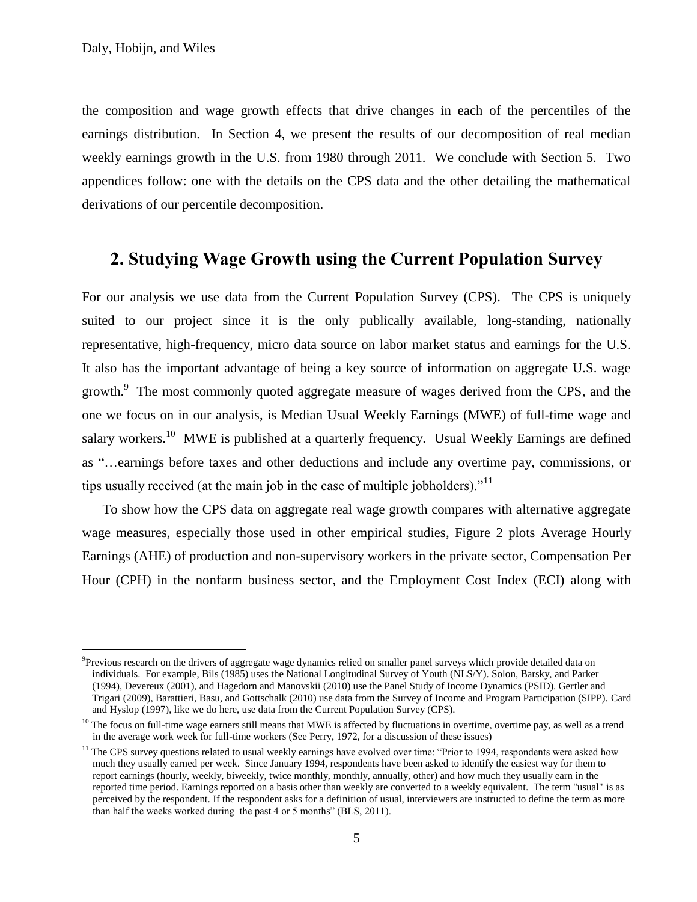the composition and wage growth effects that drive changes in each of the percentiles of the earnings distribution. In Section 4, we present the results of our decomposition of real median weekly earnings growth in the U.S. from 1980 through 2011. We conclude with Section 5. Two appendices follow: one with the details on the CPS data and the other detailing the mathematical derivations of our percentile decomposition.

## 2. Studying Wage Growth using the Current Population Survey

For our analysis we use data from the Current Population Survey (CPS). The CPS is uniquely suited to our project since it is the only publically available, long-standing, nationally representative, high-frequency, micro data source on labor market status and earnings for the U.S. It also has the important advantage of being a key source of information on aggregate U.S. wage growth.[9] The most commonly quoted aggregate measure of wages derived from the CPS, and the one we focus on in our analysis, is Median Usual Weekly Earnings (MWE) of full-time wage and salary workers.[10] MWE is published at a quarterly frequency. Usual Weekly Earnings are defined as "…earnings before taxes and other deductions and include any overtime pay, commissions, or tips usually received (at the main job in the case of multiple jobholders)."[11]

To show how the CPS data on aggregate real wage growth compares with alternative aggregate wage measures, especially those used in other empirical studies, Figure 2 plots Average Hourly Earnings (AHE) of production and non-supervisory workers in the private sector, Compensation Per Hour (CPH) in the nonfarm business sector, and the Employment Cost Index (ECI) along with

---

[9] Previous research on the drivers of aggregate wage dynamics relied on smaller panel surveys which provide detailed data on individuals. For example, Bils (1985) uses the National Longitudinal Survey of Youth (NLS/Y). Solon, Barsky, and Parker (1994), Devereux (2001), and Hagedorn and Manovskii (2010) use the Panel Study of Income Dynamics (PSID). Gertler and Trigari (2009), Barattieri, Basu, and Gottschalk (2010) use data from the Survey of Income and Program Participation (SIPP). Card and Hyslop (1997), like we do here, use data from the Current Population Survey (CPS).

[10] The focus on full-time wage earners still means that MWE is affected by fluctuations in overtime, overtime pay, as well as a trend in the average work week for full-time workers (See Perry, 1972, for a discussion of these issues)

[11] The CPS survey questions related to usual weekly earnings have evolved over time: "Prior to 1994, respondents were asked how much they usually earned per week. Since January 1994, respondents have been asked to identify the easiest way for them to report earnings (hourly, weekly, biweekly, twice monthly, monthly, annually, other) and how much they usually earn in the reported time period. Earnings reported on a basis other than weekly are converted to a weekly equivalent. The term "usual" is as perceived by the respondent. If the respondent asks for a definition of usual, interviewers are instructed to define the term as more than half the weeks worked during the past 4 or 5 months" (BLS, 2011).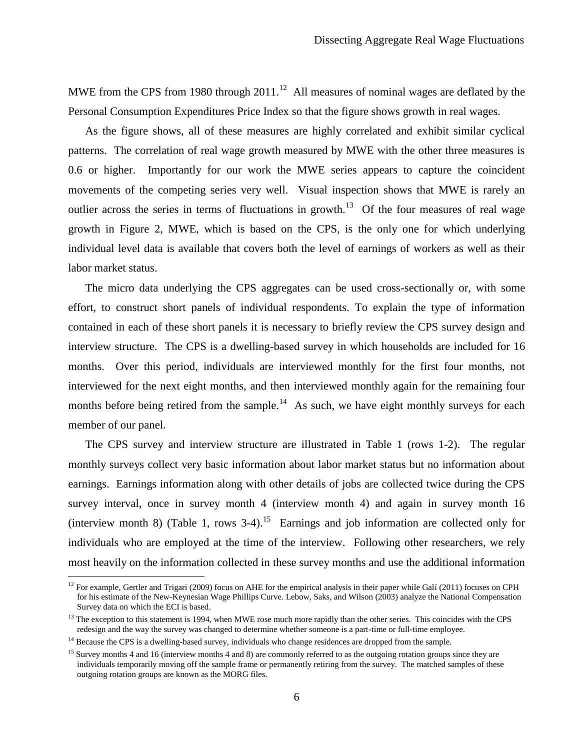MWE from the CPS from 1980 through 2011.[12] All measures of nominal wages are deflated by the Personal Consumption Expenditures Price Index so that the figure shows growth in real wages.

As the figure shows, all of these measures are highly correlated and exhibit similar cyclical patterns. The correlation of real wage growth measured by MWE with the other three measures is 0.6 or higher. Importantly for our work the MWE series appears to capture the coincident movements of the competing series very well. Visual inspection shows that MWE is rarely an outlier across the series in terms of fluctuations in growth.[13] Of the four measures of real wage growth in Figure 2, MWE, which is based on the CPS, is the only one for which underlying individual level data is available that covers both the level of earnings of workers as well as their labor market status.

The micro data underlying the CPS aggregates can be used cross-sectionally or, with some effort, to construct short panels of individual respondents. To explain the type of information contained in each of these short panels it is necessary to briefly review the CPS survey design and interview structure. The CPS is a dwelling-based survey in which households are included for 16 months. Over this period, individuals are interviewed monthly for the first four months, not interviewed for the next eight months, and then interviewed monthly again for the remaining four months before being retired from the sample.[14] As such, we have eight monthly surveys for each member of our panel.

The CPS survey and interview structure are illustrated in Table 1 (rows 1-2). The regular monthly surveys collect very basic information about labor market status but no information about earnings. Earnings information along with other details of jobs are collected twice during the CPS survey interval, once in survey month 4 (interview month 4) and again in survey month 16 (interview month 8) (Table 1, rows 3-4).[15] Earnings and job information are collected only for individuals who are employed at the time of the interview. Following other researchers, we rely most heavily on the information collected in these survey months and use the additional information

[12] For example, Gertler and Trigari (2009) focus on AHE for the empirical analysis in their paper while Galí (2011) focuses on CPH for his estimate of the New-Keynesian Wage Phillips Curve. Lebow, Saks, and Wilson (2003) analyze the National Compensation Survey data on which the ECI is based.

[13] The exception to this statement is 1994, when MWE rose much more rapidly than the other series. This coincides with the CPS redesign and the way the survey was changed to determine whether someone is a part-time or full-time employee.

[14] Because the CPS is a dwelling-based survey, individuals who change residences are dropped from the sample.

[15] Survey months 4 and 16 (interview months 4 and 8) are commonly referred to as the outgoing rotation groups since they are individuals temporarily moving off the sample frame or permanently retiring from the survey. The matched samples of these outgoing rotation groups are known as the MORG files.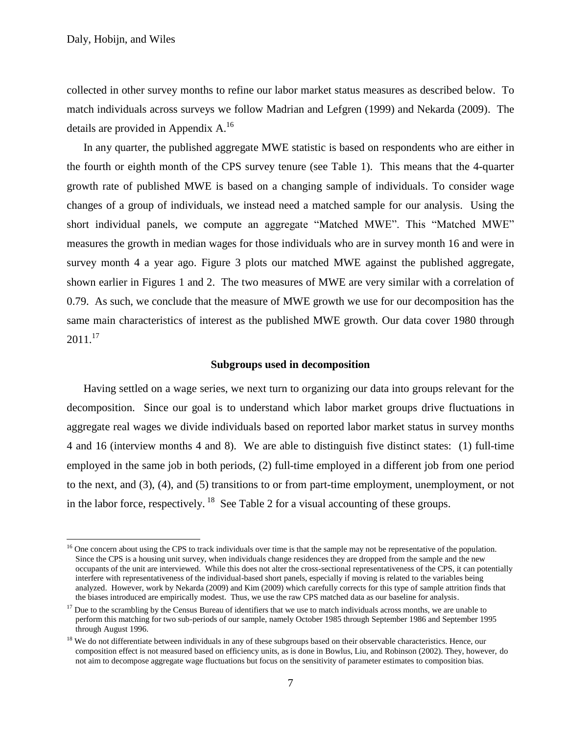collected in other survey months to refine our labor market status measures as described below. To match individuals across surveys we follow Madrian and Lefgren (1999) and Nekarda (2009). The details are provided in Appendix A.[16]

In any quarter, the published aggregate MWE statistic is based on respondents who are either in the fourth or eighth month of the CPS survey tenure (see Table 1). This means that the 4-quarter growth rate of published MWE is based on a changing sample of individuals. To consider wage changes of a group of individuals, we instead need a matched sample for our analysis. Using the short individual panels, we compute an aggregate "Matched MWE". This "Matched MWE" measures the growth in median wages for those individuals who are in survey month 16 and were in survey month 4 a year ago. Figure 3 plots our matched MWE against the published aggregate, shown earlier in Figures 1 and 2. The two measures of MWE are very similar with a correlation of 0.79. As such, we conclude that the measure of MWE growth we use for our decomposition has the same main characteristics of interest as the published MWE growth. Our data cover 1980 through 2011.[17]

### Subgroups used in decomposition

Having settled on a wage series, we next turn to organizing our data into groups relevant for the decomposition. Since our goal is to understand which labor market groups drive fluctuations in aggregate real wages we divide individuals based on reported labor market status in survey months 4 and 16 (interview months 4 and 8). We are able to distinguish five distinct states: (1) full-time employed in the same job in both periods, (2) full-time employed in a different job from one period to the next, and (3), (4), and (5) transitions to or from part-time employment, unemployment, or not in the labor force, respectively.[18] See Table 2 for a visual accounting of these groups.

---

[16] One concern about using the CPS to track individuals over time is that the sample may not be representative of the population. Since the CPS is a housing unit survey, when individuals change residences they are dropped from the sample and the new occupants of the unit are interviewed. While this does not alter the cross-sectional representativeness of the CPS, it can potentially interfere with representativeness of the individual-based short panels, especially if moving is related to the variables being analyzed. However, work by Nekarda (2009) and Kim (2009) which carefully corrects for this type of sample attrition finds that the biases introduced are empirically modest. Thus, we use the raw CPS matched data as our baseline for analysis.

[17] Due to the scrambling by the Census Bureau of identifiers that we use to match individuals across months, we are unable to perform this matching for two sub-periods of our sample, namely October 1985 through September 1986 and September 1995 through August 1996.

[18] We do not differentiate between individuals in any of these subgroups based on their observable characteristics. Hence, our composition effect is not measured based on efficiency units, as is done in Bowlus, Liu, and Robinson (2002). They, however, do not aim to decompose aggregate wage fluctuations but focus on the sensitivity of parameter estimates to composition bias.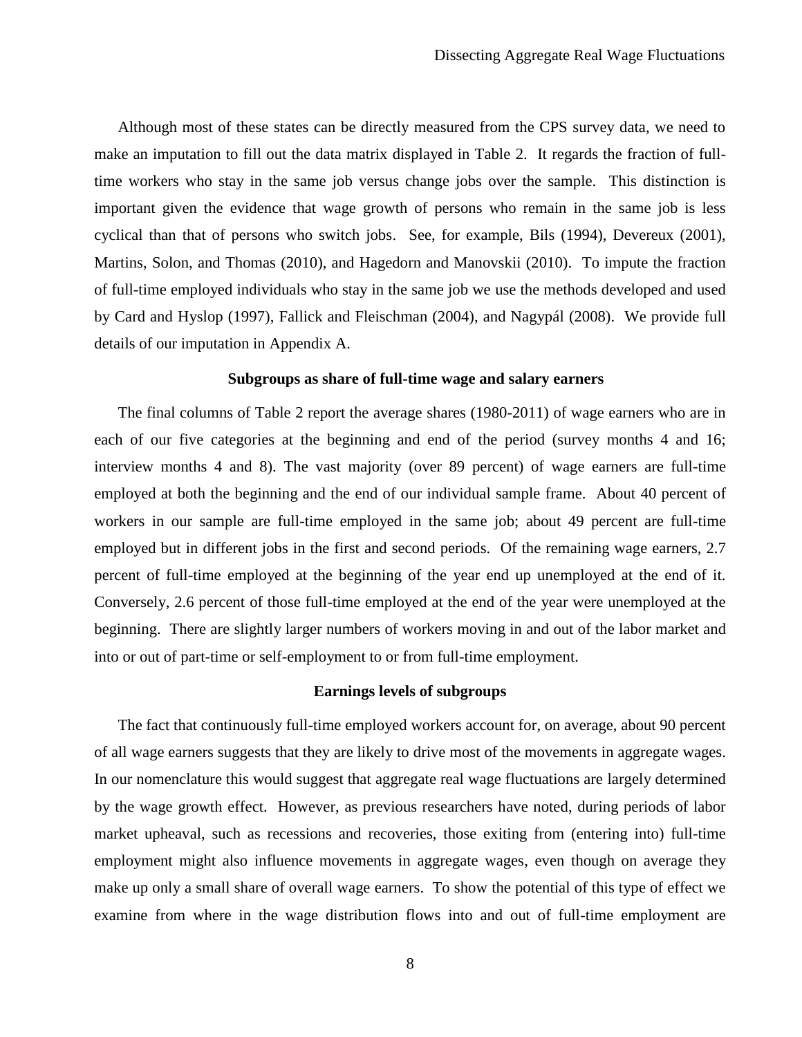Although most of these states can be directly measured from the CPS survey data, we need to make an imputation to fill out the data matrix displayed in Table 2. It regards the fraction of full-time workers who stay in the same job versus change jobs over the sample. This distinction is important given the evidence that wage growth of persons who remain in the same job is less cyclical than that of persons who switch jobs. See, for example, Bils (1994), Devereux (2001), Martins, Solon, and Thomas (2010), and Hagedorn and Manovskii (2010). To impute the fraction of full-time employed individuals who stay in the same job we use the methods developed and used by Card and Hyslop (1997), Fallick and Fleischman (2004), and Nagypál (2008). We provide full details of our imputation in Appendix A.

### Subgroups as share of full-time wage and salary earners

The final columns of Table 2 report the average shares (1980-2011) of wage earners who are in each of our five categories at the beginning and end of the period (survey months 4 and 16; interview months 4 and 8). The vast majority (over 89 percent) of wage earners are full-time employed at both the beginning and the end of our individual sample frame. About 40 percent of workers in our sample are full-time employed in the same job; about 49 percent are full-time employed but in different jobs in the first and second periods. Of the remaining wage earners, 2.7 percent of full-time employed at the beginning of the year end up unemployed at the end of it. Conversely, 2.6 percent of those full-time employed at the end of the year were unemployed at the beginning. There are slightly larger numbers of workers moving in and out of the labor market and into or out of part-time or self-employment to or from full-time employment.

### Earnings levels of subgroups

The fact that continuously full-time employed workers account for, on average, about 90 percent of all wage earners suggests that they are likely to drive most of the movements in aggregate wages. In our nomenclature this would suggest that aggregate real wage fluctuations are largely determined by the wage growth effect. However, as previous researchers have noted, during periods of labor market upheaval, such as recessions and recoveries, those exiting from (entering into) full-time employment might also influence movements in aggregate wages, even though on average they make up only a small share of overall wage earners. To show the potential of this type of effect we examine from where in the wage distribution flows into and out of full-time employment are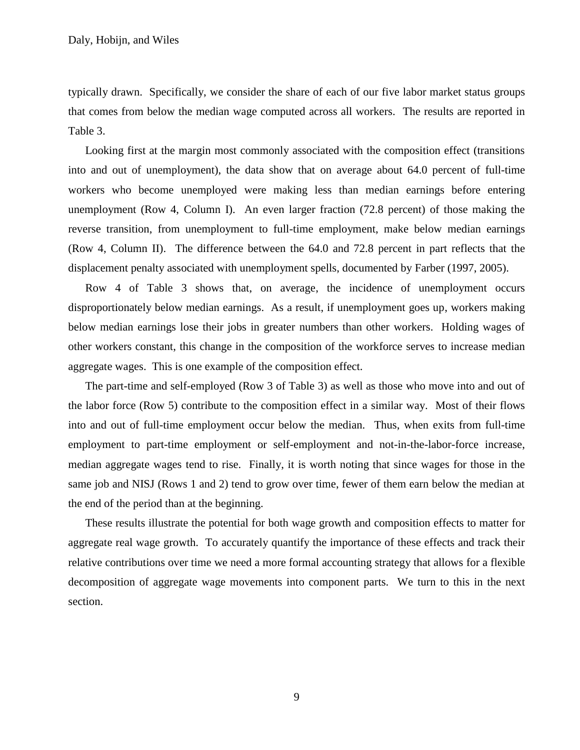typically drawn. Specifically, we consider the share of each of our five labor market status groups that comes from below the median wage computed across all workers. The results are reported in Table 3.

Looking first at the margin most commonly associated with the composition effect (transitions into and out of unemployment), the data show that on average about 64.0 percent of full-time workers who become unemployed were making less than median earnings before entering unemployment (Row 4, Column I). An even larger fraction (72.8 percent) of those making the reverse transition, from unemployment to full-time employment, make below median earnings (Row 4, Column II). The difference between the 64.0 and 72.8 percent in part reflects that the displacement penalty associated with unemployment spells, documented by Farber (1997, 2005).

Row 4 of Table 3 shows that, on average, the incidence of unemployment occurs disproportionately below median earnings. As a result, if unemployment goes up, workers making below median earnings lose their jobs in greater numbers than other workers. Holding wages of other workers constant, this change in the composition of the workforce serves to increase median aggregate wages. This is one example of the composition effect.

The part-time and self-employed (Row 3 of Table 3) as well as those who move into and out of the labor force (Row 5) contribute to the composition effect in a similar way. Most of their flows into and out of full-time employment occur below the median. Thus, when exits from full-time employment to part-time employment or self-employment and not-in-the-labor-force increase, median aggregate wages tend to rise. Finally, it is worth noting that since wages for those in the same job and NISJ (Rows 1 and 2) tend to grow over time, fewer of them earn below the median at the end of the period than at the beginning.

These results illustrate the potential for both wage growth and composition effects to matter for aggregate real wage growth. To accurately quantify the importance of these effects and track their relative contributions over time we need a more formal accounting strategy that allows for a flexible decomposition of aggregate wage movements into component parts. We turn to this in the next section.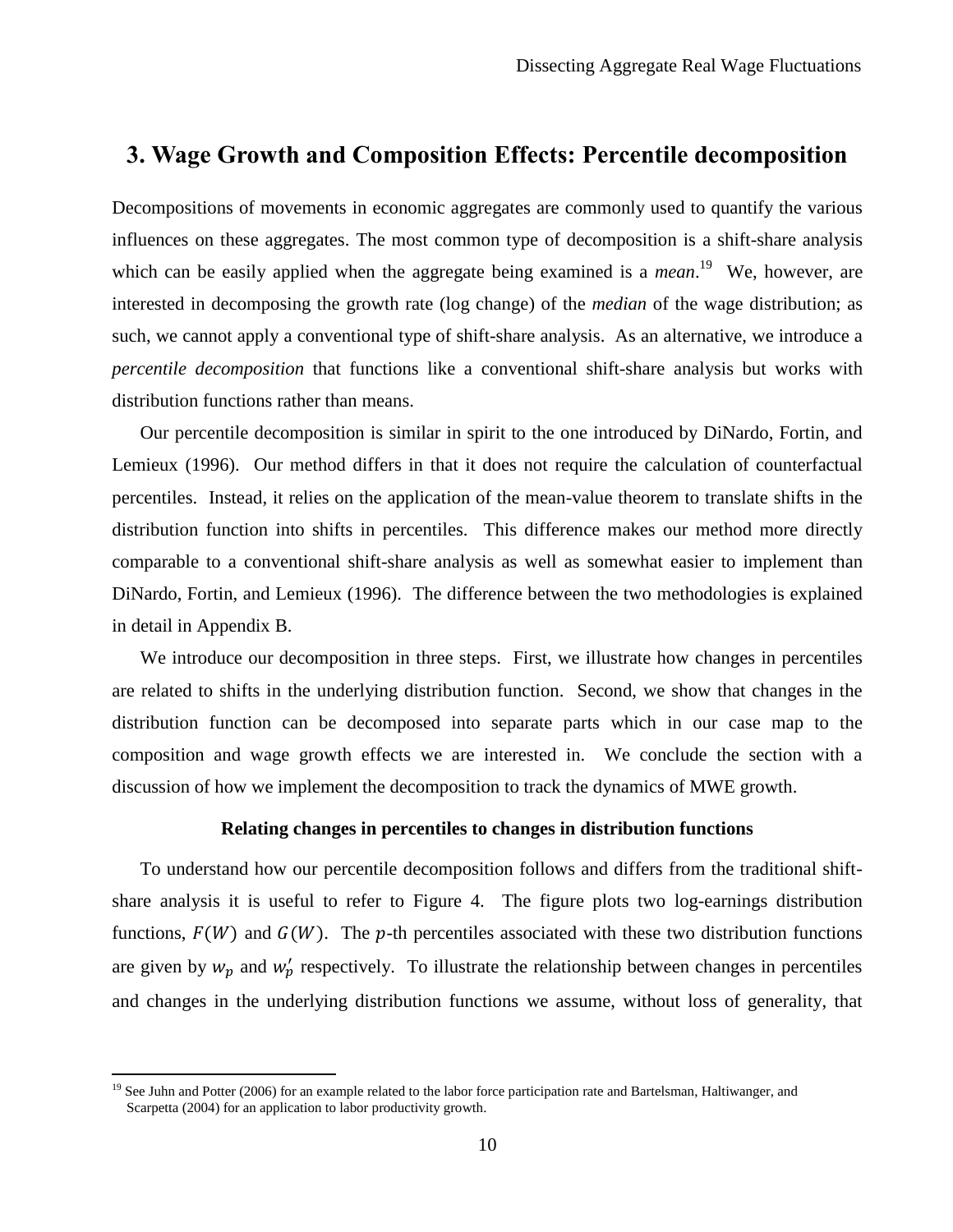## 3. Wage Growth and Composition Effects: Percentile decomposition

Decompositions of movements in economic aggregates are commonly used to quantify the various influences on these aggregates. The most common type of decomposition is a shift-share analysis which can be easily applied when the aggregate being examined is a *mean*.[19] We, however, are interested in decomposing the growth rate (log change) of the *median* of the wage distribution; as such, we cannot apply a conventional type of shift-share analysis. As an alternative, we introduce a *percentile decomposition* that functions like a conventional shift-share analysis but works with distribution functions rather than means.

Our percentile decomposition is similar in spirit to the one introduced by DiNardo, Fortin, and Lemieux (1996). Our method differs in that it does not require the calculation of counterfactual percentiles. Instead, it relies on the application of the mean-value theorem to translate shifts in the distribution function into shifts in percentiles. This difference makes our method more directly comparable to a conventional shift-share analysis as well as somewhat easier to implement than DiNardo, Fortin, and Lemieux (1996). The difference between the two methodologies is explained in detail in Appendix B.

We introduce our decomposition in three steps. First, we illustrate how changes in percentiles are related to shifts in the underlying distribution function. Second, we show that changes in the distribution function can be decomposed into separate parts which in our case map to the composition and wage growth effects we are interested in. We conclude the section with a discussion of how we implement the decomposition to track the dynamics of MWE growth.

**Relating changes in percentiles to changes in distribution functions**

To understand how our percentile decomposition follows and differs from the traditional shift-share analysis it is useful to refer to Figure 4. The figure plots two log-earnings distribution functions, $F(W)$ and $G(W)$. The $p$-th percentiles associated with these two distribution functions are given by $w_p$ and $w_p'$ respectively. To illustrate the relationship between changes in percentiles and changes in the underlying distribution functions we assume, without loss of generality, that

[19] See Juhn and Potter (2006) for an example related to the labor force participation rate and Bartelsman, Haltiwanger, and Scarpetta (2004) for an application to labor productivity growth.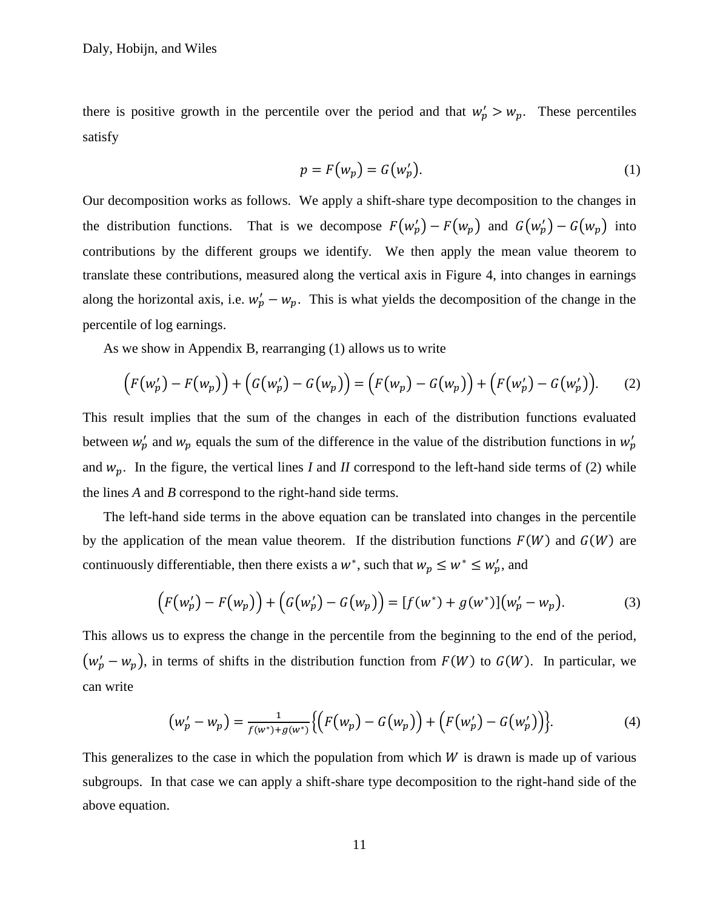there is positive growth in the percentile over the period and that $w'_p > w_p$. These percentiles satisfy

$$p = F(w_p) = G(w'_p). \tag{1}$$

Our decomposition works as follows. We apply a shift-share type decomposition to the changes in the distribution functions. That is we decompose $F(w'_p) - F(w_p)$ and $G(w'_p) - G(w_p)$ into contributions by the different groups we identify. We then apply the mean value theorem to translate these contributions, measured along the vertical axis in Figure 4, into changes in earnings along the horizontal axis, i.e. $w'_p - w_p$. This is what yields the decomposition of the change in the percentile of log earnings.

As we show in Appendix B, rearranging (1) allows us to write

$$\left(F(w'_p) - F(w_p)\right) + \left(G(w'_p) - G(w_p)\right) = \left(F(w_p) - G(w_p)\right) + \left(F(w'_p) - G(w'_p)\right). \tag{2}$$

This result implies that the sum of the changes in each of the distribution functions evaluated between $w'_p$ and $w_p$ equals the sum of the difference in the value of the distribution functions in $w'_p$ and $w_p$. In the figure, the vertical lines *I* and *II* correspond to the left-hand side terms of (2) while the lines *A* and *B* correspond to the right-hand side terms.

The left-hand side terms in the above equation can be translated into changes in the percentile by the application of the mean value theorem. If the distribution functions $F(W)$ and $G(W)$ are continuously differentiable, then there exists a $w^*$, such that $w_p \leq w^* \leq w'_p$, and

$$\left(F(w'_p) - F(w_p)\right) + \left(G(w'_p) - G(w_p)\right) = [f(w^*) + g(w^*)](w'_p - w_p). \tag{3}$$

This allows us to express the change in the percentile from the beginning to the end of the period, $(w'_p - w_p)$, in terms of shifts in the distribution function from $F(W)$ to $G(W)$. In particular, we can write

$$(w'_p - w_p) = \frac{1}{f(w^*) + g(w^*)}\left\{\left(F(w_p) - G(w_p)\right) + \left(F(w'_p) - G(w'_p)\right)\right\}. \tag{4}$$

This generalizes to the case in which the population from which $W$ is drawn is made up of various subgroups. In that case we can apply a shift-share type decomposition to the right-hand side of the above equation.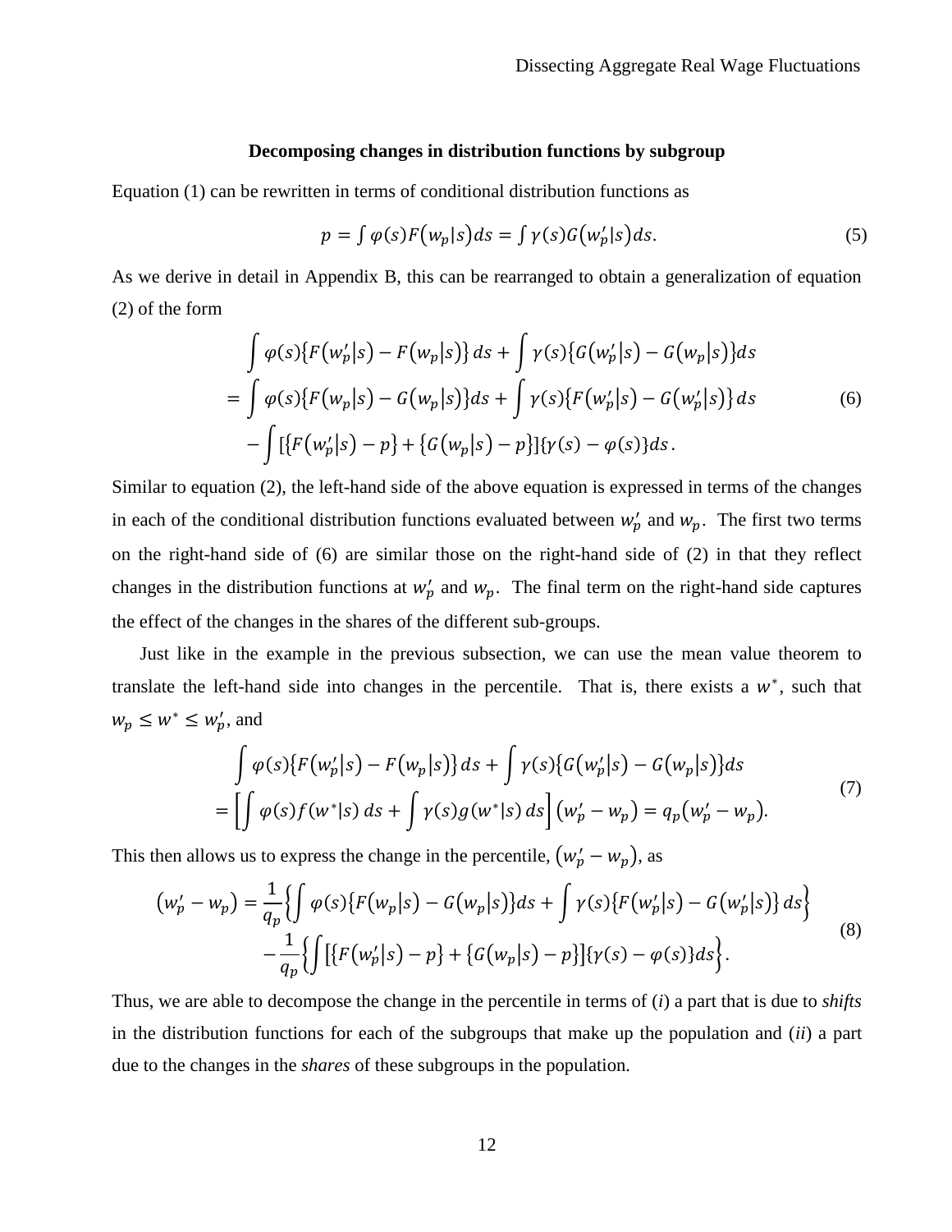### Decomposing changes in distribution functions by subgroup

Equation (1) can be rewritten in terms of conditional distribution functions as

$$p = \int \varphi(s) F\big(w_p|s\big) ds = \int \gamma(s) G\big(w_p'|s\big) ds. \tag{5}$$

As we derive in detail in Appendix B, this can be rearranged to obtain a generalization of equation (2) of the form

$$\begin{aligned}
&\int \varphi(s)\big\{F\big(w_p'|s\big) - F\big(w_p|s\big)\big\}\, ds + \int \gamma(s)\big\{G\big(w_p'|s\big) - G\big(w_p|s\big)\big\} ds \\
&= \int \varphi(s)\big\{F\big(w_p|s\big) - G\big(w_p|s\big)\big\} ds + \int \gamma(s)\big\{F\big(w_p'|s\big) - G\big(w_p'|s\big)\big\}\, ds \\
&\quad - \int \big[\big\{F\big(w_p'|s\big) - p\big\} + \big\{G\big(w_p|s\big) - p\big\}\big]\{\gamma(s) - \varphi(s)\} ds\,.
\end{aligned} \tag{6}$$

Similar to equation (2), the left-hand side of the above equation is expressed in terms of the changes in each of the conditional distribution functions evaluated between $w_p'$ and $w_p$. The first two terms on the right-hand side of (6) are similar those on the right-hand side of (2) in that they reflect changes in the distribution functions at $w_p'$ and $w_p$. The final term on the right-hand side captures the effect of the changes in the shares of the different sub-groups.

Just like in the example in the previous subsection, we can use the mean value theorem to translate the left-hand side into changes in the percentile. That is, there exists a $w^*$, such that $w_p \leq w^* \leq w_p'$, and

$$\begin{aligned}
&\int \varphi(s)\big\{F\big(w_p'|s\big) - F\big(w_p|s\big)\big\}\, ds + \int \gamma(s)\big\{G\big(w_p'|s\big) - G\big(w_p|s\big)\big\} ds \\
&= \left[\int \varphi(s) f(w^*|s)\, ds + \int \gamma(s) g(w^*|s)\, ds\right]\big(w_p' - w_p\big) = q_p\big(w_p' - w_p\big).
\end{aligned} \tag{7}$$

This then allows us to express the change in the percentile, $\big(w_p' - w_p\big)$, as

$$\begin{aligned}
\big(w_p' - w_p\big) &= \frac{1}{q_p}\left\{\int \varphi(s)\big\{F\big(w_p|s\big) - G\big(w_p|s\big)\big\} ds + \int \gamma(s)\big\{F\big(w_p'|s\big) - G\big(w_p'|s\big)\big\}\, ds\right\} \\
&\quad - \frac{1}{q_p}\left\{\int \big[\big\{F\big(w_p'|s\big) - p\big\} + \big\{G\big(w_p|s\big) - p\big\}\big]\{\gamma(s) - \varphi(s)\} ds\right\}.
\end{aligned} \tag{8}$$

Thus, we are able to decompose the change in the percentile in terms of (*i*) a part that is due to *shifts* in the distribution functions for each of the subgroups that make up the population and (*ii*) a part due to the changes in the *shares* of these subgroups in the population.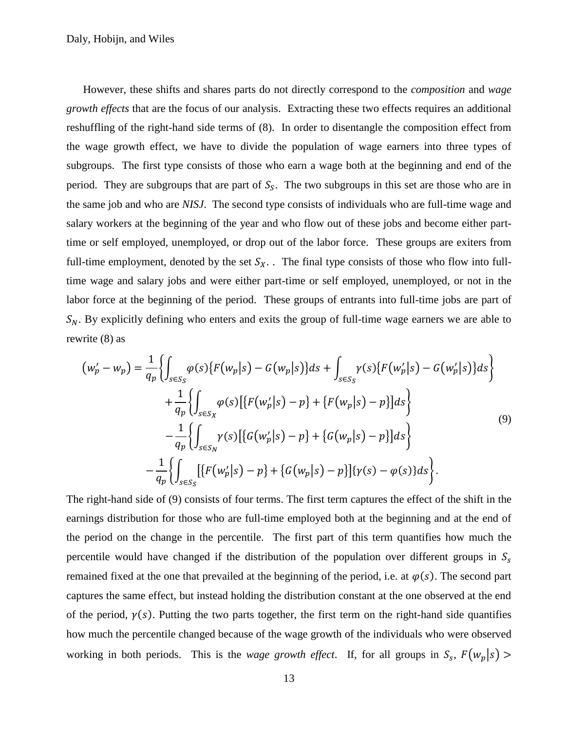However, these shifts and shares parts do not directly correspond to the *composition* and *wage growth effects* that are the focus of our analysis. Extracting these two effects requires an additional reshuffling of the right-hand side terms of (8). In order to disentangle the composition effect from the wage growth effect, we have to divide the population of wage earners into three types of subgroups. The first type consists of those who earn a wage both at the beginning and end of the period. They are subgroups that are part of $S_S$. The two subgroups in this set are those who are in the same job and who are *NISJ*. The second type consists of individuals who are full-time wage and salary workers at the beginning of the year and who flow out of these jobs and become either part-time or self employed, unemployed, or drop out of the labor force. These groups are exiters from full-time employment, denoted by the set $S_X$. . The final type consists of those who flow into full-time wage and salary jobs and were either part-time or self employed, unemployed, or not in the labor force at the beginning of the period. These groups of entrants into full-time jobs are part of $S_N$. By explicitly defining who enters and exits the group of full-time wage earners we are able to rewrite (8) as

$$
\begin{aligned}
(w_p' - w_p) = \frac{1}{q_p}&\left\{\int_{s\in S_S} \varphi(s)\{F(w_p|s) - G(w_p|s)\}ds + \int_{s\in S_S} \gamma(s)\{F(w_p'|s) - G(w_p'|s)\}ds\right\} \\
&+ \frac{1}{q_p}\left\{\int_{s\in S_X} \varphi(s)[\{F(w_p'|s) - p\} + \{F(w_p|s) - p\}]ds\right\} \\
&- \frac{1}{q_p}\left\{\int_{s\in S_N} \gamma(s)[\{G(w_p'|s) - p\} + \{G(w_p|s) - p\}]ds\right\} \\
- \frac{1}{q_p}&\left\{\int_{s\in S_S} [\{F(w_p'|s) - p\} + \{G(w_p|s) - p\}]\{\gamma(s) - \varphi(s)\}ds\right\}.
\end{aligned} \tag{9}
$$

The right-hand side of (9) consists of four terms. The first term captures the effect of the shift in the earnings distribution for those who are full-time employed both at the beginning and at the end of the period on the change in the percentile. The first part of this term quantifies how much the percentile would have changed if the distribution of the population over different groups in $S_s$ remained fixed at the one that prevailed at the beginning of the period, i.e. at $\varphi(s)$. The second part captures the same effect, but instead holding the distribution constant at the one observed at the end of the period, $\gamma(s)$. Putting the two parts together, the first term on the right-hand side quantifies how much the percentile changed because of the wage growth of the individuals who were observed working in both periods. This is the *wage growth effect*. If, for all groups in $S_s$, $F(w_p|s) >$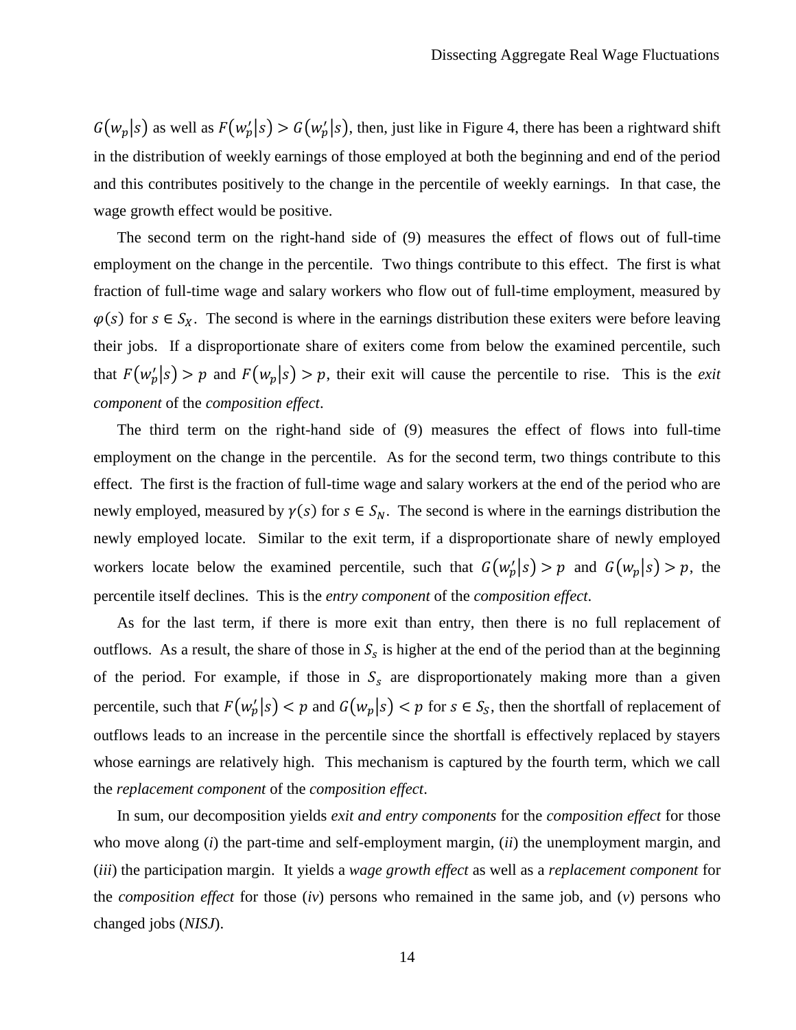$G(w_p|s)$ as well as $F(w'_p|s) > G(w'_p|s)$, then, just like in Figure 4, there has been a rightward shift in the distribution of weekly earnings of those employed at both the beginning and end of the period and this contributes positively to the change in the percentile of weekly earnings. In that case, the wage growth effect would be positive.

The second term on the right-hand side of (9) measures the effect of flows out of full-time employment on the change in the percentile. Two things contribute to this effect. The first is what fraction of full-time wage and salary workers who flow out of full-time employment, measured by $\varphi(s)$ for $s \in S_X$. The second is where in the earnings distribution these exiters were before leaving their jobs. If a disproportionate share of exiters come from below the examined percentile, such that $F(w'_p|s) > p$ and $F(w_p|s) > p$, their exit will cause the percentile to rise. This is the *exit component* of the *composition effect*.

The third term on the right-hand side of (9) measures the effect of flows into full-time employment on the change in the percentile. As for the second term, two things contribute to this effect. The first is the fraction of full-time wage and salary workers at the end of the period who are newly employed, measured by $\gamma(s)$ for $s \in S_N$. The second is where in the earnings distribution the newly employed locate. Similar to the exit term, if a disproportionate share of newly employed workers locate below the examined percentile, such that $G(w'_p|s) > p$ and $G(w_p|s) > p$, the percentile itself declines. This is the *entry component* of the *composition effect*.

As for the last term, if there is more exit than entry, then there is no full replacement of outflows. As a result, the share of those in $S_s$ is higher at the end of the period than at the beginning of the period. For example, if those in $S_s$ are disproportionately making more than a given percentile, such that $F(w'_p|s) < p$ and $G(w_p|s) < p$ for $s \in S_S$, then the shortfall of replacement of outflows leads to an increase in the percentile since the shortfall is effectively replaced by stayers whose earnings are relatively high. This mechanism is captured by the fourth term, which we call the *replacement component* of the *composition effect*.

In sum, our decomposition yields *exit and entry components* for the *composition effect* for those who move along (*i*) the part-time and self-employment margin, (*ii*) the unemployment margin, and (*iii*) the participation margin. It yields a *wage growth effect* as well as a *replacement component* for the *composition effect* for those (*iv*) persons who remained in the same job, and (*v*) persons who changed jobs (*NISJ*).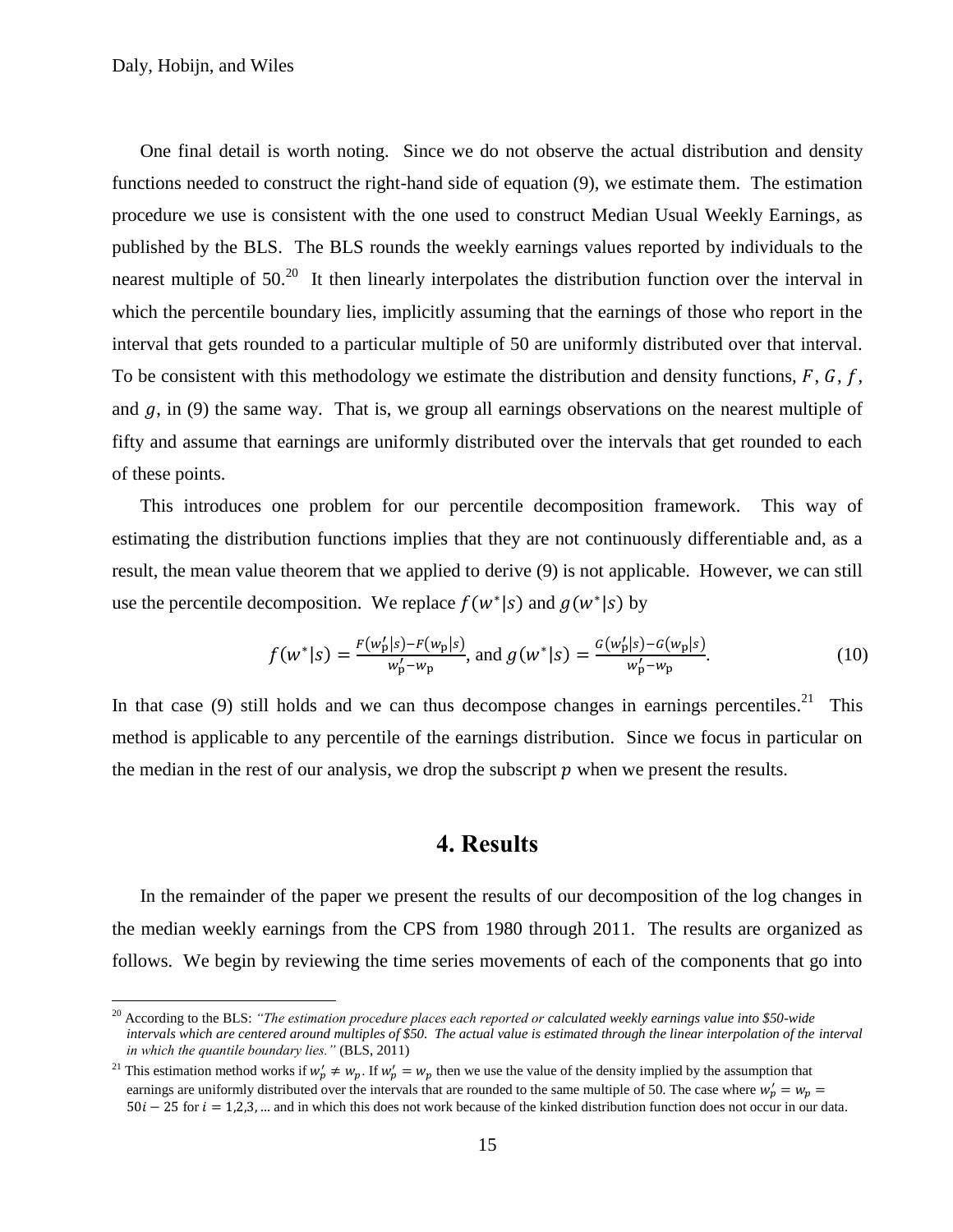One final detail is worth noting. Since we do not observe the actual distribution and density functions needed to construct the right-hand side of equation (9), we estimate them. The estimation procedure we use is consistent with the one used to construct Median Usual Weekly Earnings, as published by the BLS. The BLS rounds the weekly earnings values reported by individuals to the nearest multiple of 50.[20] It then linearly interpolates the distribution function over the interval in which the percentile boundary lies, implicitly assuming that the earnings of those who report in the interval that gets rounded to a particular multiple of 50 are uniformly distributed over that interval. To be consistent with this methodology we estimate the distribution and density functions, $F$, $G$, $f$, and $g$, in (9) the same way. That is, we group all earnings observations on the nearest multiple of fifty and assume that earnings are uniformly distributed over the intervals that get rounded to each of these points.

This introduces one problem for our percentile decomposition framework. This way of estimating the distribution functions implies that they are not continuously differentiable and, as a result, the mean value theorem that we applied to derive (9) is not applicable. However, we can still use the percentile decomposition. We replace $f(w^*|s)$ and $g(w^*|s)$ by

$$f(w^*|s) = \frac{F(w_{\mathrm{p}}'|s) - F(w_{\mathrm{p}}|s)}{w_{\mathrm{p}}' - w_{\mathrm{p}}}, \text{ and } g(w^*|s) = \frac{G(w_{\mathrm{p}}'|s) - G(w_{\mathrm{p}}|s)}{w_{\mathrm{p}}' - w_{\mathrm{p}}}. \tag{10}$$

In that case (9) still holds and we can thus decompose changes in earnings percentiles.[21] This method is applicable to any percentile of the earnings distribution. Since we focus in particular on the median in the rest of our analysis, we drop the subscript $p$ when we present the results.

# 4. Results

In the remainder of the paper we present the results of our decomposition of the log changes in the median weekly earnings from the CPS from 1980 through 2011. The results are organized as follows. We begin by reviewing the time series movements of each of the components that go into

---

[20] According to the BLS: *"The estimation procedure places each reported or calculated weekly earnings value into \$50-wide intervals which are centered around multiples of \$50. The actual value is estimated through the linear interpolation of the interval in which the quantile boundary lies."* (BLS, 2011)

[21] This estimation method works if $w_p' \neq w_p$. If $w_p' = w_p$ then we use the value of the density implied by the assumption that earnings are uniformly distributed over the intervals that are rounded to the same multiple of 50. The case where $w_p' = w_p = 50i - 25$ for $i = 1,2,3, \ldots$ and in which this does not work because of the kinked distribution function does not occur in our data.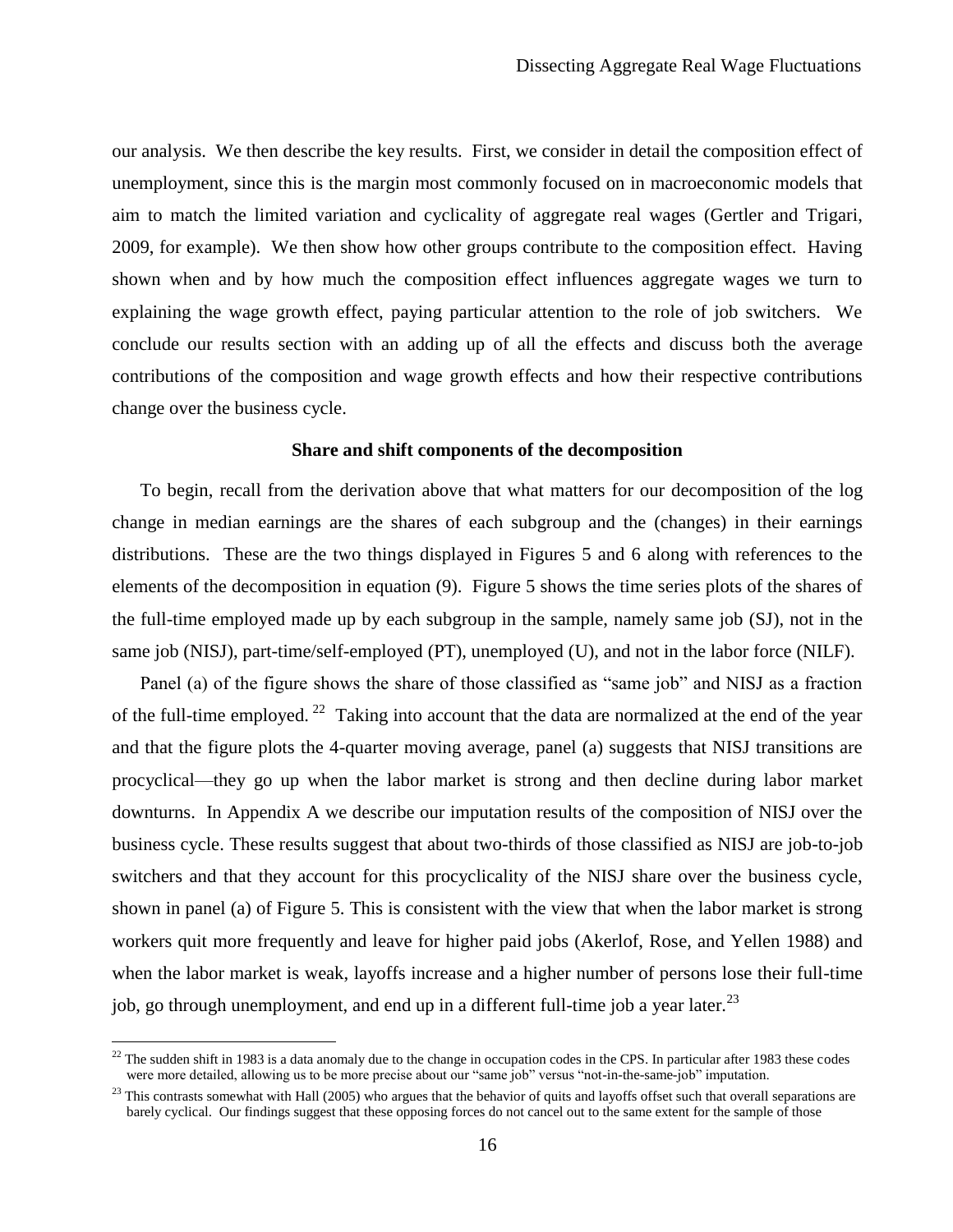our analysis. We then describe the key results. First, we consider in detail the composition effect of unemployment, since this is the margin most commonly focused on in macroeconomic models that aim to match the limited variation and cyclicality of aggregate real wages (Gertler and Trigari, 2009, for example). We then show how other groups contribute to the composition effect. Having shown when and by how much the composition effect influences aggregate wages we turn to explaining the wage growth effect, paying particular attention to the role of job switchers. We conclude our results section with an adding up of all the effects and discuss both the average contributions of the composition and wage growth effects and how their respective contributions change over the business cycle.

**Share and shift components of the decomposition**

To begin, recall from the derivation above that what matters for our decomposition of the log change in median earnings are the shares of each subgroup and the (changes) in their earnings distributions. These are the two things displayed in Figures 5 and 6 along with references to the elements of the decomposition in equation (9). Figure 5 shows the time series plots of the shares of the full-time employed made up by each subgroup in the sample, namely same job (SJ), not in the same job (NISJ), part-time/self-employed (PT), unemployed (U), and not in the labor force (NILF).

Panel (a) of the figure shows the share of those classified as "same job" and NISJ as a fraction of the full-time employed.[22] Taking into account that the data are normalized at the end of the year and that the figure plots the 4-quarter moving average, panel (a) suggests that NISJ transitions are procyclical—they go up when the labor market is strong and then decline during labor market downturns. In Appendix A we describe our imputation results of the composition of NISJ over the business cycle. These results suggest that about two-thirds of those classified as NISJ are job-to-job switchers and that they account for this procyclicality of the NISJ share over the business cycle, shown in panel (a) of Figure 5. This is consistent with the view that when the labor market is strong workers quit more frequently and leave for higher paid jobs (Akerlof, Rose, and Yellen 1988) and when the labor market is weak, layoffs increase and a higher number of persons lose their full-time job, go through unemployment, and end up in a different full-time job a year later.[23]

[22] The sudden shift in 1983 is a data anomaly due to the change in occupation codes in the CPS. In particular after 1983 these codes were more detailed, allowing us to be more precise about our "same job" versus "not-in-the-same-job" imputation.

[23] This contrasts somewhat with Hall (2005) who argues that the behavior of quits and layoffs offset such that overall separations are barely cyclical. Our findings suggest that these opposing forces do not cancel out to the same extent for the sample of those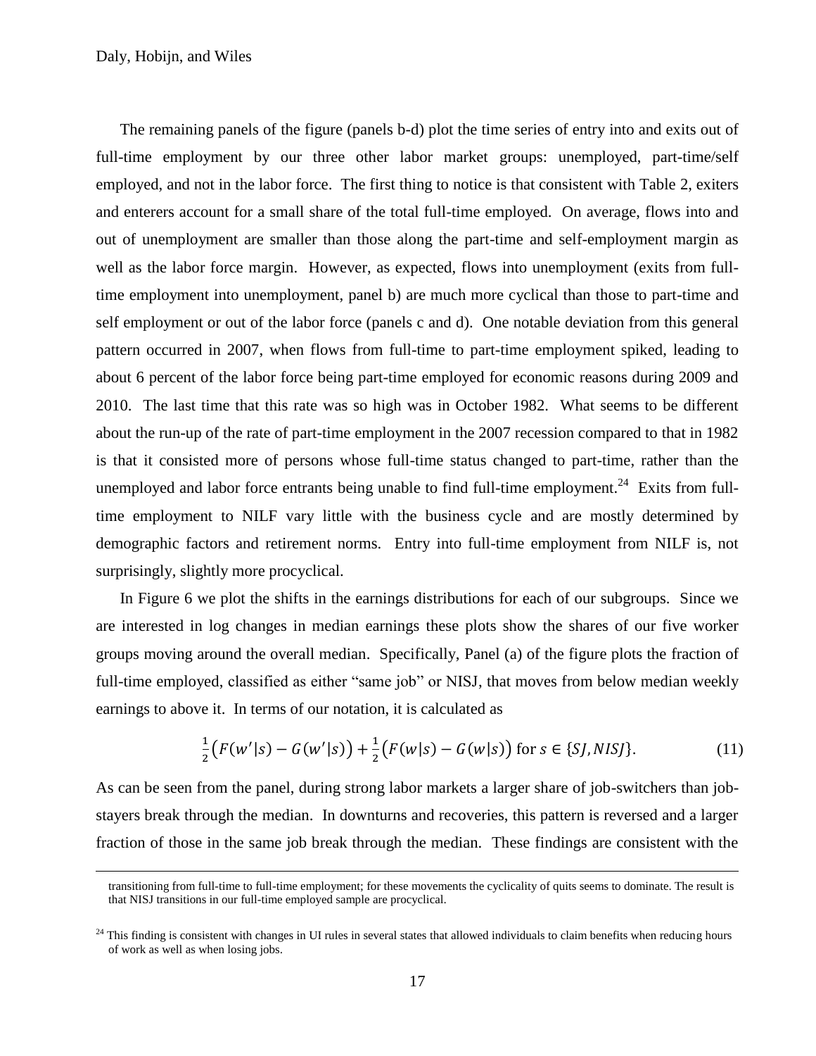The remaining panels of the figure (panels b-d) plot the time series of entry into and exits out of full-time employment by our three other labor market groups: unemployed, part-time/self employed, and not in the labor force. The first thing to notice is that consistent with Table 2, exiters and enterers account for a small share of the total full-time employed. On average, flows into and out of unemployment are smaller than those along the part-time and self-employment margin as well as the labor force margin. However, as expected, flows into unemployment (exits from full-time employment into unemployment, panel b) are much more cyclical than those to part-time and self employment or out of the labor force (panels c and d). One notable deviation from this general pattern occurred in 2007, when flows from full-time to part-time employment spiked, leading to about 6 percent of the labor force being part-time employed for economic reasons during 2009 and 2010. The last time that this rate was so high was in October 1982. What seems to be different about the run-up of the rate of part-time employment in the 2007 recession compared to that in 1982 is that it consisted more of persons whose full-time status changed to part-time, rather than the unemployed and labor force entrants being unable to find full-time employment.[24] Exits from full-time employment to NILF vary little with the business cycle and are mostly determined by demographic factors and retirement norms. Entry into full-time employment from NILF is, not surprisingly, slightly more procyclical.

In Figure 6 we plot the shifts in the earnings distributions for each of our subgroups. Since we are interested in log changes in median earnings these plots show the shares of our five worker groups moving around the overall median. Specifically, Panel (a) of the figure plots the fraction of full-time employed, classified as either "same job" or NISJ, that moves from below median weekly earnings to above it. In terms of our notation, it is calculated as

$$\tfrac{1}{2}\big(F(w'|s) - G(w'|s)\big) + \tfrac{1}{2}\big(F(w|s) - G(w|s)\big) \text{ for } s \in \{SJ, NISJ\}. \qquad (11)$$

As can be seen from the panel, during strong labor markets a larger share of job-switchers than job-stayers break through the median. In downturns and recoveries, this pattern is reversed and a larger fraction of those in the same job break through the median. These findings are consistent with the

---

transitioning from full-time to full-time employment; for these movements the cyclicality of quits seems to dominate. The result is that NISJ transitions in our full-time employed sample are procyclical.

[24] This finding is consistent with changes in UI rules in several states that allowed individuals to claim benefits when reducing hours of work as well as when losing jobs.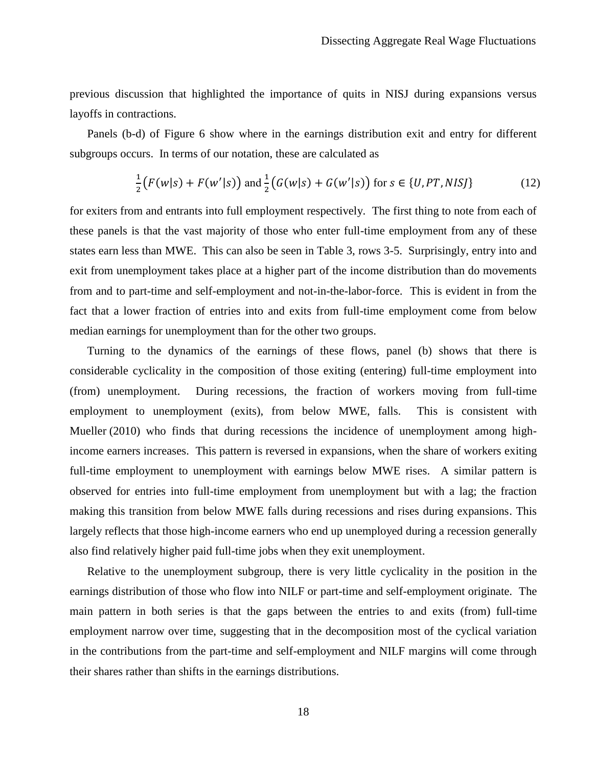previous discussion that highlighted the importance of quits in NISJ during expansions versus layoffs in contractions.

Panels (b-d) of Figure 6 show where in the earnings distribution exit and entry for different subgroups occurs. In terms of our notation, these are calculated as

$$\frac{1}{2}\left(F(w|s) + F(w'|s)\right) \text{ and } \frac{1}{2}\left(G(w|s) + G(w'|s)\right) \text{ for } s \in \{U, PT, NISJ\} \tag{12}$$

for exiters from and entrants into full employment respectively. The first thing to note from each of these panels is that the vast majority of those who enter full-time employment from any of these states earn less than MWE. This can also be seen in Table 3, rows 3-5. Surprisingly, entry into and exit from unemployment takes place at a higher part of the income distribution than do movements from and to part-time and self-employment and not-in-the-labor-force. This is evident in from the fact that a lower fraction of entries into and exits from full-time employment come from below median earnings for unemployment than for the other two groups.

Turning to the dynamics of the earnings of these flows, panel (b) shows that there is considerable cyclicality in the composition of those exiting (entering) full-time employment into (from) unemployment. During recessions, the fraction of workers moving from full-time employment to unemployment (exits), from below MWE, falls. This is consistent with Mueller (2010) who finds that during recessions the incidence of unemployment among high-income earners increases. This pattern is reversed in expansions, when the share of workers exiting full-time employment to unemployment with earnings below MWE rises. A similar pattern is observed for entries into full-time employment from unemployment but with a lag; the fraction making this transition from below MWE falls during recessions and rises during expansions. This largely reflects that those high-income earners who end up unemployed during a recession generally also find relatively higher paid full-time jobs when they exit unemployment.

Relative to the unemployment subgroup, there is very little cyclicality in the position in the earnings distribution of those who flow into NILF or part-time and self-employment originate. The main pattern in both series is that the gaps between the entries to and exits (from) full-time employment narrow over time, suggesting that in the decomposition most of the cyclical variation in the contributions from the part-time and self-employment and NILF margins will come through their shares rather than shifts in the earnings distributions.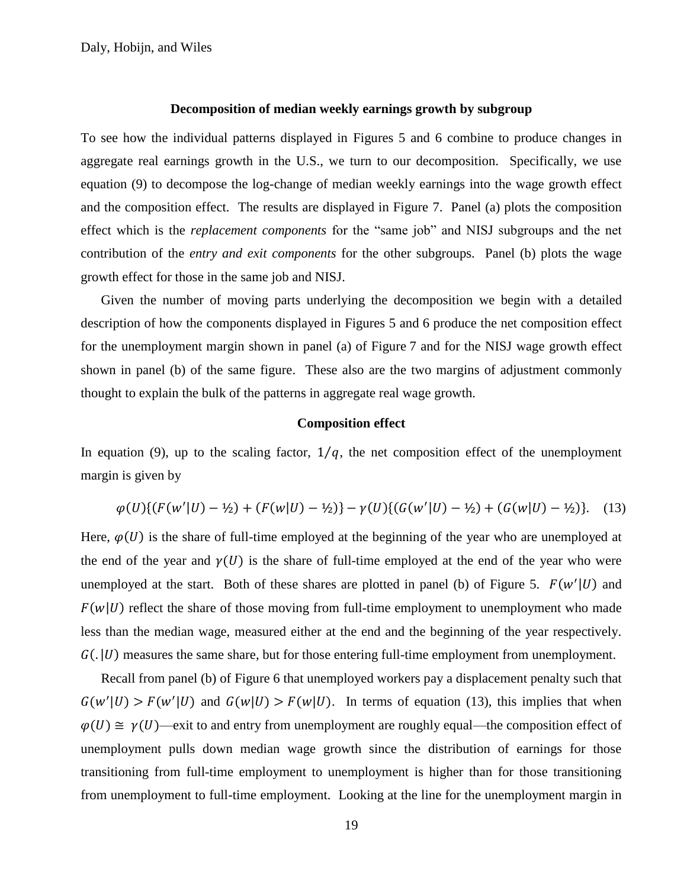### Decomposition of median weekly earnings growth by subgroup

To see how the individual patterns displayed in Figures 5 and 6 combine to produce changes in aggregate real earnings growth in the U.S., we turn to our decomposition. Specifically, we use equation (9) to decompose the log-change of median weekly earnings into the wage growth effect and the composition effect. The results are displayed in Figure 7. Panel (a) plots the composition effect which is the *replacement components* for the "same job" and NISJ subgroups and the net contribution of the *entry and exit components* for the other subgroups. Panel (b) plots the wage growth effect for those in the same job and NISJ.

Given the number of moving parts underlying the decomposition we begin with a detailed description of how the components displayed in Figures 5 and 6 produce the net composition effect for the unemployment margin shown in panel (a) of Figure 7 and for the NISJ wage growth effect shown in panel (b) of the same figure. These also are the two margins of adjustment commonly thought to explain the bulk of the patterns in aggregate real wage growth.

### Composition effect

In equation (9), up to the scaling factor, $1/q$, the net composition effect of the unemployment margin is given by

$$\varphi(U)\{(F(w'|U) - ½) + (F(w|U) - ½)\} - \gamma(U)\{(G(w'|U) - ½) + (G(w|U) - ½)\}. \quad (13)$$

Here, $\varphi(U)$ is the share of full-time employed at the beginning of the year who are unemployed at the end of the year and $\gamma(U)$ is the share of full-time employed at the end of the year who were unemployed at the start. Both of these shares are plotted in panel (b) of Figure 5. $F(w'|U)$ and $F(w|U)$ reflect the share of those moving from full-time employment to unemployment who made less than the median wage, measured either at the end and the beginning of the year respectively. $G(.|U)$ measures the same share, but for those entering full-time employment from unemployment.

Recall from panel (b) of Figure 6 that unemployed workers pay a displacement penalty such that $G(w'|U) > F(w'|U)$ and $G(w|U) > F(w|U)$. In terms of equation (13), this implies that when $\varphi(U) \cong \gamma(U)$—exit to and entry from unemployment are roughly equal—the composition effect of unemployment pulls down median wage growth since the distribution of earnings for those transitioning from full-time employment to unemployment is higher than for those transitioning from unemployment to full-time employment. Looking at the line for the unemployment margin in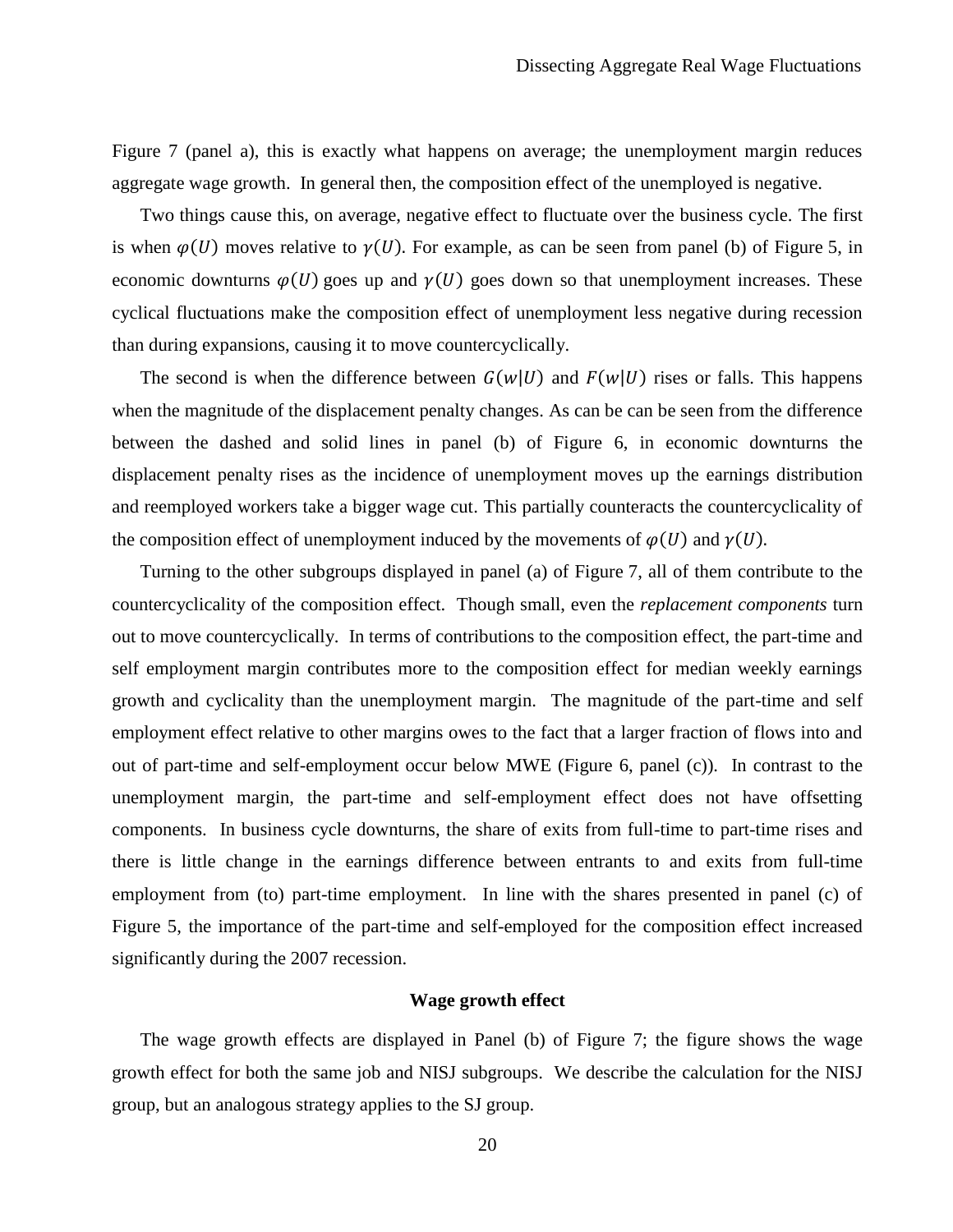Figure 7 (panel a), this is exactly what happens on average; the unemployment margin reduces aggregate wage growth. In general then, the composition effect of the unemployed is negative.

Two things cause this, on average, negative effect to fluctuate over the business cycle. The first is when $\varphi(U)$ moves relative to $\gamma(U)$. For example, as can be seen from panel (b) of Figure 5, in economic downturns $\varphi(U)$ goes up and $\gamma(U)$ goes down so that unemployment increases. These cyclical fluctuations make the composition effect of unemployment less negative during recession than during expansions, causing it to move countercyclically.

The second is when the difference between $G(w|U)$ and $F(w|U)$ rises or falls. This happens when the magnitude of the displacement penalty changes. As can be can be seen from the difference between the dashed and solid lines in panel (b) of Figure 6, in economic downturns the displacement penalty rises as the incidence of unemployment moves up the earnings distribution and reemployed workers take a bigger wage cut. This partially counteracts the countercyclicality of the composition effect of unemployment induced by the movements of $\varphi(U)$ and $\gamma(U)$.

Turning to the other subgroups displayed in panel (a) of Figure 7, all of them contribute to the countercyclicality of the composition effect. Though small, even the *replacement components* turn out to move countercyclically. In terms of contributions to the composition effect, the part-time and self employment margin contributes more to the composition effect for median weekly earnings growth and cyclicality than the unemployment margin. The magnitude of the part-time and self employment effect relative to other margins owes to the fact that a larger fraction of flows into and out of part-time and self-employment occur below MWE (Figure 6, panel (c)). In contrast to the unemployment margin, the part-time and self-employment effect does not have offsetting components. In business cycle downturns, the share of exits from full-time to part-time rises and there is little change in the earnings difference between entrants to and exits from full-time employment from (to) part-time employment. In line with the shares presented in panel (c) of Figure 5, the importance of the part-time and self-employed for the composition effect increased significantly during the 2007 recession.

**Wage growth effect**

The wage growth effects are displayed in Panel (b) of Figure 7; the figure shows the wage growth effect for both the same job and NISJ subgroups. We describe the calculation for the NISJ group, but an analogous strategy applies to the SJ group.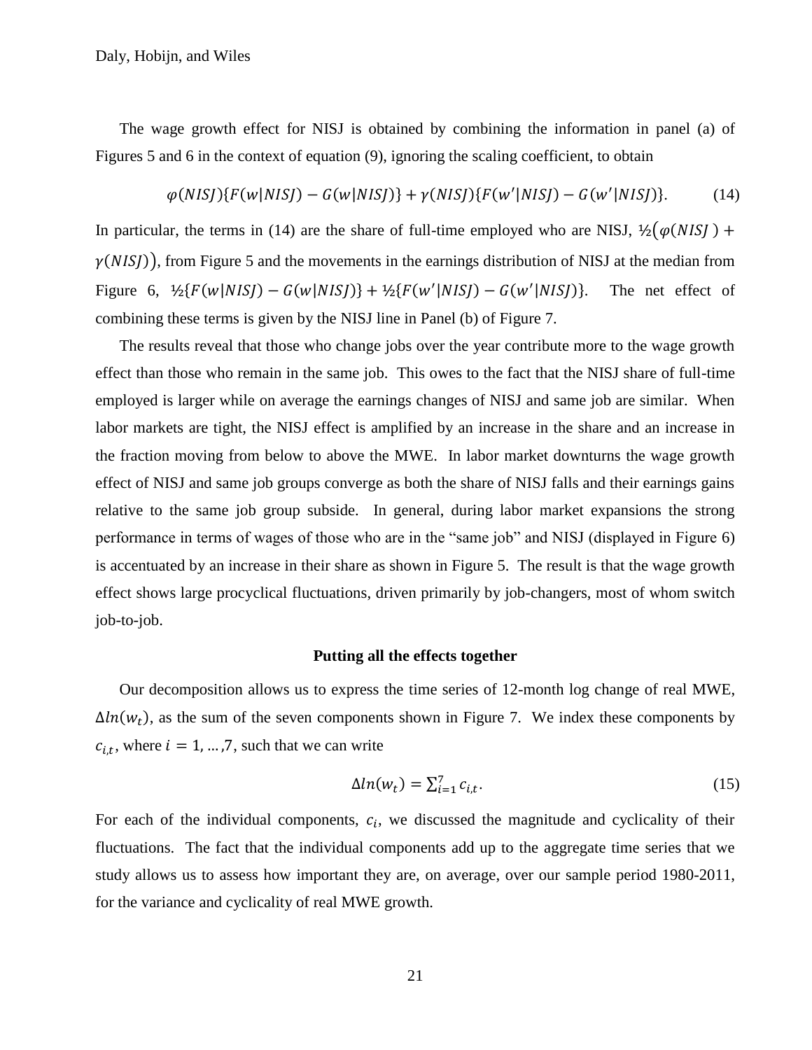The wage growth effect for NISJ is obtained by combining the information in panel (a) of Figures 5 and 6 in the context of equation (9), ignoring the scaling coefficient, to obtain

$$\varphi(NISJ)\{F(w|NISJ) - G(w|NISJ)\} + \gamma(NISJ)\{F(w'|NISJ) - G(w'|NISJ)\}. \tag{14}$$

In particular, the terms in (14) are the share of full-time employed who are NISJ, $½\big(\varphi(NISJ) + \gamma(NISJ)\big)$, from Figure 5 and the movements in the earnings distribution of NISJ at the median from Figure 6, $½\{F(w|NISJ) - G(w|NISJ)\} + ½\{F(w'|NISJ) - G(w'|NISJ)\}$. The net effect of combining these terms is given by the NISJ line in Panel (b) of Figure 7.

The results reveal that those who change jobs over the year contribute more to the wage growth effect than those who remain in the same job. This owes to the fact that the NISJ share of full-time employed is larger while on average the earnings changes of NISJ and same job are similar. When labor markets are tight, the NISJ effect is amplified by an increase in the share and an increase in the fraction moving from below to above the MWE. In labor market downturns the wage growth effect of NISJ and same job groups converge as both the share of NISJ falls and their earnings gains relative to the same job group subside. In general, during labor market expansions the strong performance in terms of wages of those who are in the "same job" and NISJ (displayed in Figure 6) is accentuated by an increase in their share as shown in Figure 5. The result is that the wage growth effect shows large procyclical fluctuations, driven primarily by job-changers, most of whom switch job-to-job.

**Putting all the effects together**

Our decomposition allows us to express the time series of 12-month log change of real MWE, $\Delta ln(w_t)$, as the sum of the seven components shown in Figure 7. We index these components by $c_{i,t}$, where $i = 1, \ldots, 7$, such that we can write

$$\Delta ln(w_t) = \sum_{i=1}^{7} c_{i,t}. \tag{15}$$

For each of the individual components, $c_i$, we discussed the magnitude and cyclicality of their fluctuations. The fact that the individual components add up to the aggregate time series that we study allows us to assess how important they are, on average, over our sample period 1980-2011, for the variance and cyclicality of real MWE growth.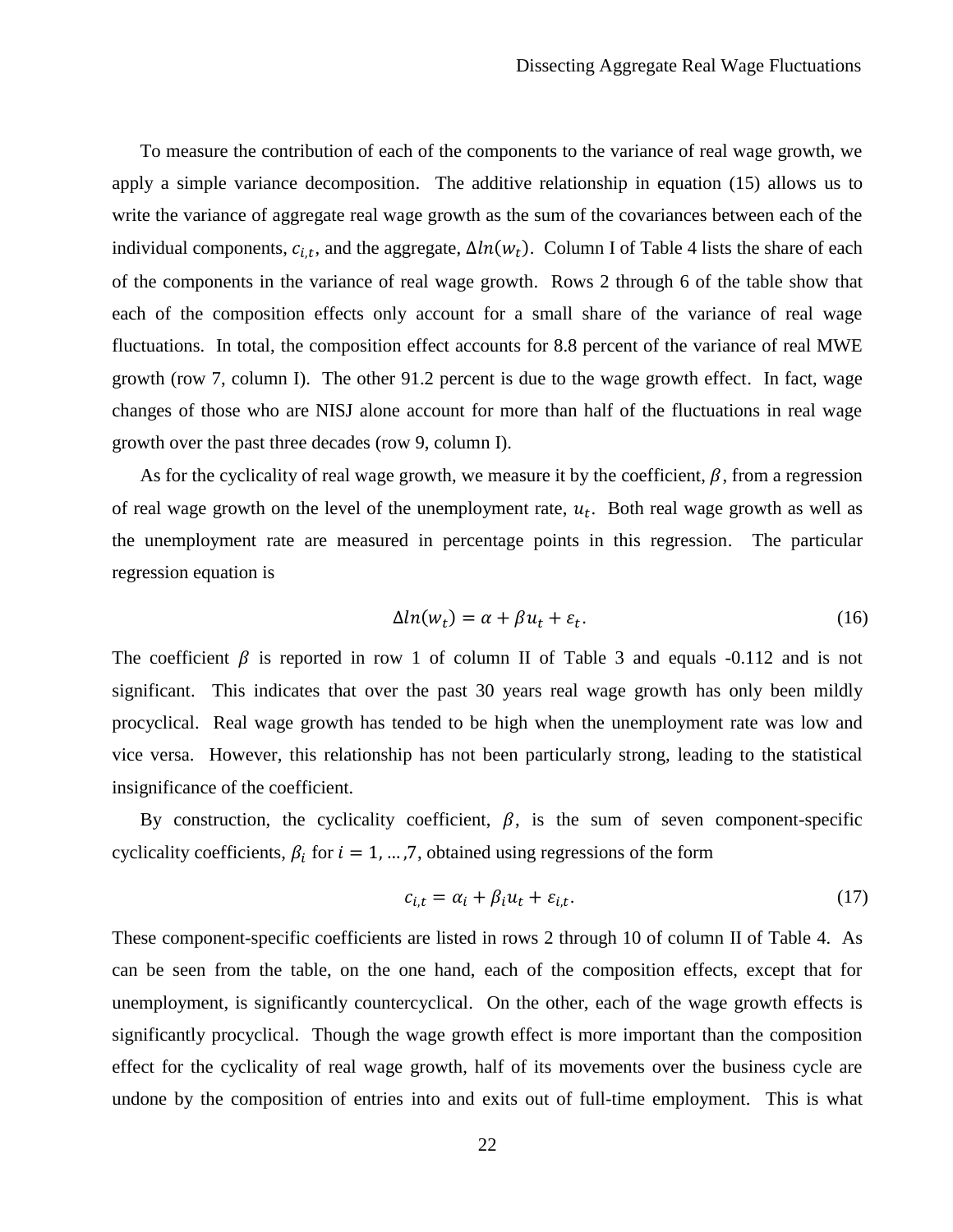To measure the contribution of each of the components to the variance of real wage growth, we apply a simple variance decomposition. The additive relationship in equation (15) allows us to write the variance of aggregate real wage growth as the sum of the covariances between each of the individual components, $c_{i,t}$, and the aggregate, $\Delta ln(w_t)$. Column I of Table 4 lists the share of each of the components in the variance of real wage growth. Rows 2 through 6 of the table show that each of the composition effects only account for a small share of the variance of real wage fluctuations. In total, the composition effect accounts for 8.8 percent of the variance of real MWE growth (row 7, column I). The other 91.2 percent is due to the wage growth effect. In fact, wage changes of those who are NISJ alone account for more than half of the fluctuations in real wage growth over the past three decades (row 9, column I).

As for the cyclicality of real wage growth, we measure it by the coefficient, $\beta$, from a regression of real wage growth on the level of the unemployment rate, $u_t$. Both real wage growth as well as the unemployment rate are measured in percentage points in this regression. The particular regression equation is

$$\Delta ln(w_t) = \alpha + \beta u_t + \varepsilon_t. \tag{16}$$

The coefficient $\beta$ is reported in row 1 of column II of Table 3 and equals -0.112 and is not significant. This indicates that over the past 30 years real wage growth has only been mildly procyclical. Real wage growth has tended to be high when the unemployment rate was low and vice versa. However, this relationship has not been particularly strong, leading to the statistical insignificance of the coefficient.

By construction, the cyclicality coefficient, $\beta$, is the sum of seven component-specific cyclicality coefficients, $\beta_i$ for $i = 1, \ldots, 7$, obtained using regressions of the form

$$c_{i,t} = \alpha_i + \beta_i u_t + \varepsilon_{i,t}. \tag{17}$$

These component-specific coefficients are listed in rows 2 through 10 of column II of Table 4. As can be seen from the table, on the one hand, each of the composition effects, except that for unemployment, is significantly countercyclical. On the other, each of the wage growth effects is significantly procyclical. Though the wage growth effect is more important than the composition effect for the cyclicality of real wage growth, half of its movements over the business cycle are undone by the composition of entries into and exits out of full-time employment. This is what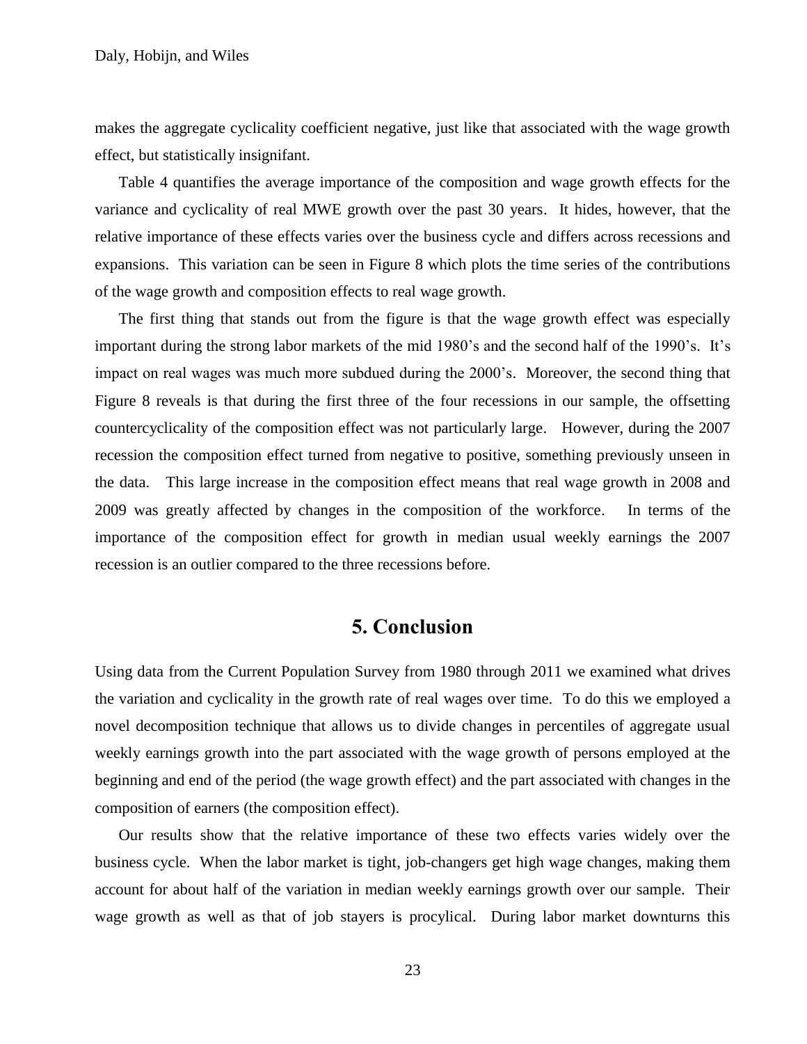makes the aggregate cyclicality coefficient negative, just like that associated with the wage growth effect, but statistically insignifant.

Table 4 quantifies the average importance of the composition and wage growth effects for the variance and cyclicality of real MWE growth over the past 30 years. It hides, however, that the relative importance of these effects varies over the business cycle and differs across recessions and expansions. This variation can be seen in Figure 8 which plots the time series of the contributions of the wage growth and composition effects to real wage growth.

The first thing that stands out from the figure is that the wage growth effect was especially important during the strong labor markets of the mid 1980's and the second half of the 1990's. It's impact on real wages was much more subdued during the 2000's. Moreover, the second thing that Figure 8 reveals is that during the first three of the four recessions in our sample, the offsetting countercyclicality of the composition effect was not particularly large. However, during the 2007 recession the composition effect turned from negative to positive, something previously unseen in the data. This large increase in the composition effect means that real wage growth in 2008 and 2009 was greatly affected by changes in the composition of the workforce. In terms of the importance of the composition effect for growth in median usual weekly earnings the 2007 recession is an outlier compared to the three recessions before.

## 5. Conclusion

Using data from the Current Population Survey from 1980 through 2011 we examined what drives the variation and cyclicality in the growth rate of real wages over time. To do this we employed a novel decomposition technique that allows us to divide changes in percentiles of aggregate usual weekly earnings growth into the part associated with the wage growth of persons employed at the beginning and end of the period (the wage growth effect) and the part associated with changes in the composition of earners (the composition effect).

Our results show that the relative importance of these two effects varies widely over the business cycle. When the labor market is tight, job-changers get high wage changes, making them account for about half of the variation in median weekly earnings growth over our sample. Their wage growth as well as that of job stayers is procylical. During labor market downturns this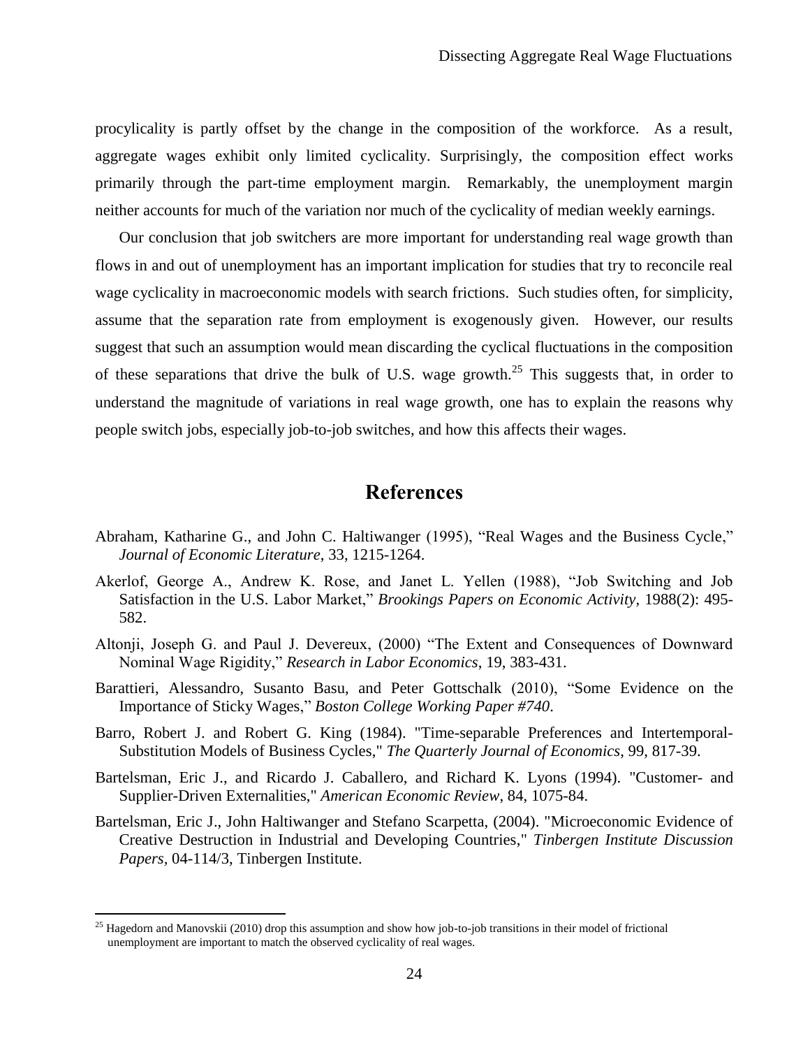procylicality is partly offset by the change in the composition of the workforce. As a result, aggregate wages exhibit only limited cyclicality. Surprisingly, the composition effect works primarily through the part-time employment margin. Remarkably, the unemployment margin neither accounts for much of the variation nor much of the cyclicality of median weekly earnings.

Our conclusion that job switchers are more important for understanding real wage growth than flows in and out of unemployment has an important implication for studies that try to reconcile real wage cyclicality in macroeconomic models with search frictions. Such studies often, for simplicity, assume that the separation rate from employment is exogenously given. However, our results suggest that such an assumption would mean discarding the cyclical fluctuations in the composition of these separations that drive the bulk of U.S. wage growth.[25] This suggests that, in order to understand the magnitude of variations in real wage growth, one has to explain the reasons why people switch jobs, especially job-to-job switches, and how this affects their wages.

# References

Abraham, Katharine G., and John C. Haltiwanger (1995), "Real Wages and the Business Cycle," *Journal of Economic Literature*, 33, 1215-1264.

Akerlof, George A., Andrew K. Rose, and Janet L. Yellen (1988), "Job Switching and Job Satisfaction in the U.S. Labor Market," *Brookings Papers on Economic Activity*, 1988(2): 495-582.

Altonji, Joseph G. and Paul J. Devereux, (2000) "The Extent and Consequences of Downward Nominal Wage Rigidity," *Research in Labor Economics*, 19, 383-431.

Barattieri, Alessandro, Susanto Basu, and Peter Gottschalk (2010), "Some Evidence on the Importance of Sticky Wages," *Boston College Working Paper #740*.

Barro, Robert J. and Robert G. King (1984). "Time-separable Preferences and Intertemporal-Substitution Models of Business Cycles," *The Quarterly Journal of Economics*, 99, 817-39.

Bartelsman, Eric J., and Ricardo J. Caballero, and Richard K. Lyons (1994). "Customer- and Supplier-Driven Externalities," *American Economic Review*, 84, 1075-84.

Bartelsman, Eric J., John Haltiwanger and Stefano Scarpetta, (2004). "Microeconomic Evidence of Creative Destruction in Industrial and Developing Countries," *Tinbergen Institute Discussion Papers*, 04-114/3, Tinbergen Institute.

[25] Hagedorn and Manovskii (2010) drop this assumption and show how job-to-job transitions in their model of frictional unemployment are important to match the observed cyclicality of real wages.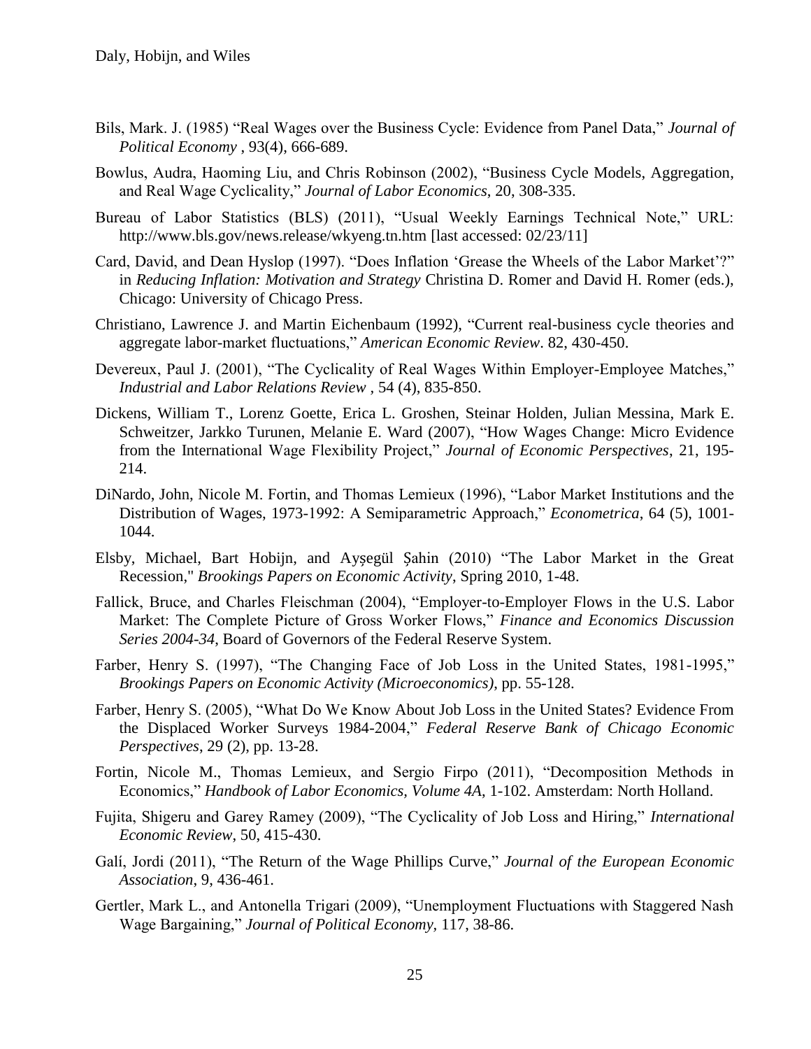Bils, Mark. J. (1985) "Real Wages over the Business Cycle: Evidence from Panel Data," *Journal of Political Economy* , 93(4), 666-689.

Bowlus, Audra, Haoming Liu, and Chris Robinson (2002), "Business Cycle Models, Aggregation, and Real Wage Cyclicality," *Journal of Labor Economics*, 20, 308-335.

Bureau of Labor Statistics (BLS) (2011), "Usual Weekly Earnings Technical Note," URL: http://www.bls.gov/news.release/wkyeng.tn.htm [last accessed: 02/23/11]

Card, David, and Dean Hyslop (1997). "Does Inflation 'Grease the Wheels of the Labor Market'?" in *Reducing Inflation: Motivation and Strategy* Christina D. Romer and David H. Romer (eds.), Chicago: University of Chicago Press.

Christiano, Lawrence J. and Martin Eichenbaum (1992), "Current real-business cycle theories and aggregate labor-market fluctuations," *American Economic Review*. 82, 430-450.

Devereux, Paul J. (2001), "The Cyclicality of Real Wages Within Employer-Employee Matches," *Industrial and Labor Relations Review* , 54 (4), 835-850.

Dickens, William T., Lorenz Goette, Erica L. Groshen, Steinar Holden, Julian Messina, Mark E. Schweitzer, Jarkko Turunen, Melanie E. Ward (2007), "How Wages Change: Micro Evidence from the International Wage Flexibility Project," *Journal of Economic Perspectives*, 21, 195-214.

DiNardo, John, Nicole M. Fortin, and Thomas Lemieux (1996), "Labor Market Institutions and the Distribution of Wages, 1973-1992: A Semiparametric Approach," *Econometrica*, 64 (5), 1001-1044.

Elsby, Michael, Bart Hobijn, and Ayşegül Şahin (2010) "The Labor Market in the Great Recession," *Brookings Papers on Economic Activity*, Spring 2010, 1-48.

Fallick, Bruce, and Charles Fleischman (2004), "Employer-to-Employer Flows in the U.S. Labor Market: The Complete Picture of Gross Worker Flows," *Finance and Economics Discussion Series 2004-34*, Board of Governors of the Federal Reserve System.

Farber, Henry S. (1997), "The Changing Face of Job Loss in the United States, 1981-1995," *Brookings Papers on Economic Activity (Microeconomics)*, pp. 55-128.

Farber, Henry S. (2005), "What Do We Know About Job Loss in the United States? Evidence From the Displaced Worker Surveys 1984-2004," *Federal Reserve Bank of Chicago Economic Perspectives*, 29 (2), pp. 13-28.

Fortin, Nicole M., Thomas Lemieux, and Sergio Firpo (2011), "Decomposition Methods in Economics," *Handbook of Labor Economics, Volume 4A*, 1-102. Amsterdam: North Holland.

Fujita, Shigeru and Garey Ramey (2009), "The Cyclicality of Job Loss and Hiring," *International Economic Review*, 50, 415-430.

Galí, Jordi (2011), "The Return of the Wage Phillips Curve," *Journal of the European Economic Association*, 9, 436-461.

Gertler, Mark L., and Antonella Trigari (2009), "Unemployment Fluctuations with Staggered Nash Wage Bargaining," *Journal of Political Economy*, 117, 38-86.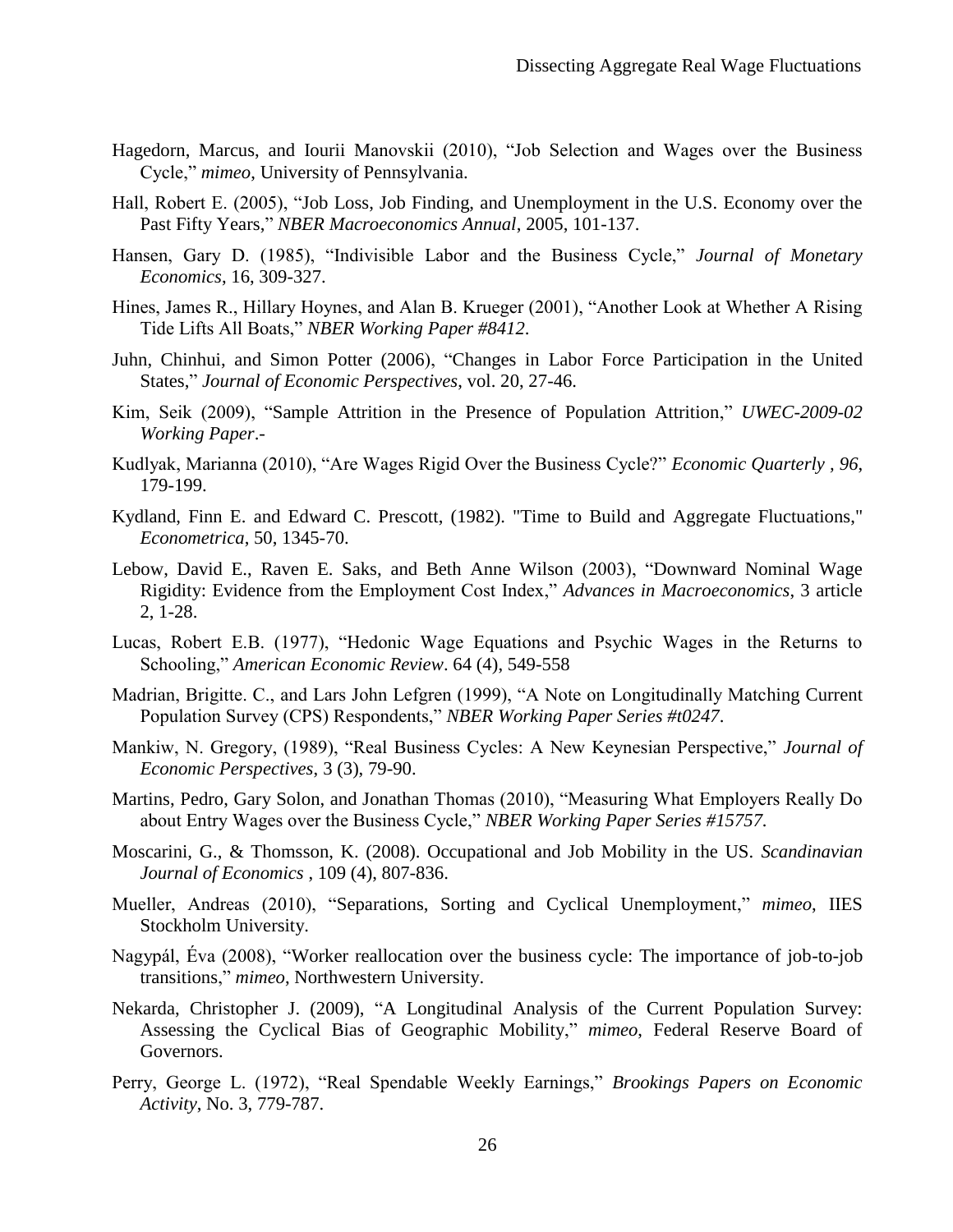Hagedorn, Marcus, and Iourii Manovskii (2010), "Job Selection and Wages over the Business Cycle," *mimeo*, University of Pennsylvania.

Hall, Robert E. (2005), "Job Loss, Job Finding, and Unemployment in the U.S. Economy over the Past Fifty Years," *NBER Macroeconomics Annual*, 2005, 101-137.

Hansen, Gary D. (1985), "Indivisible Labor and the Business Cycle," *Journal of Monetary Economics*, 16, 309-327.

Hines, James R., Hillary Hoynes, and Alan B. Krueger (2001), "Another Look at Whether A Rising Tide Lifts All Boats," *NBER Working Paper #8412*.

Juhn, Chinhui, and Simon Potter (2006), "Changes in Labor Force Participation in the United States," *Journal of Economic Perspectives*, vol. 20, 27-46.

Kim, Seik (2009), "Sample Attrition in the Presence of Population Attrition," *UWEC-2009-02 Working Paper*.-

Kudlyak, Marianna (2010), "Are Wages Rigid Over the Business Cycle?" *Economic Quarterly , 96*, 179-199.

Kydland, Finn E. and Edward C. Prescott, (1982). "Time to Build and Aggregate Fluctuations," *Econometrica*, 50, 1345-70.

Lebow, David E., Raven E. Saks, and Beth Anne Wilson (2003), "Downward Nominal Wage Rigidity: Evidence from the Employment Cost Index," *Advances in Macroeconomics*, 3 article 2, 1-28.

Lucas, Robert E.B. (1977), "Hedonic Wage Equations and Psychic Wages in the Returns to Schooling," *American Economic Review*. 64 (4), 549-558

Madrian, Brigitte. C., and Lars John Lefgren (1999), "A Note on Longitudinally Matching Current Population Survey (CPS) Respondents," *NBER Working Paper Series #t0247*.

Mankiw, N. Gregory, (1989), "Real Business Cycles: A New Keynesian Perspective," *Journal of Economic Perspectives*, 3 (3), 79-90.

Martins, Pedro, Gary Solon, and Jonathan Thomas (2010), "Measuring What Employers Really Do about Entry Wages over the Business Cycle," *NBER Working Paper Series #15757.*

Moscarini, G., & Thomsson, K. (2008). Occupational and Job Mobility in the US. *Scandinavian Journal of Economics* , 109 (4), 807-836.

Mueller, Andreas (2010), "Separations, Sorting and Cyclical Unemployment," *mimeo*, IIES Stockholm University.

Nagypál, Éva (2008), "Worker reallocation over the business cycle: The importance of job-to-job transitions," *mimeo*, Northwestern University.

Nekarda, Christopher J. (2009), "A Longitudinal Analysis of the Current Population Survey: Assessing the Cyclical Bias of Geographic Mobility," *mimeo*, Federal Reserve Board of Governors.

Perry, George L. (1972), "Real Spendable Weekly Earnings," *Brookings Papers on Economic Activity*, No. 3, 779-787.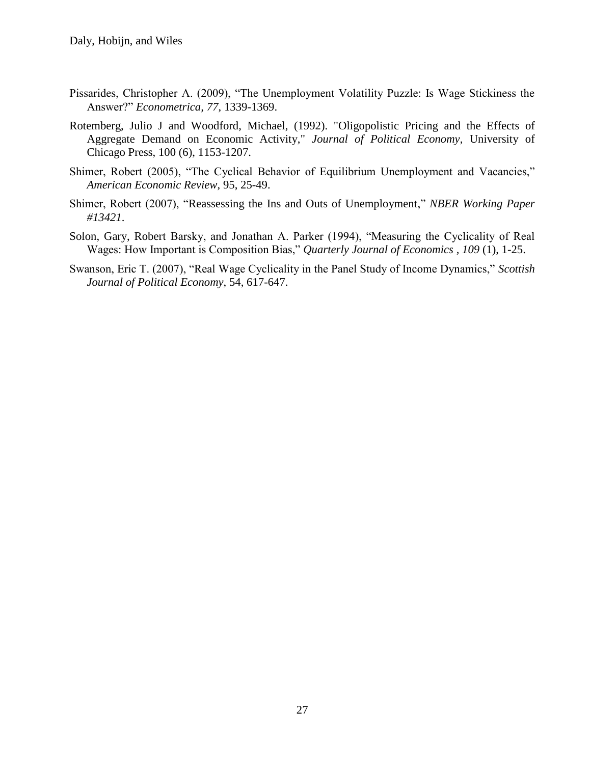Pissarides, Christopher A. (2009), "The Unemployment Volatility Puzzle: Is Wage Stickiness the Answer?" *Econometrica*, *77*, 1339-1369.

Rotemberg, Julio J and Woodford, Michael, (1992). "Oligopolistic Pricing and the Effects of Aggregate Demand on Economic Activity," *Journal of Political Economy*, University of Chicago Press, 100 (6), 1153-1207.

Shimer, Robert (2005), "The Cyclical Behavior of Equilibrium Unemployment and Vacancies," *American Economic Review*, 95, 25-49.

Shimer, Robert (2007), "Reassessing the Ins and Outs of Unemployment," *NBER Working Paper #13421*.

Solon, Gary, Robert Barsky, and Jonathan A. Parker (1994), "Measuring the Cyclicality of Real Wages: How Important is Composition Bias," *Quarterly Journal of Economics* , *109* (1), 1-25.

Swanson, Eric T. (2007), "Real Wage Cyclicality in the Panel Study of Income Dynamics," *Scottish Journal of Political Economy*, 54, 617-647.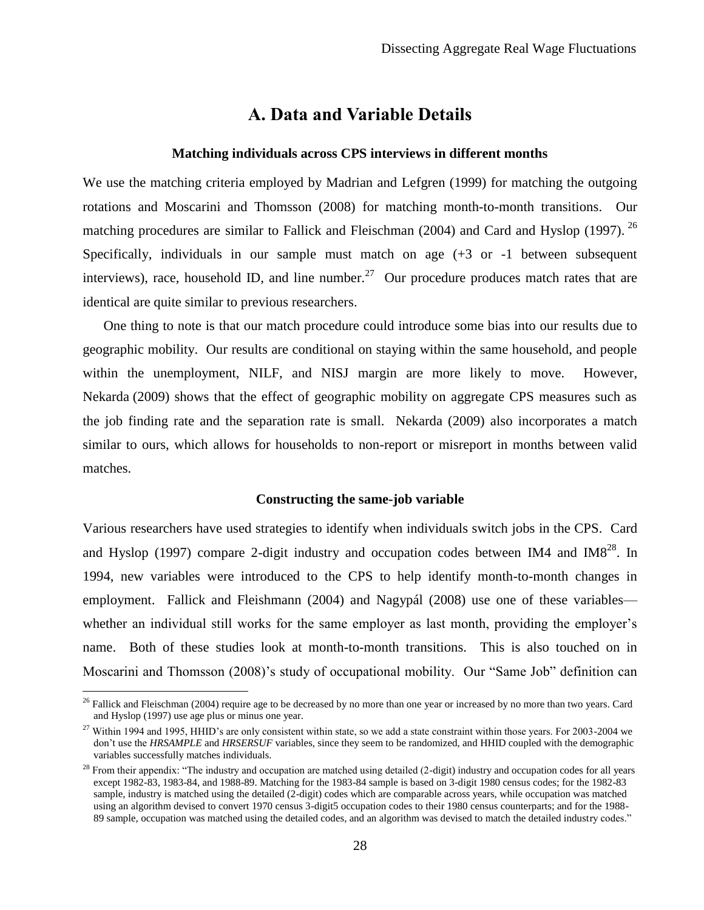# A. Data and Variable Details

### Matching individuals across CPS interviews in different months

We use the matching criteria employed by Madrian and Lefgren (1999) for matching the outgoing rotations and Moscarini and Thomsson (2008) for matching month-to-month transitions. Our matching procedures are similar to Fallick and Fleischman (2004) and Card and Hyslop (1997). [26] Specifically, individuals in our sample must match on age (+3 or -1 between subsequent interviews), race, household ID, and line number.[27] Our procedure produces match rates that are identical are quite similar to previous researchers.

One thing to note is that our match procedure could introduce some bias into our results due to geographic mobility. Our results are conditional on staying within the same household, and people within the unemployment, NILF, and NISJ margin are more likely to move. However, Nekarda (2009) shows that the effect of geographic mobility on aggregate CPS measures such as the job finding rate and the separation rate is small. Nekarda (2009) also incorporates a match similar to ours, which allows for households to non-report or misreport in months between valid matches.

### Constructing the same-job variable

Various researchers have used strategies to identify when individuals switch jobs in the CPS. Card and Hyslop (1997) compare 2-digit industry and occupation codes between IM4 and IM8[28]. In 1994, new variables were introduced to the CPS to help identify month-to-month changes in employment. Fallick and Fleishmann (2004) and Nagypál (2008) use one of these variables—whether an individual still works for the same employer as last month, providing the employer's name. Both of these studies look at month-to-month transitions. This is also touched on in Moscarini and Thomsson (2008)'s study of occupational mobility. Our "Same Job" definition can

---

[26] Fallick and Fleischman (2004) require age to be decreased by no more than one year or increased by no more than two years. Card and Hyslop (1997) use age plus or minus one year.

[27] Within 1994 and 1995, HHID's are only consistent within state, so we add a state constraint within those years. For 2003-2004 we don't use the *HRSAMPLE* and *HRSERSUF* variables, since they seem to be randomized, and HHID coupled with the demographic variables successfully matches individuals.

[28] From their appendix: "The industry and occupation are matched using detailed (2-digit) industry and occupation codes for all years except 1982-83, 1983-84, and 1988-89. Matching for the 1983-84 sample is based on 3-digit 1980 census codes; for the 1982-83 sample, industry is matched using the detailed (2-digit) codes which are comparable across years, while occupation was matched using an algorithm devised to convert 1970 census 3-digit5 occupation codes to their 1980 census counterparts; and for the 1988-89 sample, occupation was matched using the detailed codes, and an algorithm was devised to match the detailed industry codes."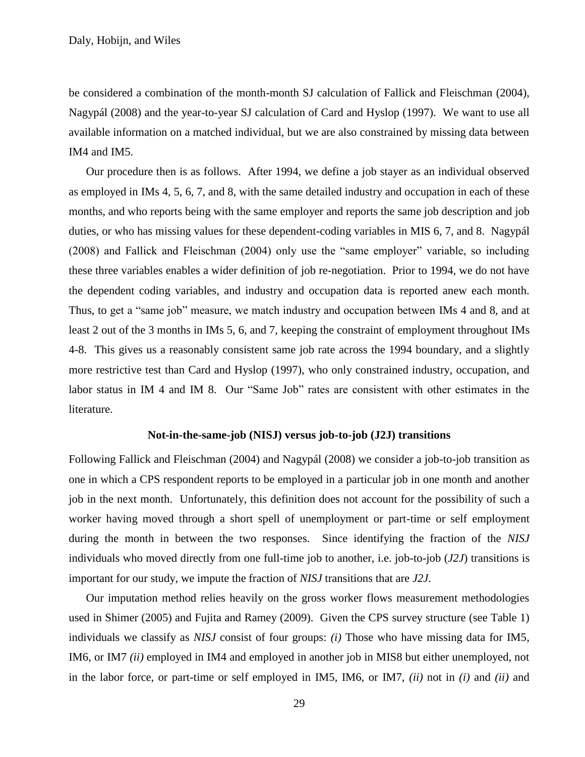be considered a combination of the month-month SJ calculation of Fallick and Fleischman (2004), Nagypál (2008) and the year-to-year SJ calculation of Card and Hyslop (1997). We want to use all available information on a matched individual, but we are also constrained by missing data between IM4 and IM5.

Our procedure then is as follows. After 1994, we define a job stayer as an individual observed as employed in IMs 4, 5, 6, 7, and 8, with the same detailed industry and occupation in each of these months, and who reports being with the same employer and reports the same job description and job duties, or who has missing values for these dependent-coding variables in MIS 6, 7, and 8. Nagypál (2008) and Fallick and Fleischman (2004) only use the "same employer" variable, so including these three variables enables a wider definition of job re-negotiation. Prior to 1994, we do not have the dependent coding variables, and industry and occupation data is reported anew each month. Thus, to get a "same job" measure, we match industry and occupation between IMs 4 and 8, and at least 2 out of the 3 months in IMs 5, 6, and 7, keeping the constraint of employment throughout IMs 4-8. This gives us a reasonably consistent same job rate across the 1994 boundary, and a slightly more restrictive test than Card and Hyslop (1997), who only constrained industry, occupation, and labor status in IM 4 and IM 8. Our "Same Job" rates are consistent with other estimates in the literature.

### Not-in-the-same-job (NISJ) versus job-to-job (J2J) transitions

Following Fallick and Fleischman (2004) and Nagypál (2008) we consider a job-to-job transition as one in which a CPS respondent reports to be employed in a particular job in one month and another job in the next month. Unfortunately, this definition does not account for the possibility of such a worker having moved through a short spell of unemployment or part-time or self employment during the month in between the two responses. Since identifying the fraction of the *NISJ* individuals who moved directly from one full-time job to another, i.e. job-to-job (*J2J*) transitions is important for our study, we impute the fraction of *NISJ* transitions that are *J2J*.

Our imputation method relies heavily on the gross worker flows measurement methodologies used in Shimer (2005) and Fujita and Ramey (2009). Given the CPS survey structure (see Table 1) individuals we classify as *NISJ* consist of four groups: *(i)* Those who have missing data for IM5, IM6, or IM7 *(ii)* employed in IM4 and employed in another job in MIS8 but either unemployed, not in the labor force, or part-time or self employed in IM5, IM6, or IM7, *(ii)* not in *(i)* and *(ii)* and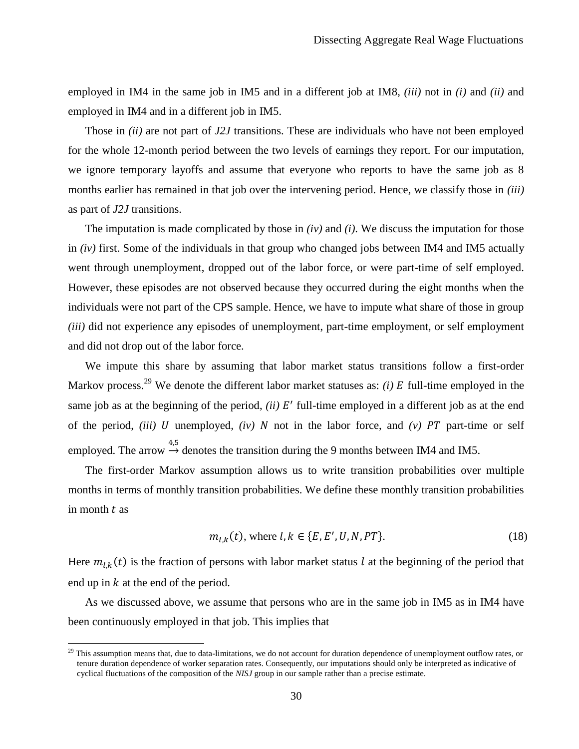employed in IM4 in the same job in IM5 and in a different job at IM8, *(iii)* not in *(i)* and *(ii)* and employed in IM4 and in a different job in IM5.

Those in *(ii)* are not part of *J2J* transitions. These are individuals who have not been employed for the whole 12-month period between the two levels of earnings they report. For our imputation, we ignore temporary layoffs and assume that everyone who reports to have the same job as 8 months earlier has remained in that job over the intervening period. Hence, we classify those in *(iii)* as part of *J2J* transitions.

The imputation is made complicated by those in *(iv)* and *(i)*. We discuss the imputation for those in *(iv)* first. Some of the individuals in that group who changed jobs between IM4 and IM5 actually went through unemployment, dropped out of the labor force, or were part-time of self employed. However, these episodes are not observed because they occurred during the eight months when the individuals were not part of the CPS sample. Hence, we have to impute what share of those in group *(iii)* did not experience any episodes of unemployment, part-time employment, or self employment and did not drop out of the labor force.

We impute this share by assuming that labor market status transitions follow a first-order Markov process.[29] We denote the different labor market statuses as: *(i)* $E$ full-time employed in the same job as at the beginning of the period, *(ii)* $E'$ full-time employed in a different job as at the end of the period, *(iii)* $U$ unemployed, *(iv)* $N$ not in the labor force, and *(v)* $PT$ part-time or self employed. The arrow $\overset{4,5}{\rightarrow}$ denotes the transition during the 9 months between IM4 and IM5.

The first-order Markov assumption allows us to write transition probabilities over multiple months in terms of monthly transition probabilities. We define these monthly transition probabilities in month $t$ as

$$m_{l,k}(t), \text{ where } l,k \in \{E, E', U, N, PT\}. \tag{18}$$

Here $m_{l,k}(t)$ is the fraction of persons with labor market status $l$ at the beginning of the period that end up in $k$ at the end of the period.

As we discussed above, we assume that persons who are in the same job in IM5 as in IM4 have been continuously employed in that job. This implies that

[29] This assumption means that, due to data-limitations, we do not account for duration dependence of unemployment outflow rates, or tenure duration dependence of worker separation rates. Consequently, our imputations should only be interpreted as indicative of cyclical fluctuations of the composition of the *NISJ* group in our sample rather than a precise estimate.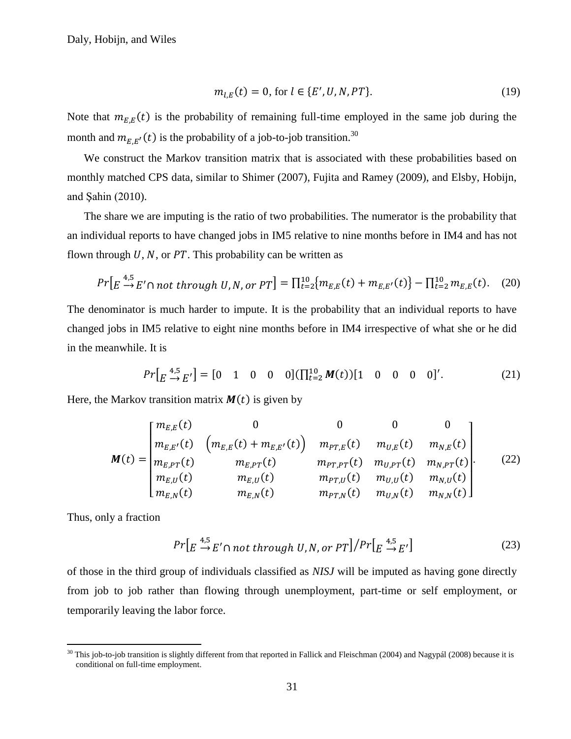$$m_{l,E}(t) = 0, \text{ for } l \in \{E', U, N, PT\}. \tag{19}$$

Note that $m_{E,E}(t)$ is the probability of remaining full-time employed in the same job during the month and $m_{E,E'}(t)$ is the probability of a job-to-job transition.[30]

We construct the Markov transition matrix that is associated with these probabilities based on monthly matched CPS data, similar to Shimer (2007), Fujita and Ramey (2009), and Elsby, Hobijn, and Şahin (2010).

The share we are imputing is the ratio of two probabilities. The numerator is the probability that an individual reports to have changed jobs in IM5 relative to nine months before in IM4 and has not flown through $U$, $N$, or $PT$. This probability can be written as

$$Pr\left[E \overset{4,5}{\rightarrow} E' \cap \textit{not through } U, N, \textit{or } PT\right] = \prod_{t=2}^{10}\{m_{E,E}(t) + m_{E,E'}(t)\} - \prod_{t=2}^{10} m_{E,E}(t). \tag{20}$$

The denominator is much harder to impute. It is the probability that an individual reports to have changed jobs in IM5 relative to eight nine months before in IM4 irrespective of what she or he did in the meanwhile. It is

$$Pr\left[E \overset{4,5}{\rightarrow} E'\right] = \begin{bmatrix} 0 & 1 & 0 & 0 & 0 \end{bmatrix} \left(\prod_{t=2}^{10} \boldsymbol{M}(t)\right) \begin{bmatrix} 1 & 0 & 0 & 0 & 0 \end{bmatrix}'. \tag{21}$$

Here, the Markov transition matrix $\boldsymbol{M}(t)$ is given by

$$\boldsymbol{M}(t) = \begin{bmatrix} m_{E,E}(t) & 0 & 0 & 0 & 0 \\ m_{E,E'}(t) & \left(m_{E,E}(t) + m_{E,E'}(t)\right) & m_{PT,E}(t) & m_{U,E}(t) & m_{N,E}(t) \\ m_{E,PT}(t) & m_{E,PT}(t) & m_{PT,PT}(t) & m_{U,PT}(t) & m_{N,PT}(t) \\ m_{E,U}(t) & m_{E,U}(t) & m_{PT,U}(t) & m_{U,U}(t) & m_{N,U}(t) \\ m_{E,N}(t) & m_{E,N}(t) & m_{PT,N}(t) & m_{U,N}(t) & m_{N,N}(t) \end{bmatrix}. \tag{22}$$

Thus, only a fraction

$$Pr\left[E \overset{4,5}{\rightarrow} E' \cap \textit{not through } U, N, \textit{or } PT\right] / Pr\left[E \overset{4,5}{\rightarrow} E'\right] \tag{23}$$

of those in the third group of individuals classified as *NISJ* will be imputed as having gone directly from job to job rather than flowing through unemployment, part-time or self employment, or temporarily leaving the labor force.

[30] This job-to-job transition is slightly different from that reported in Fallick and Fleischman (2004) and Nagypál (2008) because it is conditional on full-time employment.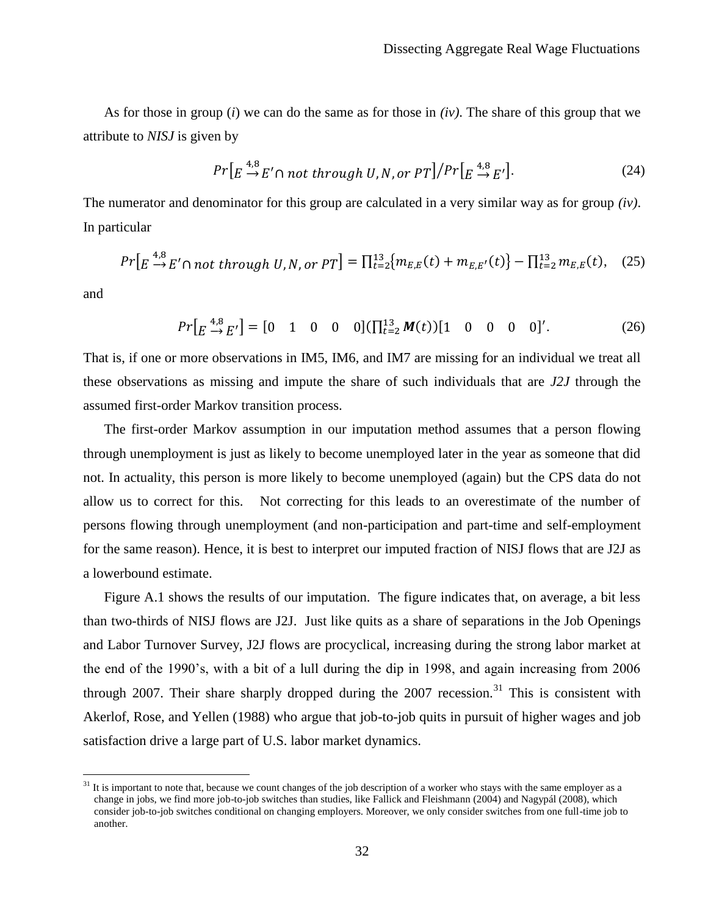As for those in group (*i*) we can do the same as for those in *(iv)*. The share of this group that we attribute to *NISJ* is given by

$$Pr\left[E \overset{4,8}{\rightarrow} E' \cap \textit{not through } U, N, \textit{or } PT\right] / Pr\left[E \overset{4,8}{\rightarrow} E'\right]. \tag{24}$$

The numerator and denominator for this group are calculated in a very similar way as for group *(iv)*. In particular

$$Pr\left[E \overset{4,8}{\rightarrow} E' \cap \textit{not through } U, N, \textit{or } PT\right] = \prod_{t=2}^{13}\{m_{E,E}(t) + m_{E,E'}(t)\} - \prod_{t=2}^{13} m_{E,E}(t), \tag{25}$$

and

$$Pr\left[E \overset{4,8}{\rightarrow} E'\right] = \begin{bmatrix} 0 & 1 & 0 & 0 & 0 \end{bmatrix} \left(\prod_{t=2}^{13} \boldsymbol{M}(t)\right) \begin{bmatrix} 1 & 0 & 0 & 0 & 0 \end{bmatrix}'. \tag{26}$$

That is, if one or more observations in IM5, IM6, and IM7 are missing for an individual we treat all these observations as missing and impute the share of such individuals that are *J2J* through the assumed first-order Markov transition process.

The first-order Markov assumption in our imputation method assumes that a person flowing through unemployment is just as likely to become unemployed later in the year as someone that did not. In actuality, this person is more likely to become unemployed (again) but the CPS data do not allow us to correct for this. Not correcting for this leads to an overestimate of the number of persons flowing through unemployment (and non-participation and part-time and self-employment for the same reason). Hence, it is best to interpret our imputed fraction of NISJ flows that are J2J as a lowerbound estimate.

Figure A.1 shows the results of our imputation. The figure indicates that, on average, a bit less than two-thirds of NISJ flows are J2J. Just like quits as a share of separations in the Job Openings and Labor Turnover Survey, J2J flows are procyclical, increasing during the strong labor market at the end of the 1990's, with a bit of a lull during the dip in 1998, and again increasing from 2006 through 2007. Their share sharply dropped during the 2007 recession.[31] This is consistent with Akerlof, Rose, and Yellen (1988) who argue that job-to-job quits in pursuit of higher wages and job satisfaction drive a large part of U.S. labor market dynamics.

[31] It is important to note that, because we count changes of the job description of a worker who stays with the same employer as a change in jobs, we find more job-to-job switches than studies, like Fallick and Fleishmann (2004) and Nagypál (2008), which consider job-to-job switches conditional on changing employers. Moreover, we only consider switches from one full-time job to another.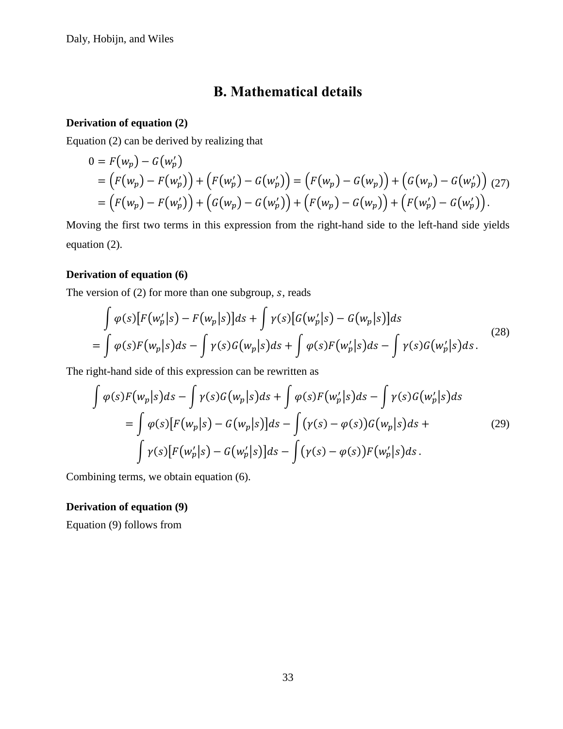## B. Mathematical details

**Derivation of equation (2)**

Equation (2) can be derived by realizing that

$$
\begin{aligned}
0 &= F(w_p) - G(w_p') \\
&= \left(F(w_p) - F(w_p')\right) + \left(F(w_p') - G(w_p')\right) = \left(F(w_p) - G(w_p)\right) + \left(G(w_p) - G(w_p')\right) \\
&= \left(F(w_p) - F(w_p')\right) + \left(G(w_p) - G(w_p')\right) + \left(F(w_p) - G(w_p)\right) + \left(F(w_p') - G(w_p')\right).
\end{aligned}
\tag{27}
$$

Moving the first two terms in this expression from the right-hand side to the left-hand side yields equation (2).

**Derivation of equation (6)**

The version of (2) for more than one subgroup, $s$, reads

$$
\begin{aligned}
&\int \varphi(s)\left[F(w_p'|s) - F(w_p|s)\right]ds + \int \gamma(s)\left[G(w_p'|s) - G(w_p|s)\right]ds \\
&= \int \varphi(s)F(w_p|s)ds - \int \gamma(s)G(w_p|s)ds + \int \varphi(s)F(w_p'|s)ds - \int \gamma(s)G(w_p'|s)ds\,.
\end{aligned}
\tag{28}
$$

The right-hand side of this expression can be rewritten as

$$
\begin{aligned}
&\int \varphi(s)F(w_p|s)ds - \int \gamma(s)G(w_p|s)ds + \int \varphi(s)F(w_p'|s)ds - \int \gamma(s)G(w_p'|s)ds \\
&\quad= \int \varphi(s)\left[F(w_p|s) - G(w_p|s)\right]ds - \int \left(\gamma(s) - \varphi(s)\right)G(w_p|s)ds + \\
&\quad\quad \int \gamma(s)\left[F(w_p'|s) - G(w_p'|s)\right]ds - \int \left(\gamma(s) - \varphi(s)\right)F(w_p'|s)ds\,.
\end{aligned}
\tag{29}
$$

Combining terms, we obtain equation (6).

**Derivation of equation (9)**

Equation (9) follows from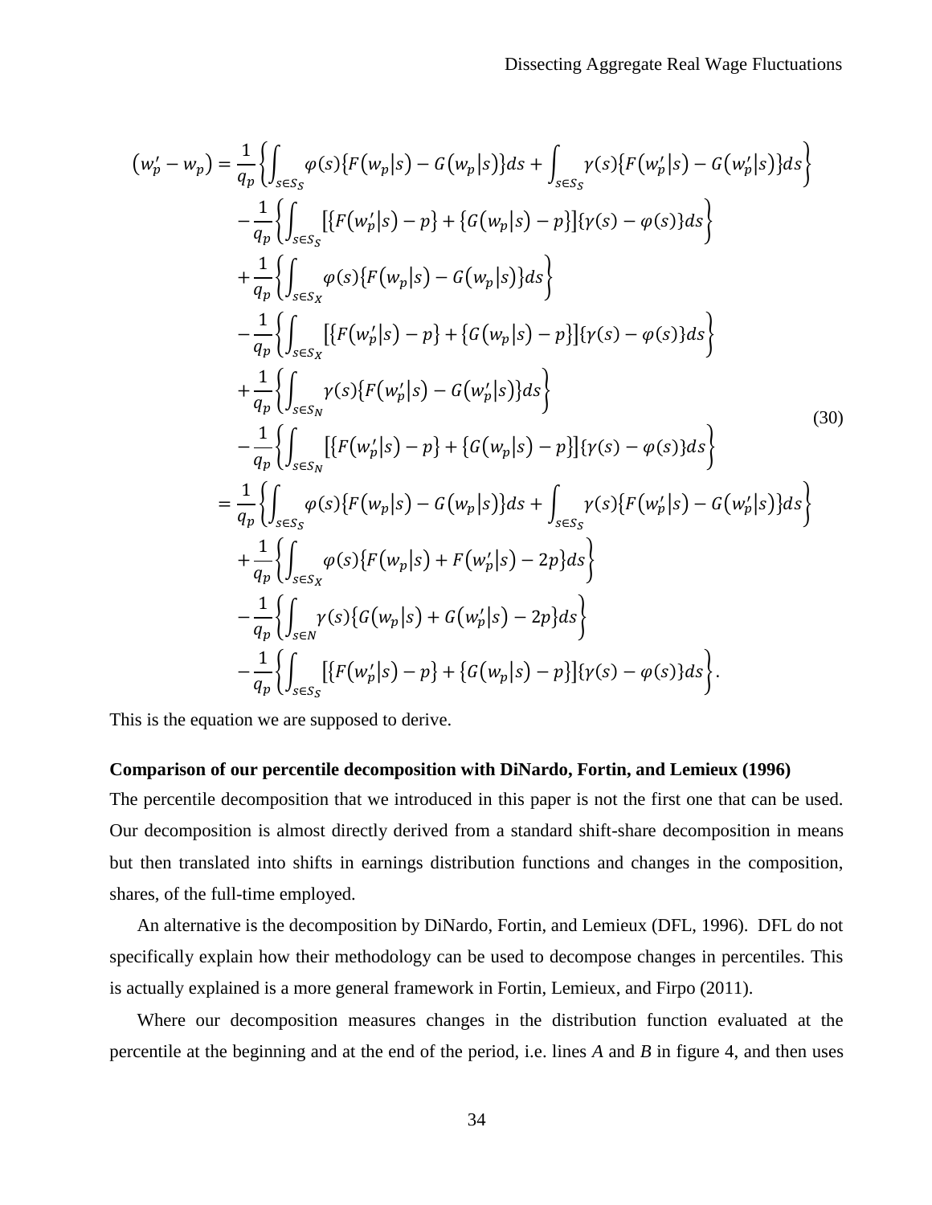$$
\begin{aligned}
(w_p' - w_p) = {} & \frac{1}{q_p}\left\{\int_{s\in S_S} \varphi(s)\{F(w_p|s) - G(w_p|s)\}ds + \int_{s\in S_S} \gamma(s)\{F(w_p'|s) - G(w_p'|s)\}ds\right\} \\
& - \frac{1}{q_p}\left\{\int_{s\in S_S} [\{F(w_p'|s) - p\} + \{G(w_p|s) - p\}]\{\gamma(s) - \varphi(s)\}ds\right\} \\
& + \frac{1}{q_p}\left\{\int_{s\in S_X} \varphi(s)\{F(w_p|s) - G(w_p|s)\}ds\right\} \\
& - \frac{1}{q_p}\left\{\int_{s\in S_X} [\{F(w_p'|s) - p\} + \{G(w_p|s) - p\}]\{\gamma(s) - \varphi(s)\}ds\right\} \\
& + \frac{1}{q_p}\left\{\int_{s\in S_N} \gamma(s)\{F(w_p'|s) - G(w_p'|s)\}ds\right\} \\
& - \frac{1}{q_p}\left\{\int_{s\in S_N} [\{F(w_p'|s) - p\} + \{G(w_p|s) - p\}]\{\gamma(s) - \varphi(s)\}ds\right\} \\
= {} & \frac{1}{q_p}\left\{\int_{s\in S_S} \varphi(s)\{F(w_p|s) - G(w_p|s)\}ds + \int_{s\in S_S} \gamma(s)\{F(w_p'|s) - G(w_p'|s)\}ds\right\} \\
& + \frac{1}{q_p}\left\{\int_{s\in S_X} \varphi(s)\{F(w_p|s) + F(w_p'|s) - 2p\}ds\right\} \\
& - \frac{1}{q_p}\left\{\int_{s\in N} \gamma(s)\{G(w_p|s) + G(w_p'|s) - 2p\}ds\right\} \\
& - \frac{1}{q_p}\left\{\int_{s\in S_S} [\{F(w_p'|s) - p\} + \{G(w_p|s) - p\}]\{\gamma(s) - \varphi(s)\}ds\right\}.
\end{aligned} \tag{30}
$$

This is the equation we are supposed to derive.

**Comparison of our percentile decomposition with DiNardo, Fortin, and Lemieux (1996)**

The percentile decomposition that we introduced in this paper is not the first one that can be used. Our decomposition is almost directly derived from a standard shift-share decomposition in means but then translated into shifts in earnings distribution functions and changes in the composition, shares, of the full-time employed.

An alternative is the decomposition by DiNardo, Fortin, and Lemieux (DFL, 1996). DFL do not specifically explain how their methodology can be used to decompose changes in percentiles. This is actually explained is a more general framework in Fortin, Lemieux, and Firpo (2011).

Where our decomposition measures changes in the distribution function evaluated at the percentile at the beginning and at the end of the period, i.e. lines *A* and *B* in figure 4, and then uses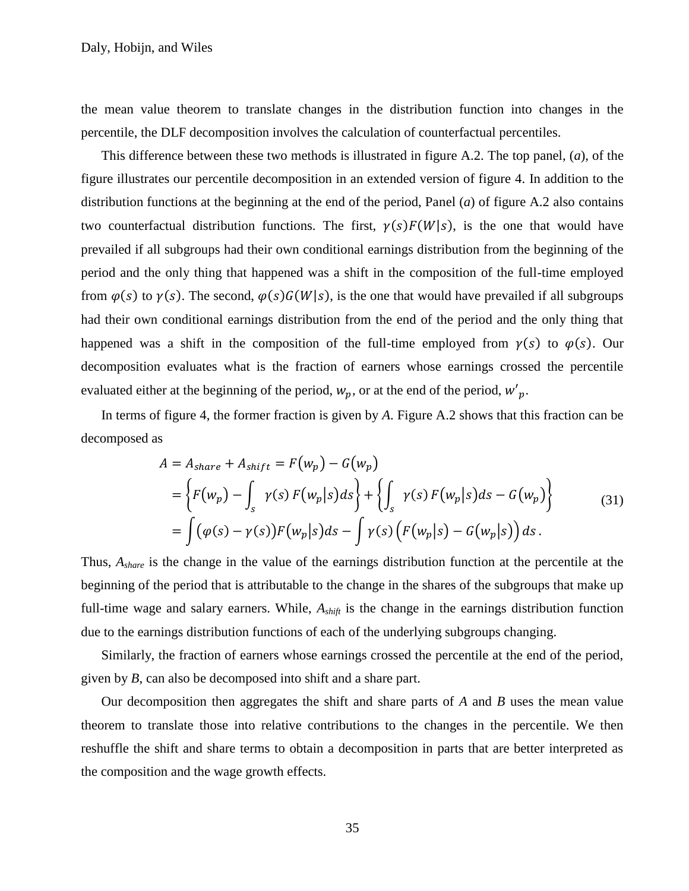the mean value theorem to translate changes in the distribution function into changes in the percentile, the DLF decomposition involves the calculation of counterfactual percentiles.

This difference between these two methods is illustrated in figure A.2. The top panel, (*a*), of the figure illustrates our percentile decomposition in an extended version of figure 4. In addition to the distribution functions at the beginning at the end of the period, Panel (*a*) of figure A.2 also contains two counterfactual distribution functions. The first, $\gamma(s)F(W|s)$, is the one that would have prevailed if all subgroups had their own conditional earnings distribution from the beginning of the period and the only thing that happened was a shift in the composition of the full-time employed from $\varphi(s)$ to $\gamma(s)$. The second, $\varphi(s)G(W|s)$, is the one that would have prevailed if all subgroups had their own conditional earnings distribution from the end of the period and the only thing that happened was a shift in the composition of the full-time employed from $\gamma(s)$ to $\varphi(s)$. Our decomposition evaluates what is the fraction of earners whose earnings crossed the percentile evaluated either at the beginning of the period, $w_p$, or at the end of the period, $w'_p$.

In terms of figure 4, the former fraction is given by *A*. Figure A.2 shows that this fraction can be decomposed as

$$
\begin{aligned}
A = A_{share} + A_{shift} &= F(w_p) - G(w_p) \\
&= \left\{ F(w_p) - \int_s \gamma(s)\, F(w_p|s) ds \right\} + \left\{ \int_s \gamma(s)\, F(w_p|s) ds - G(w_p) \right\} \\
&= \int (\varphi(s) - \gamma(s)) F(w_p|s) ds - \int \gamma(s) \left( F(w_p|s) - G(w_p|s) \right) ds \,.
\end{aligned}
\tag{31}
$$

Thus, $A_{share}$ is the change in the value of the earnings distribution function at the percentile at the beginning of the period that is attributable to the change in the shares of the subgroups that make up full-time wage and salary earners. While, $A_{shift}$ is the change in the earnings distribution function due to the earnings distribution functions of each of the underlying subgroups changing.

Similarly, the fraction of earners whose earnings crossed the percentile at the end of the period, given by *B*, can also be decomposed into shift and a share part.

Our decomposition then aggregates the shift and share parts of *A* and *B* uses the mean value theorem to translate those into relative contributions to the changes in the percentile. We then reshuffle the shift and share terms to obtain a decomposition in parts that are better interpreted as the composition and the wage growth effects.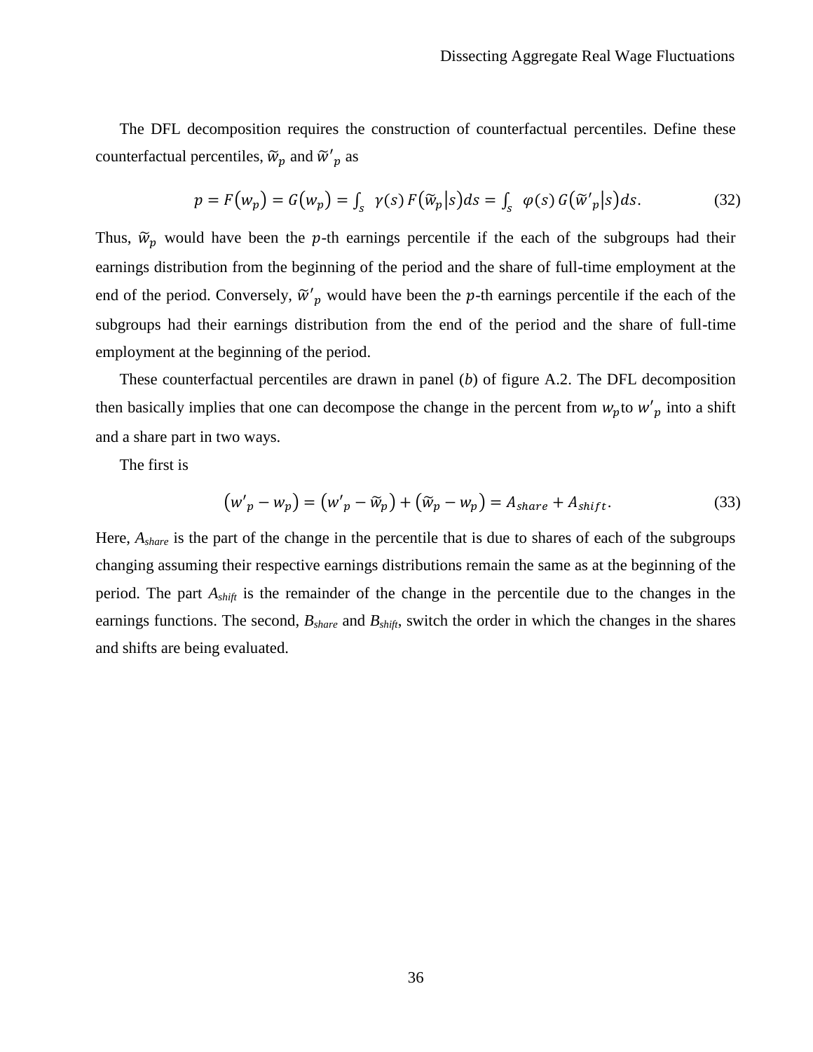The DFL decomposition requires the construction of counterfactual percentiles. Define these counterfactual percentiles, $\tilde{w}_p$ and $\tilde{w}'_p$ as

$$p = F(w_p) = G(w_p) = \int_s \gamma(s)\, F(\tilde{w}_p | s) ds = \int_s \varphi(s)\, G(\tilde{w}'_p | s) ds. \tag{32}$$

Thus, $\tilde{w}_p$ would have been the $p$-th earnings percentile if the each of the subgroups had their earnings distribution from the beginning of the period and the share of full-time employment at the end of the period. Conversely, $\tilde{w}'_p$ would have been the $p$-th earnings percentile if the each of the subgroups had their earnings distribution from the end of the period and the share of full-time employment at the beginning of the period.

These counterfactual percentiles are drawn in panel (*b*) of figure A.2. The DFL decomposition then basically implies that one can decompose the change in the percent from $w_p$ to $w'_p$ into a shift and a share part in two ways.

The first is

$$(w'_p - w_p) = (w'_p - \tilde{w}_p) + (\tilde{w}_p - w_p) = A_{share} + A_{shift}. \tag{33}$$

Here, $A_{share}$ is the part of the change in the percentile that is due to shares of each of the subgroups changing assuming their respective earnings distributions remain the same as at the beginning of the period. The part $A_{shift}$ is the remainder of the change in the percentile due to the changes in the earnings functions. The second, $B_{share}$ and $B_{shift}$, switch the order in which the changes in the shares and shifts are being evaluated.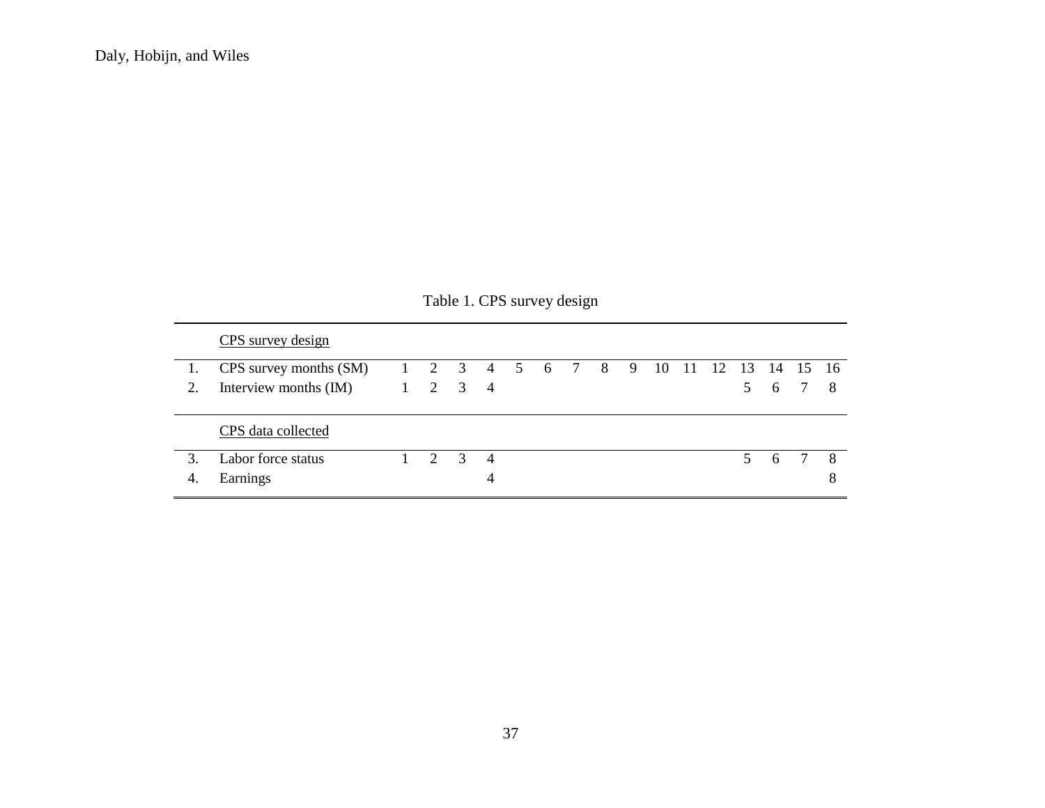Table 1. CPS survey design

| | | | | | | | | | | | | | | | | | |
|---|---|---|---|---|---|---|---|---|---|---|---|---|---|---|---|---|---|
| | CPS survey design | | | | | | | | | | | | | | | | |
| 1. | CPS survey months (SM) | 1 | 2 | 3 | 4 | 5 | 6 | 7 | 8 | 9 | 10 | 11 | 12 | 13 | 14 | 15 | 16 |
| 2. | Interview months (IM) | 1 | 2 | 3 | 4 | | | | | | | | | 5 | 6 | 7 | 8 |
| | CPS data collected | | | | | | | | | | | | | | | | |
| 3. | Labor force status | 1 | 2 | 3 | 4 | | | | | | | | | 5 | 6 | 7 | 8 |
| 4. | Earnings | | | | 4 | | | | | | | | | | | | 8 |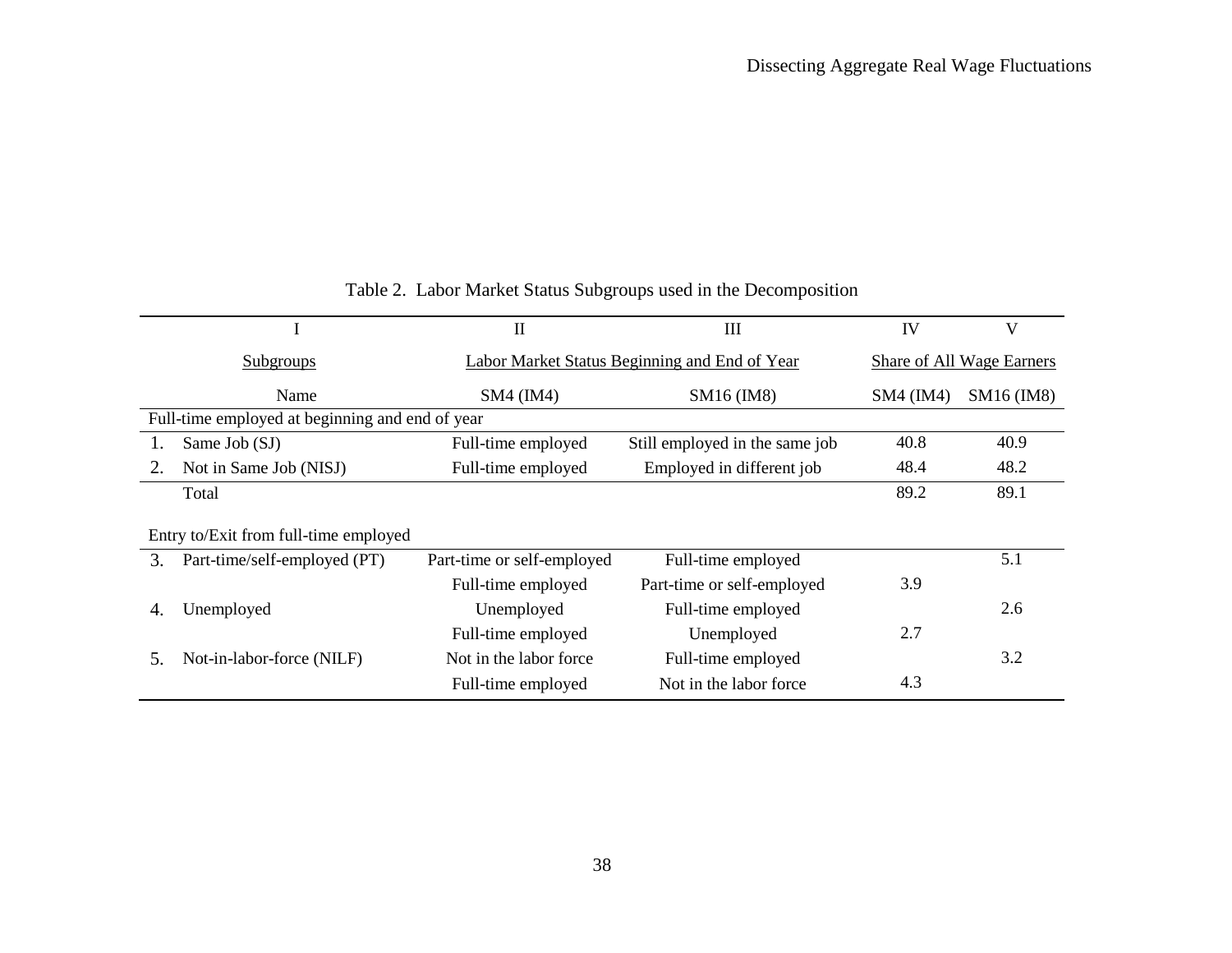Table 2. Labor Market Status Subgroups used in the Decomposition

| I | | II | III | IV | V |
|---|---|---|---|---|---|
| Subgroups | | Labor Market Status Beginning and End of Year | | Share of All Wage Earners | |
| | Name | SM4 (IM4) | SM16 (IM8) | SM4 (IM4) | SM16 (IM8) |
| Full-time employed at beginning and end of year | | | | | |
| 1. | Same Job (SJ) | Full-time employed | Still employed in the same job | 40.8 | 40.9 |
| 2. | Not in Same Job (NISJ) | Full-time employed | Employed in different job | 48.4 | 48.2 |
| | Total | | | 89.2 | 89.1 |
| Entry to/Exit from full-time employed | | | | | |
| 3. | Part-time/self-employed (PT) | Part-time or self-employed | Full-time employed | | 5.1 |
| | | Full-time employed | Part-time or self-employed | 3.9 | |
| 4. | Unemployed | Unemployed | Full-time employed | | 2.6 |
| | | Full-time employed | Unemployed | 2.7 | |
| 5. | Not-in-labor-force (NILF) | Not in the labor force | Full-time employed | | 3.2 |
| | | Full-time employed | Not in the labor force | 4.3 | |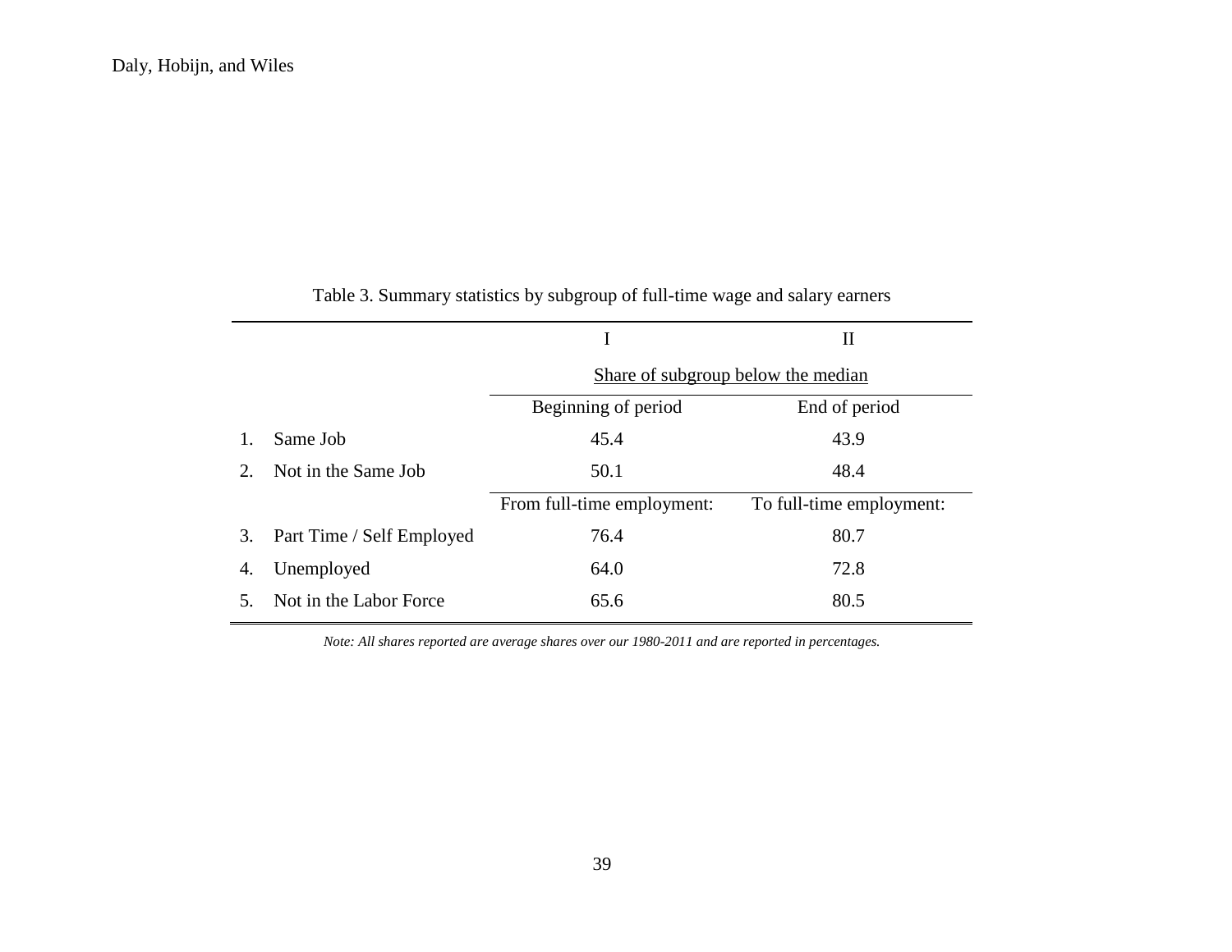Table 3. Summary statistics by subgroup of full-time wage and salary earners

| | | I | II |
|---|---|---|---|
| | | Share of subgroup below the median | |
| | | Beginning of period | End of period |
| 1. | Same Job | 45.4 | 43.9 |
| 2. | Not in the Same Job | 50.1 | 48.4 |
| | | From full-time employment: | To full-time employment: |
| 3. | Part Time / Self Employed | 76.4 | 80.7 |
| 4. | Unemployed | 64.0 | 72.8 |
| 5. | Not in the Labor Force | 65.6 | 80.5 |

*Note: All shares reported are average shares over our 1980-2011 and are reported in percentages.*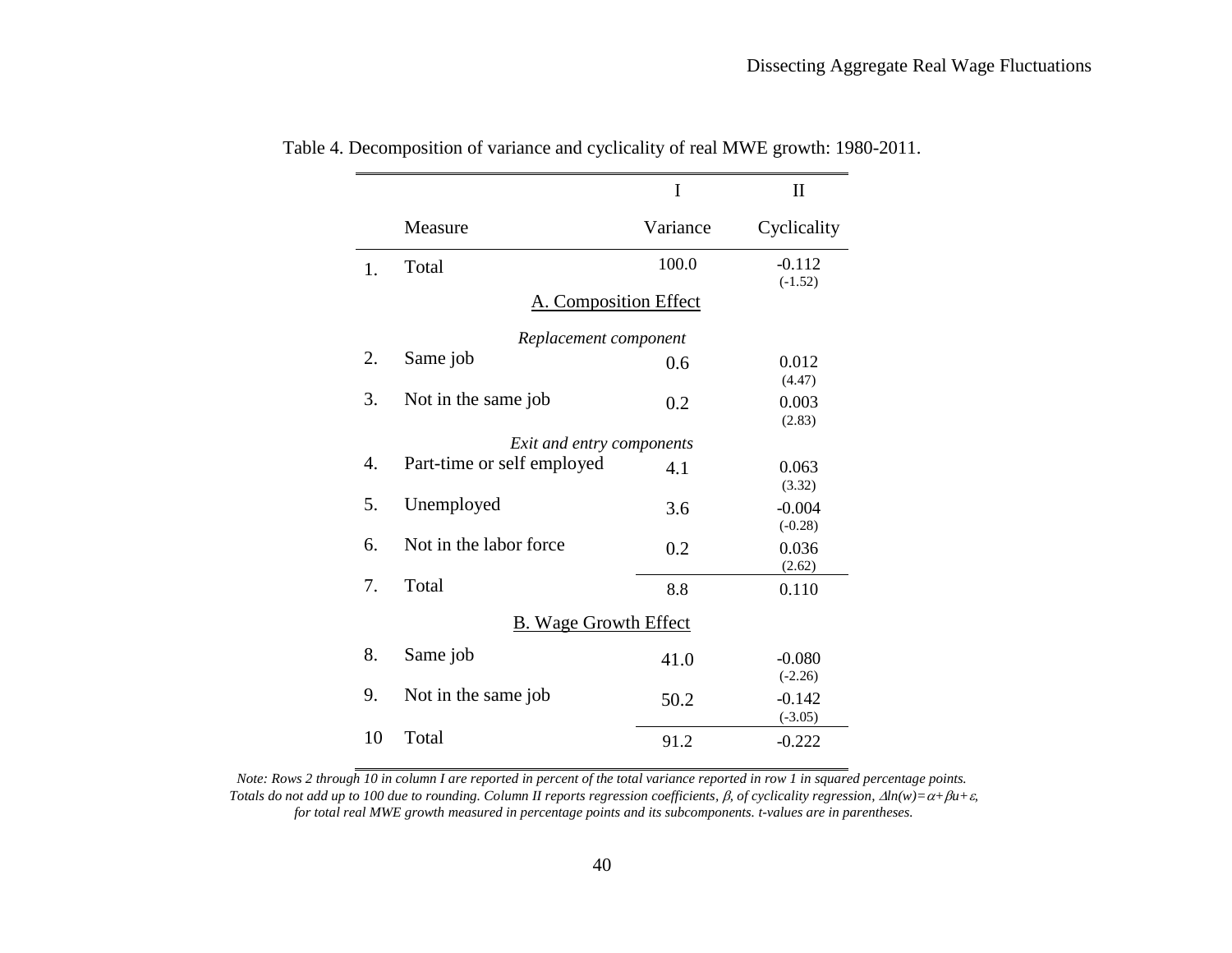Table 4. Decomposition of variance and cyclicality of real MWE growth: 1980-2011.

| | | I | II |
|---|---|---|---|
| | Measure | Variance | Cyclicality |
| 1. | Total | 100.0 | -0.112 (-1.52) |
| | **A. Composition Effect** | | |
| | *Replacement component* | | |
| 2. | Same job | 0.6 | 0.012 (4.47) |
| 3. | Not in the same job | 0.2 | 0.003 (2.83) |
| | *Exit and entry components* | | |
| 4. | Part-time or self employed | 4.1 | 0.063 (3.32) |
| 5. | Unemployed | 3.6 | -0.004 (-0.28) |
| 6. | Not in the labor force | 0.2 | 0.036 (2.62) |
| 7. | Total | 8.8 | 0.110 |
| | **B. Wage Growth Effect** | | |
| 8. | Same job | 41.0 | -0.080 (-2.26) |
| 9. | Not in the same job | 50.2 | -0.142 (-3.05) |
| 10 | Total | 91.2 | -0.222 |

*Note: Rows 2 through 10 in column I are reported in percent of the total variance reported in row 1 in squared percentage points. Totals do not add up to 100 due to rounding. Column II reports regression coefficients, $\beta$, of cyclicality regression, $\Delta ln(w)=\alpha+\beta u+\varepsilon$, for total real MWE growth measured in percentage points and its subcomponents. t-values are in parentheses.*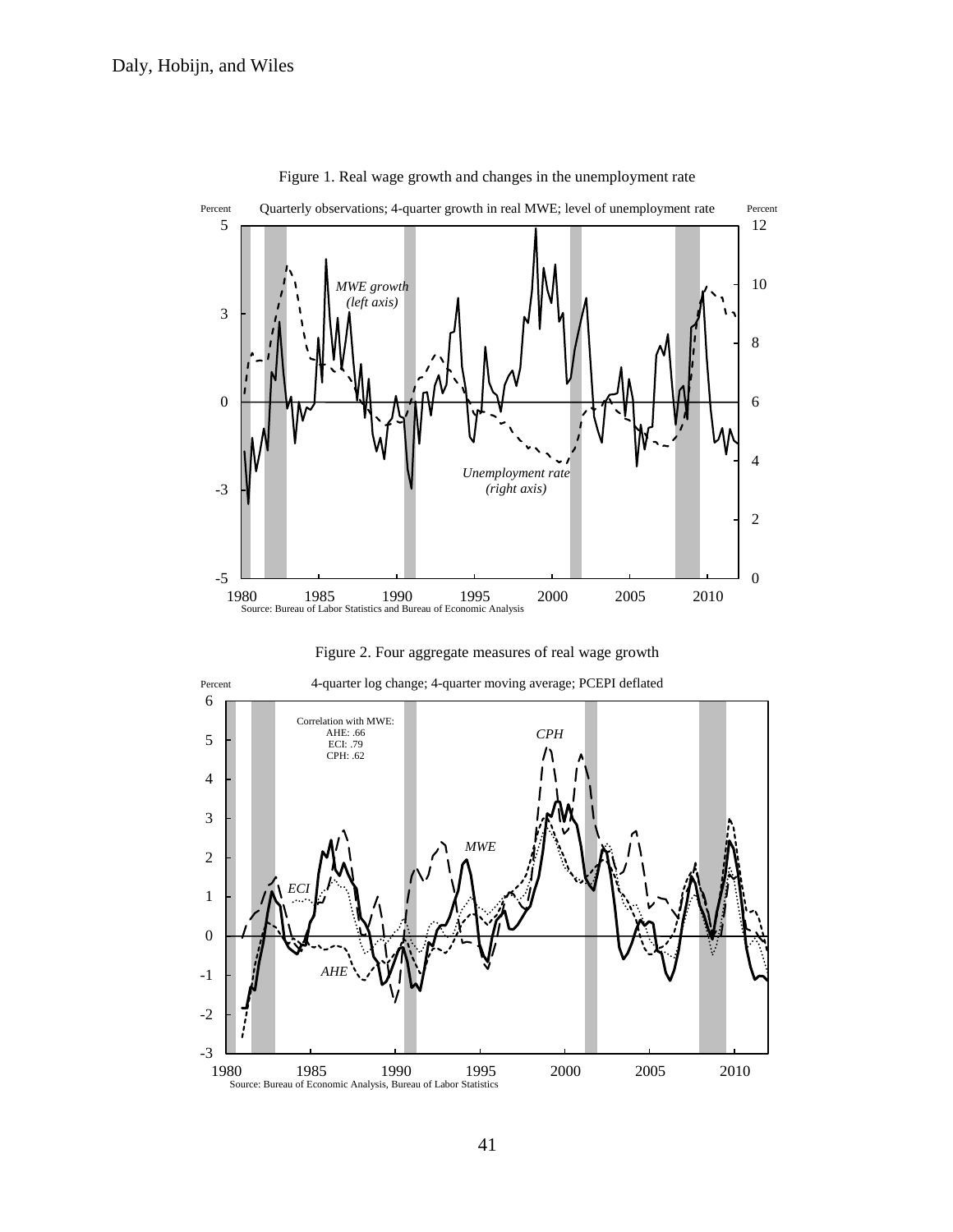Figure 1. Real wage growth and changes in the unemployment rate

Quarterly observations; 4-quarter growth in real MWE; level of unemployment rate

Source: Bureau of Labor Statistics and Bureau of Economic Analysis

Figure 2. Four aggregate measures of real wage growth

4-quarter log change; 4-quarter moving average; PCEPI deflated

Correlation with MWE:
AHE: .66
ECI: .79
CPH: .62

Source: Bureau of Economic Analysis, Bureau of Labor Statistics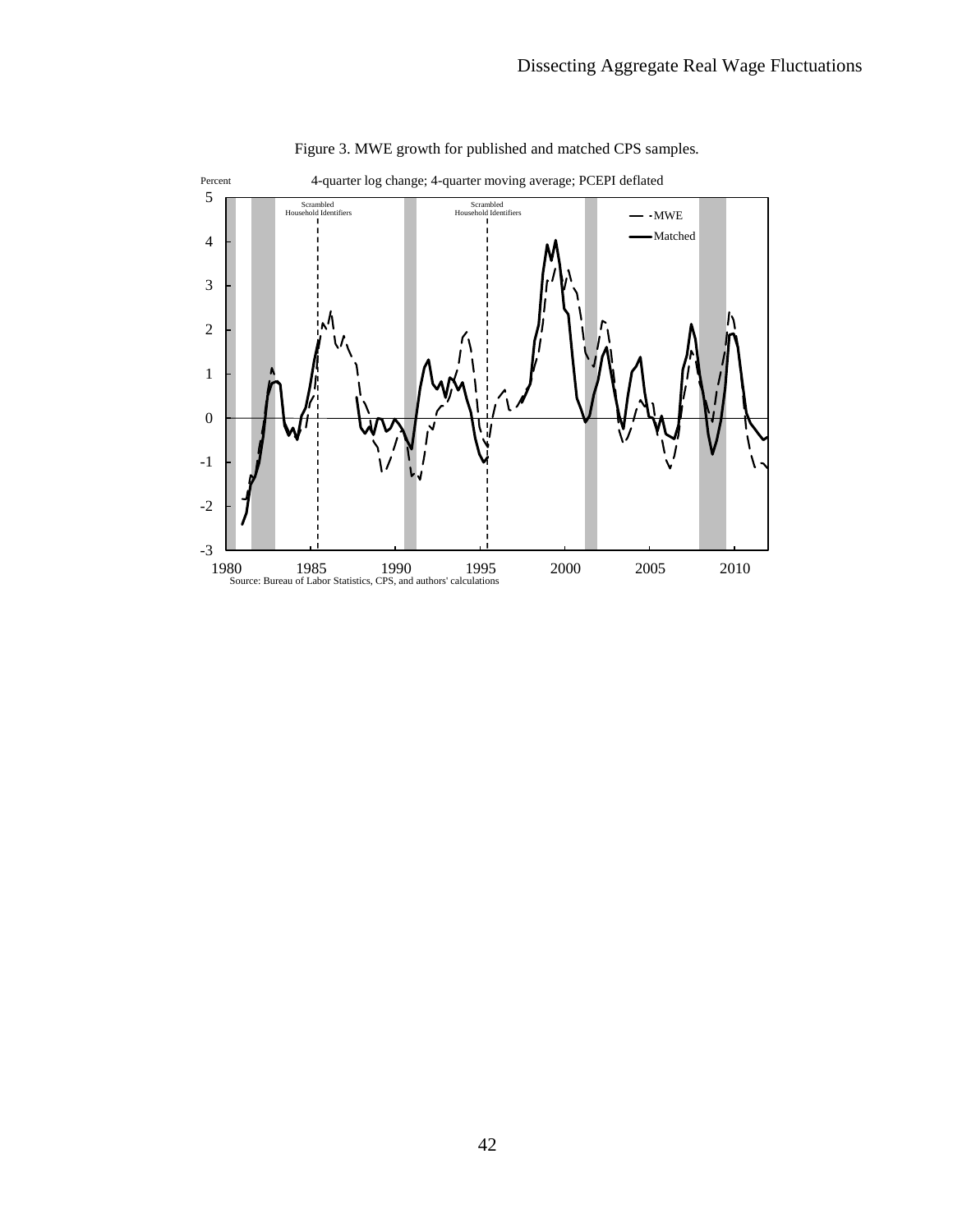Figure 3. MWE growth for published and matched CPS samples.

Percent

4-quarter log change; 4-quarter moving average; PCEPI deflated

Scrambled Household Identifiers

Scrambled Household Identifiers

MWE

Matched

Source: Bureau of Labor Statistics, CPS, and authors' calculations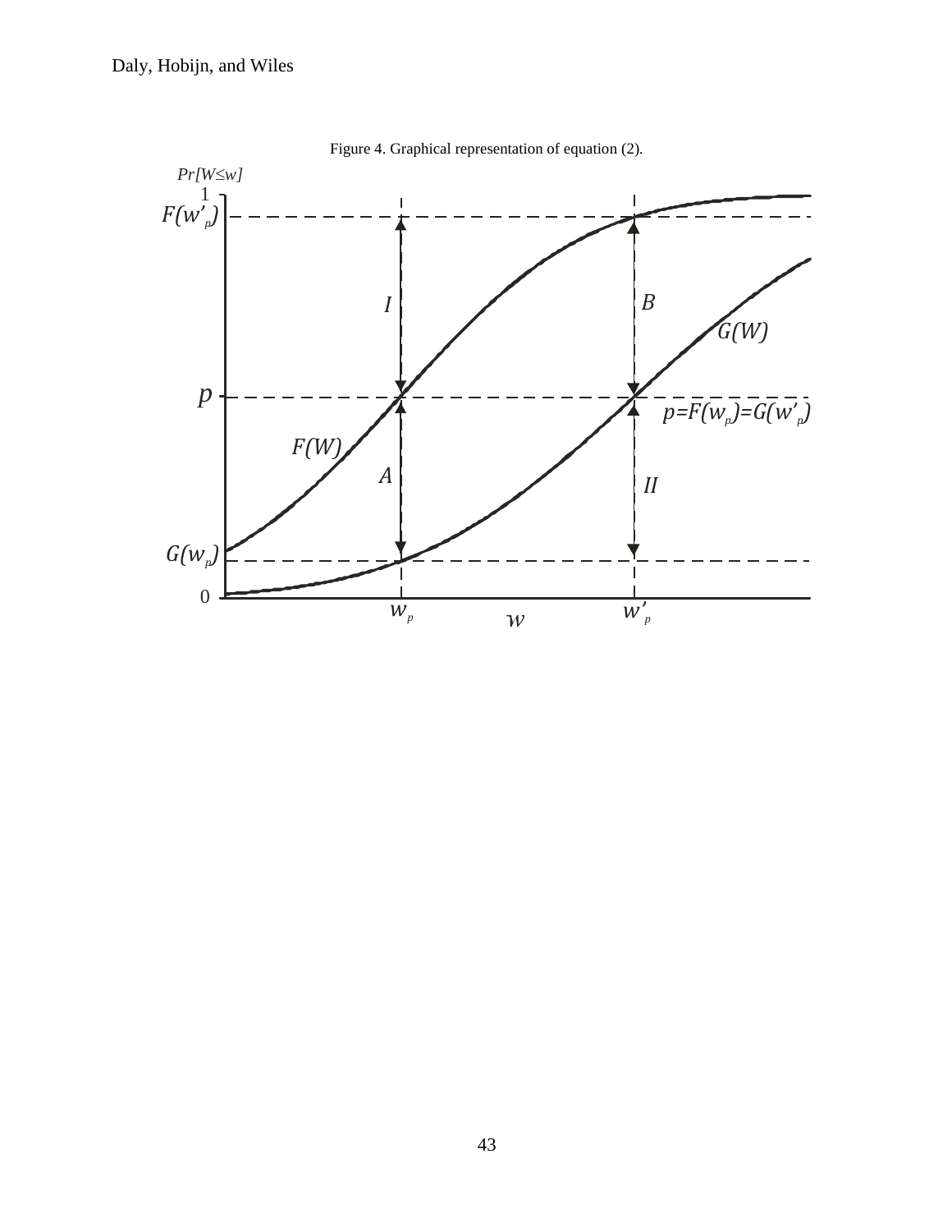Figure 4. Graphical representation of equation (2).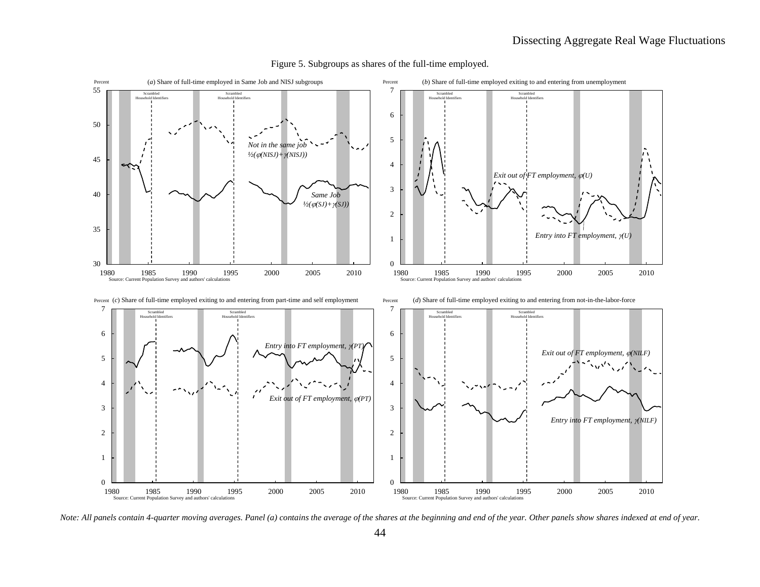Figure 5. Subgroups as shares of the full-time employed.

*Note: All panels contain 4-quarter moving averages. Panel (a) contains the average of the shares at the beginning and end of the year. Other panels show shares indexed at end of year.*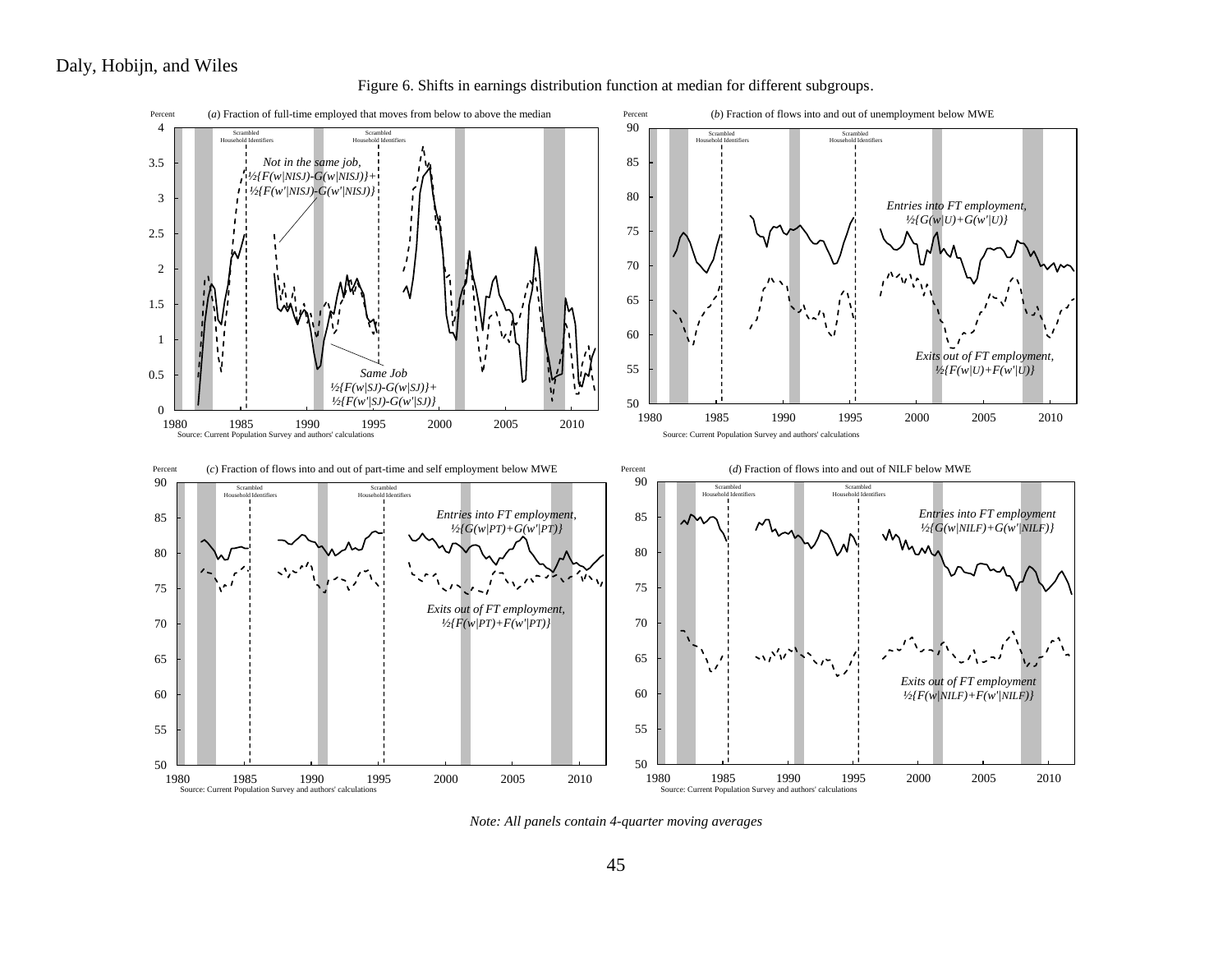Figure 6. Shifts in earnings distribution function at median for different subgroups.

(*a*) Fraction of full-time employed that moves from below to above the median

*Not in the same job,*
*½{F(w|NISJ)-G(w|NISJ)}+ ½{F(w'|NISJ)-G(w'|NISJ)}*

*Same Job*
*½{F(w|SJ)-G(w|SJ)}+ ½{F(w'|SJ)-G(w'|SJ)}*

Source: Current Population Survey and authors' calculations

(*b*) Fraction of flows into and out of unemployment below MWE

*Entries into FT employment, ½{G(w|U)+G(w'|U)}*

*Exits out of FT employment, ½{F(w|U)+F(w'|U)}*

Source: Current Population Survey and authors' calculations

(*c*) Fraction of flows into and out of part-time and self employment below MWE

*Entries into FT employment, ½{G(w|PT)+G(w'|PT)}*

*Exits out of FT employment, ½{F(w|PT)+F(w'|PT)}*

Source: Current Population Survey and authors' calculations

(*d*) Fraction of flows into and out of NILF below MWE

*Entries into FT employment ½{G(w|NILF)+G(w'|NILF)}*

*Exits out of FT employment ½{F(w|NILF)+F(w'|NILF)}*

Source: Current Population Survey and authors' calculations

*Note: All panels contain 4-quarter moving averages*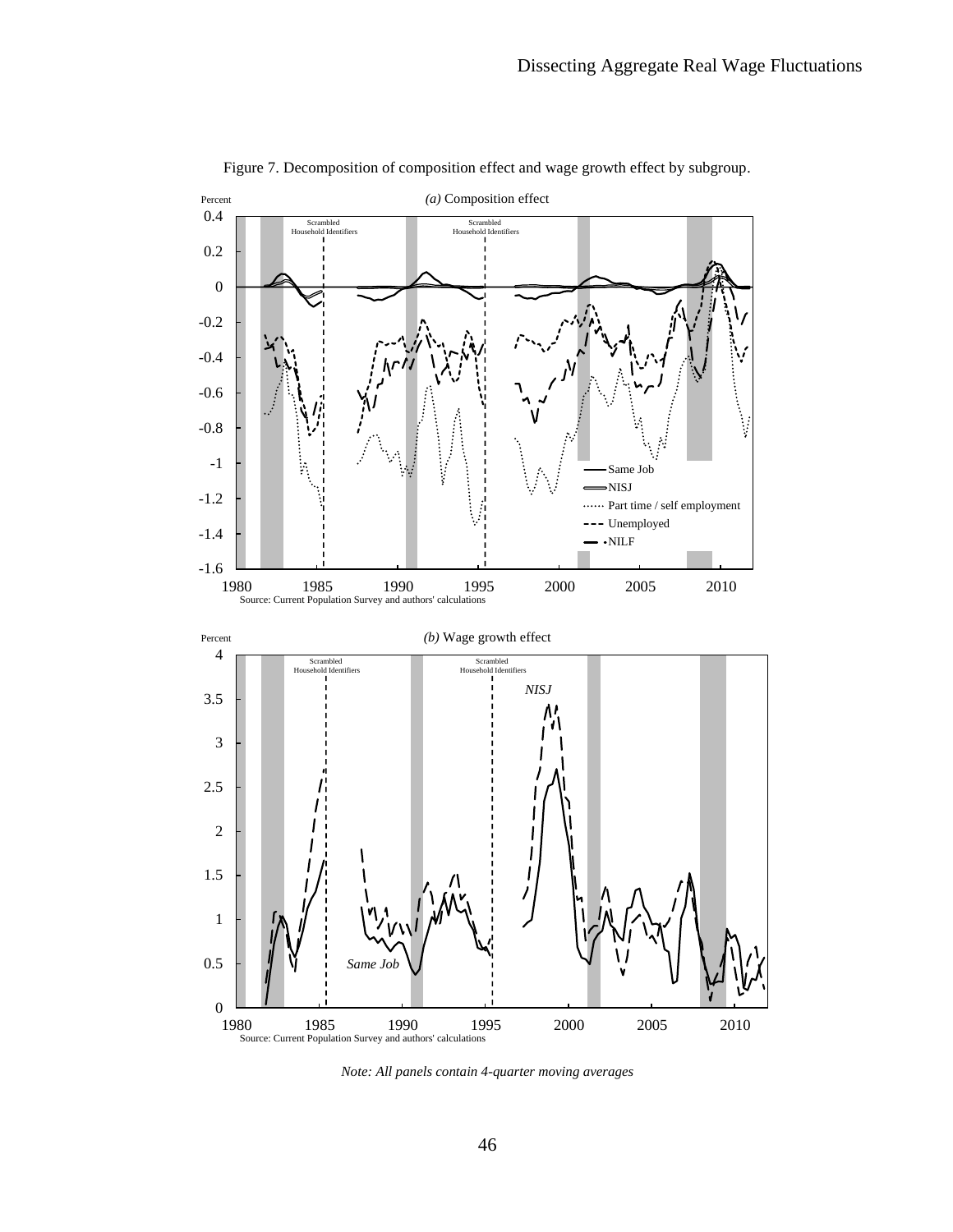Figure 7. Decomposition of composition effect and wage growth effect by subgroup.

*(a)* Composition effect

Percent

Scrambled Household Identifiers

Same Job

NISJ

Part time / self employment

Unemployed

NILF

Source: Current Population Survey and authors' calculations

*(b)* Wage growth effect

Percent

Scrambled Household Identifiers

*NISJ*

*Same Job*

Source: Current Population Survey and authors' calculations

*Note: All panels contain 4-quarter moving averages*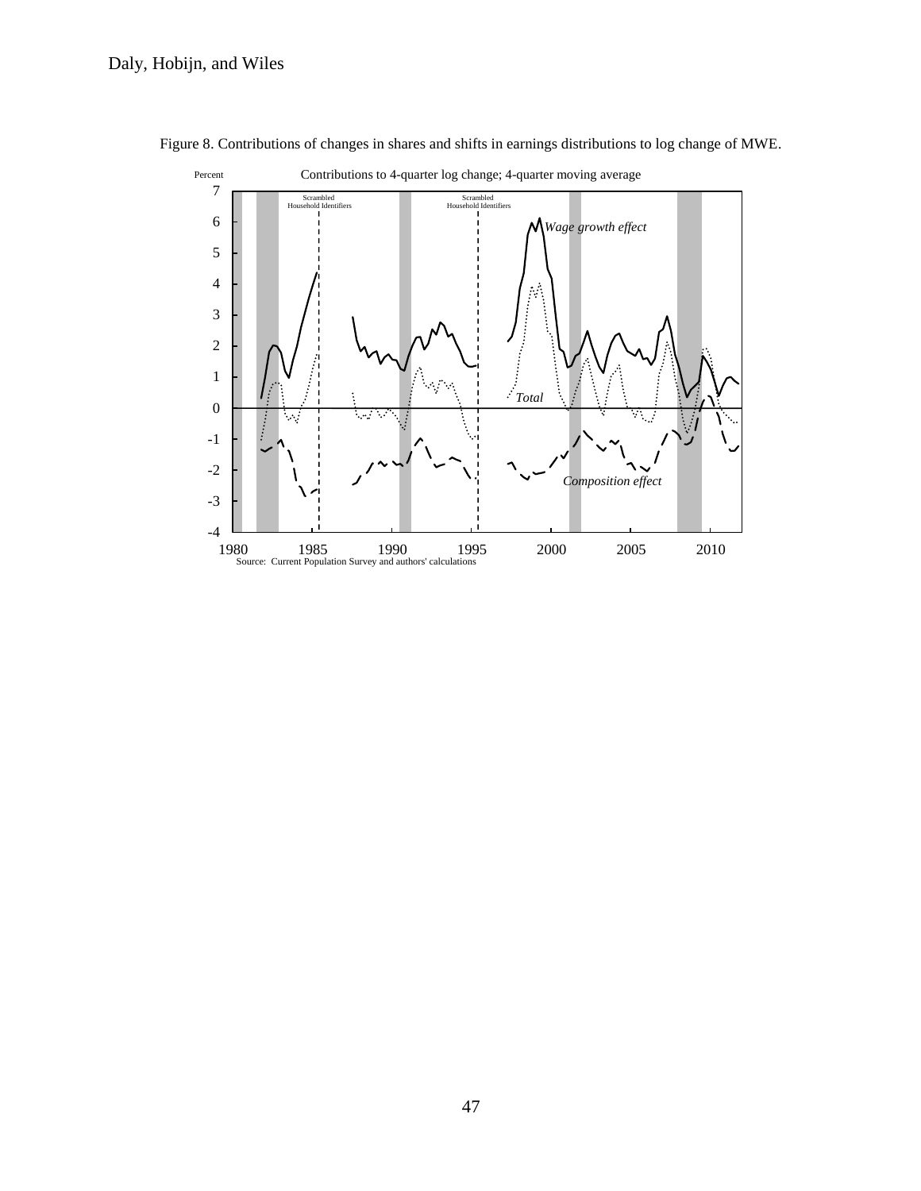Figure 8. Contributions of changes in shares and shifts in earnings distributions to log change of MWE.

Contributions to 4-quarter log change; 4-quarter moving average

Source: Current Population Survey and authors' calculations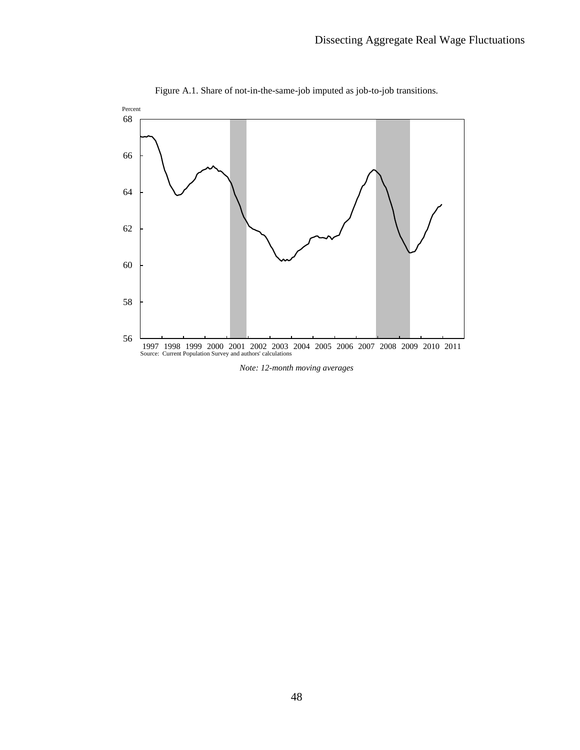Figure A.1. Share of not-in-the-same-job imputed as job-to-job transitions.

Percent

68

66

64

62

60

58

56

1997 1998 1999 2000 2001 2002 2003 2004 2005 2006 2007 2008 2009 2010 2011

Source: Current Population Survey and authors' calculations

*Note: 12-month moving averages*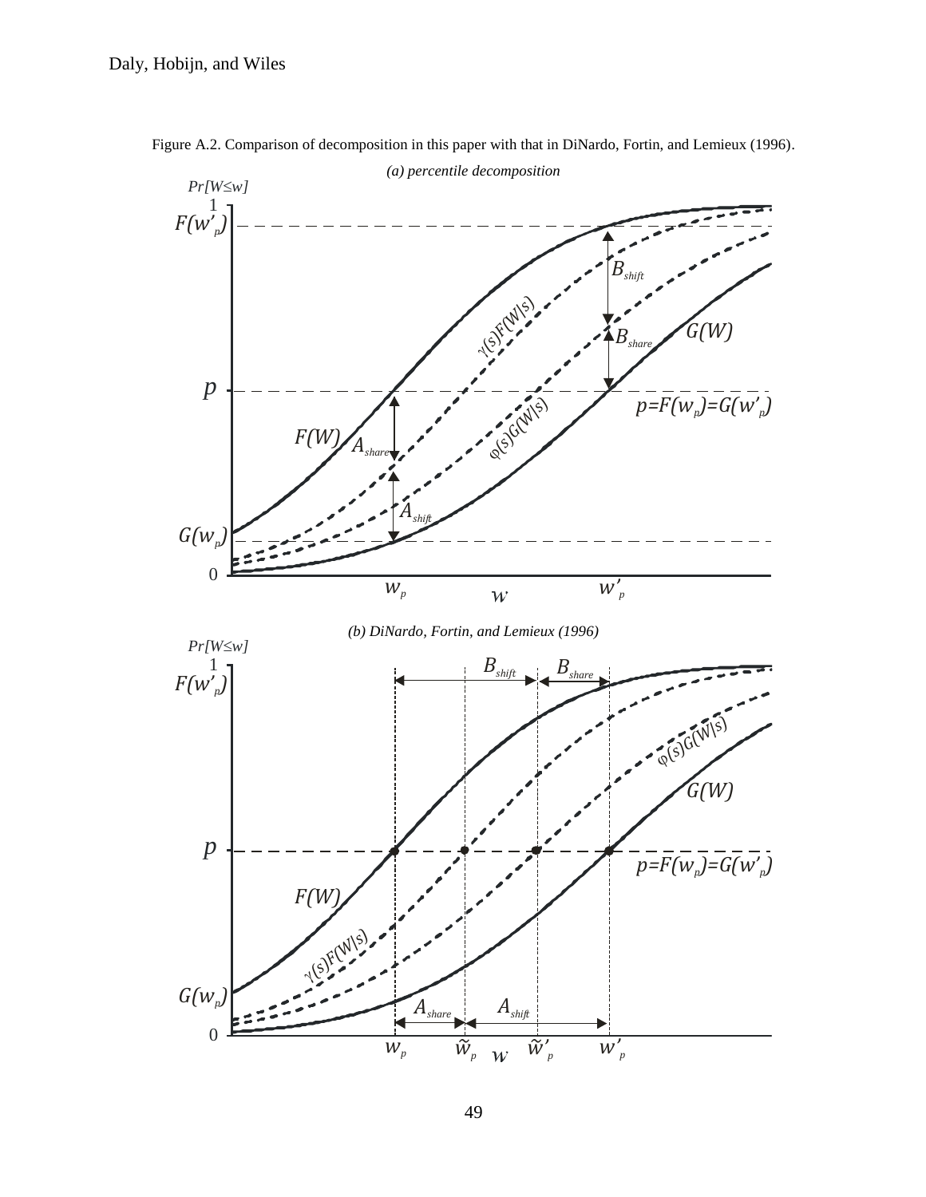Figure A.2. Comparison of decomposition in this paper with that in DiNardo, Fortin, and Lemieux (1996).

*(a) percentile decomposition*

$Pr[W \leq w]$

1

$F(w'_p)$

$p$

$G(w_p)$

0

$B_{shift}$

$B_{share}$

$G(W)$

$\gamma(s)F(W|s)$

$p=F(w_p)=G(w'_p)$

$\varphi(s)G(W|s)$

$F(W)$

$A_{share}$

$A_{shift}$

$w_p$ $w$ $w'_p$

*(b) DiNardo, Fortin, and Lemieux (1996)*

$Pr[W \leq w]$

1

$F(w'_p)$

$B_{shift}$ $B_{share}$

$\varphi(s)G(W|s)$

$G(W)$

$p$

$p=F(w_p)=G(w'_p)$

$F(W)$

$\gamma(s)F(W|s)$

$G(w_p)$

$A_{share}$ $A_{shift}$

0

$w_p$ $\tilde{w}_p$ $w$ $\tilde{w}'_p$ $w'_p$